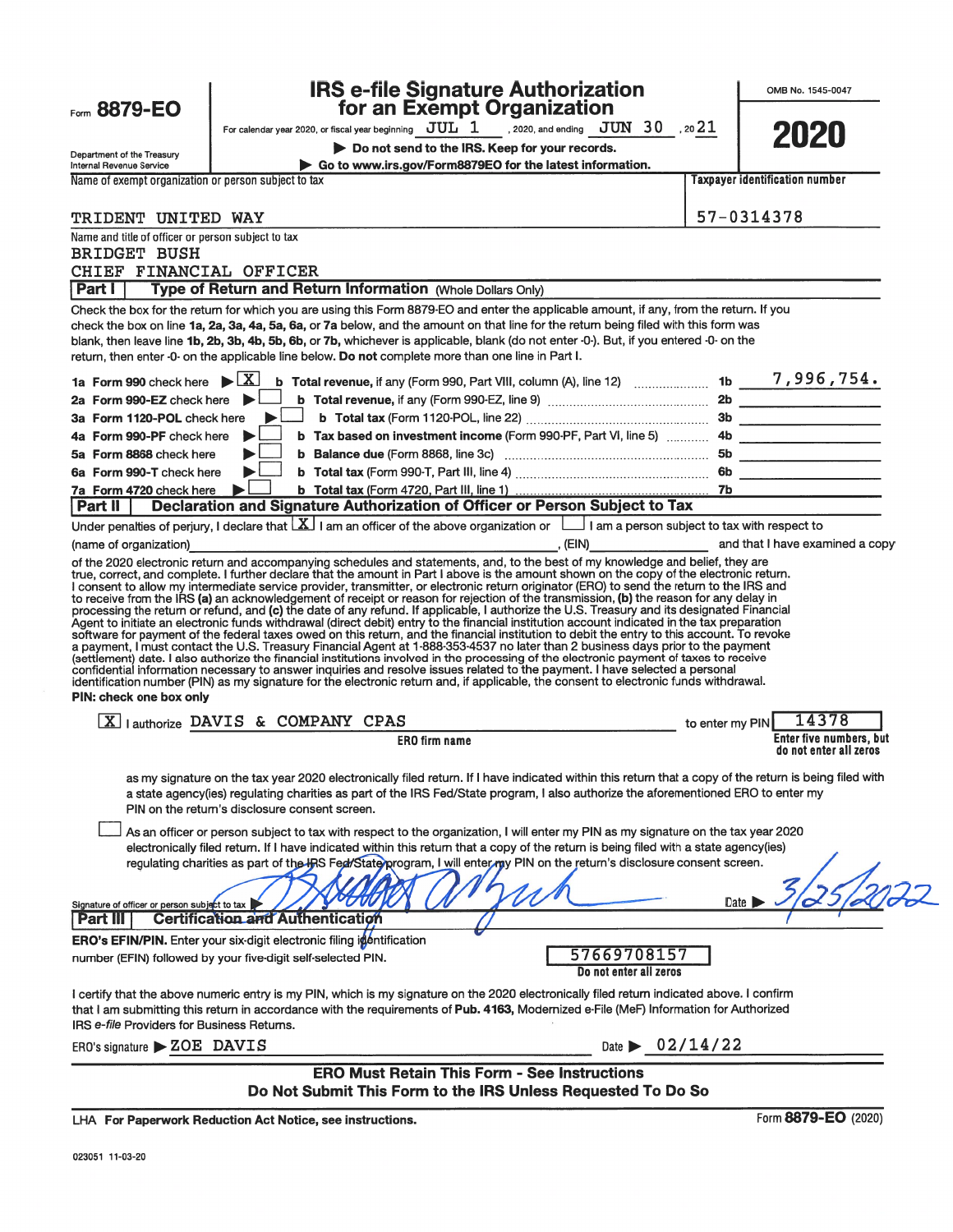Form **8879-EO**

Department of the Treasury
Internal Revenue Service

# IRS e-file Signature Authorization for an Exempt Organization

For calendar year 2020, or fiscal year beginning JUL 1, 2020, and ending JUN 30, 2021

▶ **Do not send to the IRS. Keep for your records.**

▶ **Go to www.irs.gov/Form8879EO for the latest information.**

OMB No. 1545-0047

**2020**

Name of exempt organization or person subject to tax: TRIDENT UNITED WAY

Taxpayer identification number: 57-0314378

Name and title of officer or person subject to tax:
BRIDGET BUSH
CHIEF FINANCIAL OFFICER

## Part I — Type of Return and Return Information (Whole Dollars Only)

Check the box for the return for which you are using this Form 8879-EO and enter the applicable amount, if any, from the return. If you check the box on line **1a, 2a, 3a, 4a, 5a, 6a,** or **7a** below, and the amount on that line for the return being filed with this form was blank, then leave line **1b, 2b, 3b, 4b, 5b, 6b,** or **7b**, whichever is applicable, blank (do not enter -0-). But, if you entered -0- on the return, then enter -0- on the applicable line below. **Do not** complete more than one line in Part I.

| | | | |
|---|---|---|---|
| **1a** Form 990 check here ▶ [X] | **b** Total revenue, if any (Form 990, Part VIII, column (A), line 12) | 1b | 7,996,754. |
| **2a** Form 990-EZ check here ▶ [ ] | **b** Total revenue, if any (Form 990-EZ, line 9) | 2b | |
| **3a** Form 1120-POL check here ▶ [ ] | **b** Total tax (Form 1120-POL, line 22) | 3b | |
| **4a** Form 990-PF check here ▶ [ ] | **b** Tax based on investment income (Form 990-PF, Part VI, line 5) | 4b | |
| **5a** Form 8868 check here ▶ [ ] | **b** Balance due (Form 8868, line 3c) | 5b | |
| **6a** Form 990-T check here ▶ [ ] | **b** Total tax (Form 990-T, Part III, line 4) | 6b | |
| **7a** Form 4720 check here ▶ [ ] | **b** Total tax (Form 4720, Part III, line 1) | 7b | |

## Part II — Declaration and Signature Authorization of Officer or Person Subject to Tax

Under penalties of perjury, I declare that [X] I am an officer of the above organization or [ ] I am a person subject to tax with respect to (name of organization) ____________, (EIN) ____________ and that I have examined a copy of the 2020 electronic return and accompanying schedules and statements, and, to the best of my knowledge and belief, they are true, correct, and complete. I further declare that the amount in Part I above is the amount shown on the copy of the electronic return. I consent to allow my intermediate service provider, transmitter, or electronic return originator (ERO) to send the return to the IRS and to receive from the IRS **(a)** an acknowledgement of receipt or reason for rejection of the transmission, **(b)** the reason for any delay in processing the return or refund, and **(c)** the date of any refund. If applicable, I authorize the U.S. Treasury and its designated Financial Agent to initiate an electronic funds withdrawal (direct debit) entry to the financial institution account indicated in the tax preparation software for payment of the federal taxes owed on this return, and the financial institution to debit the entry to this account. To revoke a payment, I must contact the U.S. Treasury Financial Agent at 1-888-353-4537 no later than 2 business days prior to the payment (settlement) date. I also authorize the financial institutions involved in the processing of the electronic payment of taxes to receive confidential information necessary to answer inquiries and resolve issues related to the payment. I have selected a personal identification number (PIN) as my signature for the electronic return and, if applicable, the consent to electronic funds withdrawal.

**PIN: check one box only**

[X] I authorize DAVIS & COMPANY CPAS (ERO firm name) to enter my PIN 14378 (Enter five numbers, but do not enter all zeros) as my signature on the tax year 2020 electronically filed return. If I have indicated within this return that a copy of the return is being filed with a state agency(ies) regulating charities as part of the IRS Fed/State program, I also authorize the aforementioned ERO to enter my PIN on the return's disclosure consent screen.

[ ] As an officer or person subject to tax with respect to the organization, I will enter my PIN as my signature on the tax year 2020 electronically filed return. If I have indicated within this return that a copy of the return is being filed with a state agency(ies) regulating charities as part of the IRS Fed/State program, I will enter my PIN on the return's disclosure consent screen.

Signature of officer or person subject to tax ▶ *(signature)* Date ▶ 3/25/2022

## Part III — Certification and Authentication

**ERO's EFIN/PIN.** Enter your six-digit electronic filing identification number (EFIN) followed by your five-digit self-selected PIN. 57669708157 (Do not enter all zeros)

I certify that the above numeric entry is my PIN, which is my signature on the 2020 electronically filed return indicated above. I confirm that I am submitting this return in accordance with the requirements of **Pub. 4163,** Modernized e-File (MeF) Information for Authorized IRS *e-file* Providers for Business Returns.

ERO's signature ▶ ZOE DAVIS Date ▶ 02/14/22

**ERO Must Retain This Form - See Instructions**
**Do Not Submit This Form to the IRS Unless Requested To Do So**

LHA **For Paperwork Reduction Act Notice, see instructions.** Form **8879-EO** (2020)

023051 11-03-20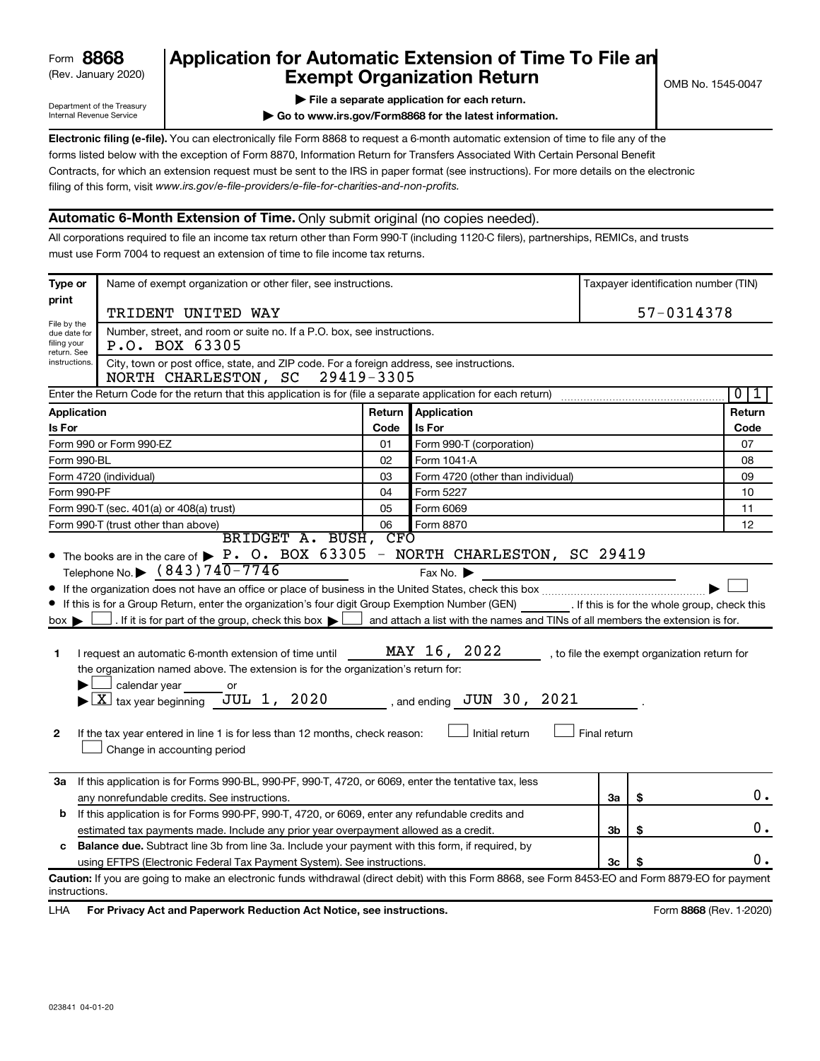Form **8868**
(Rev. January 2020)

Department of the Treasury
Internal Revenue Service

# Application for Automatic Extension of Time To File an Exempt Organization Return

▶ File a separate application for each return.

▶ Go to www.irs.gov/Form8868 for the latest information.

OMB No. 1545-0047

**Electronic filing (e-file).** You can electronically file Form 8868 to request a 6-month automatic extension of time to file any of the forms listed below with the exception of Form 8870, Information Return for Transfers Associated With Certain Personal Benefit Contracts, for which an extension request must be sent to the IRS in paper format (see instructions). For more details on the electronic filing of this form, visit *www.irs.gov/e-file-providers/e-file-for-charities-and-non-profits.*

## Automatic 6-Month Extension of Time. Only submit original (no copies needed).

All corporations required to file an income tax return other than Form 990-T (including 1120-C filers), partnerships, REMICs, and trusts must use Form 7004 to request an extension of time to file income tax returns.

| Type or print | Name of exempt organization or other filer, see instructions. | Taxpayer identification number (TIN) |
|---|---|---|
| File by the due date for filing your return. See instructions. | TRIDENT UNITED WAY | 57-0314378 |
| | Number, street, and room or suite no. If a P.O. box, see instructions.<br>P.O. BOX 63305 | |
| | City, town or post office, state, and ZIP code. For a foreign address, see instructions.<br>NORTH CHARLESTON, SC 29419-3305 | |

Enter the Return Code for the return that this application is for (file a separate application for each return) ..... 0 1

| Application Is For | Return Code | Application Is For | Return Code |
|---|---|---|---|
| Form 990 or Form 990-EZ | 01 | Form 990-T (corporation) | 07 |
| Form 990-BL | 02 | Form 1041-A | 08 |
| Form 4720 (individual) | 03 | Form 4720 (other than individual) | 09 |
| Form 990-PF | 04 | Form 5227 | 10 |
| Form 990-T (sec. 401(a) or 408(a) trust) | 05 | Form 6069 | 11 |
| Form 990-T (trust other than above) | 06 | Form 8870 | 12 |

- The books are in the care of ▶ BRIDGET A. BUSH, CFO P. O. BOX 63305 - NORTH CHARLESTON, SC 29419
  Telephone No. ▶ (843)740-7746 Fax No. ▶
- If the organization does not have an office or place of business in the United States, check this box ..... ▶ ☐
- If this is for a Group Return, enter the organization's four digit Group Exemption Number (GEN) ______ . If this is for the whole group, check this box ▶ ☐ . If it is for part of the group, check this box ▶ ☐ and attach a list with the names and TINs of all members the extension is for.

**1** I request an automatic 6-month extension of time until MAY 16, 2022 , to file the exempt organization return for the organization named above. The extension is for the organization's return for:
▶ ☐ calendar year ______ or
▶ ☒ tax year beginning JUL 1, 2020 , and ending JUN 30, 2021 .

**2** If the tax year entered in line 1 is for less than 12 months, check reason: ☐ Initial return ☐ Final return
☐ Change in accounting period

| | | | |
|---|---|---|---|
| **3a** | If this application is for Forms 990-BL, 990-PF, 990-T, 4720, or 6069, enter the tentative tax, less any nonrefundable credits. See instructions. | 3a | $ 0. |
| **b** | If this application is for Forms 990-PF, 990-T, 4720, or 6069, enter any refundable credits and estimated tax payments made. Include any prior year overpayment allowed as a credit. | 3b | $ 0. |
| **c** | **Balance due.** Subtract line 3b from line 3a. Include your payment with this form, if required, by using EFTPS (Electronic Federal Tax Payment System). See instructions. | 3c | $ 0. |

**Caution:** If you are going to make an electronic funds withdrawal (direct debit) with this Form 8868, see Form 8453-EO and Form 8879-EO for payment instructions.

LHA **For Privacy Act and Paperwork Reduction Act Notice, see instructions.** Form **8868** (Rev. 1-2020)

023841 04-01-20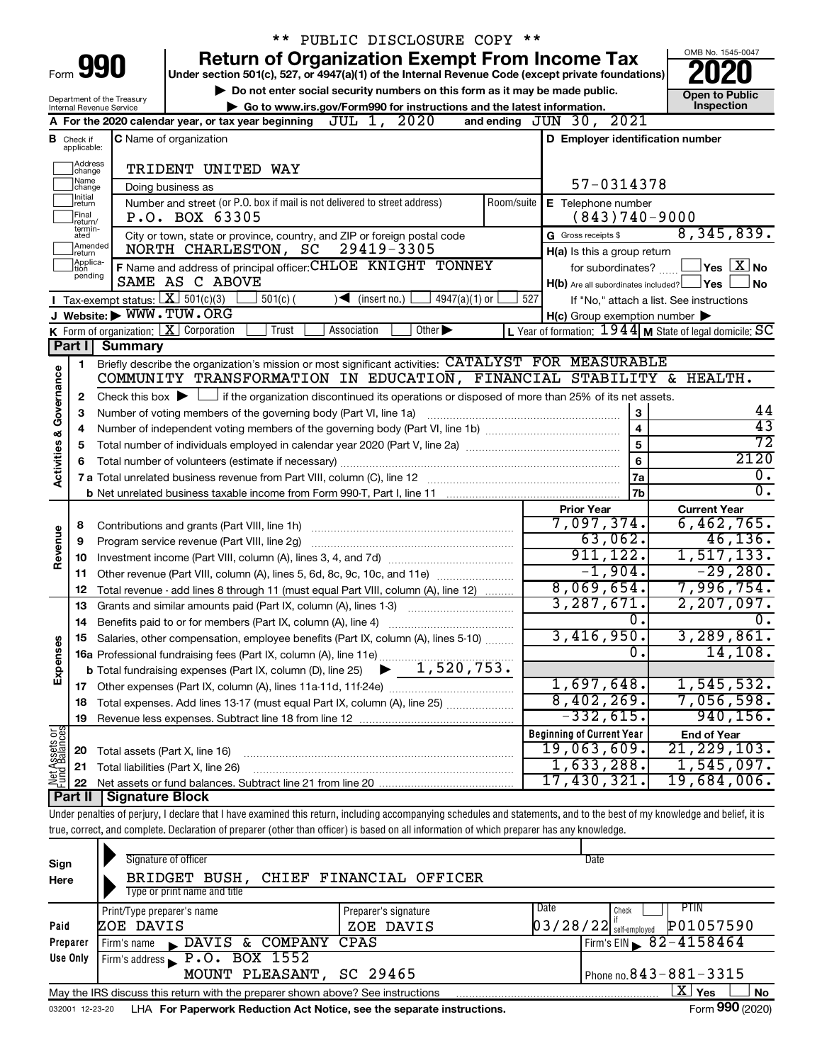\*\* PUBLIC DISCLOSURE COPY \*\*

# Form 990 — Return of Organization Exempt From Income Tax (2020)

Under section 501(c), 527, or 4947(a)(1) of the Internal Revenue Code (except private foundations)

▶ Do not enter social security numbers on this form as it may be made public.

▶ Go to www.irs.gov/Form990 for instructions and the latest information.

Department of the Treasury, Internal Revenue Service — OMB No. 1545-0047 — Open to Public Inspection

**A** For the 2020 calendar year, or tax year beginning JUL 1, 2020 and ending JUN 30, 2021

**B** Check if applicable: Address change, Name change, Initial return, Final return/terminated, Amended return, Application pending

**C** Name of organization: TRIDENT UNITED WAY

Doing business as

Number and street (or P.O. box if mail is not delivered to street address): P.O. BOX 63305 — Room/suite

City or town, state or province, country, and ZIP or foreign postal code: NORTH CHARLESTON, SC 29419-3305

**D** Employer identification number: 57-0314378

**E** Telephone number: (843)740-9000

**G** Gross receipts $ 8,345,839.

**F** Name and address of principal officer: CHLOE KNIGHT TONNEY, SAME AS C ABOVE

**H(a)** Is this a group return for subordinates? ☐ Yes ☒ No

**H(b)** Are all subordinates included? ☐ Yes ☐ No — If "No," attach a list. See instructions

**H(c)** Group exemption number ▶

**I** Tax-exempt status: ☒ 501(c)(3) ☐ 501(c) ( ) ◀ (insert no.) ☐ 4947(a)(1) or ☐ 527

**J** Website: ▶ WWW.TUW.ORG

**K** Form of organization: ☒ Corporation ☐ Trust ☐ Association ☐ Other ▶

**L** Year of formation: 1944 **M** State of legal domicile: SC

## Part I Summary

**Activities & Governance**

1 Briefly describe the organization's mission or most significant activities: CATALYST FOR MEASURABLE COMMUNITY TRANSFORMATION IN EDUCATION, FINANCIAL STABILITY & HEALTH.

2 Check this box ▶ ☐ if the organization discontinued its operations or disposed of more than 25% of its net assets.

| | | | |
|---|---|---|---|
| 3 | Number of voting members of the governing body (Part VI, line 1a) | 3 | 44 |
| 4 | Number of independent voting members of the governing body (Part VI, line 1b) | 4 | 43 |
| 5 | Total number of individuals employed in calendar year 2020 (Part V, line 2a) | 5 | 72 |
| 6 | Total number of volunteers (estimate if necessary) | 6 | 2120 |
| 7a | Total unrelated business revenue from Part VIII, column (C), line 12 | 7a | 0. |
| b | Net unrelated business taxable income from Form 990-T, Part I, line 11 | 7b | 0. |

| | | Prior Year | Current Year |
|---|---|---|---|
| **Revenue** | | | |
| 8 | Contributions and grants (Part VIII, line 1h) | 7,097,374. | 6,462,765. |
| 9 | Program service revenue (Part VIII, line 2g) | 63,062. | 46,136. |
| 10 | Investment income (Part VIII, column (A), lines 3, 4, and 7d) | 911,122. | 1,517,133. |
| 11 | Other revenue (Part VIII, column (A), lines 5, 6d, 8c, 9c, 10c, and 11e) | -1,904. | -29,280. |
| 12 | Total revenue - add lines 8 through 11 (must equal Part VIII, column (A), line 12) | 8,069,654. | 7,996,754. |
| **Expenses** | | | |
| 13 | Grants and similar amounts paid (Part IX, column (A), lines 1-3) | 3,287,671. | 2,207,097. |
| 14 | Benefits paid to or for members (Part IX, column (A), line 4) | 0. | 0. |
| 15 | Salaries, other compensation, employee benefits (Part IX, column (A), lines 5-10) | 3,416,950. | 3,289,861. |
| 16a | Professional fundraising fees (Part IX, column (A), line 11e) | 0. | 14,108. |
| b | Total fundraising expenses (Part IX, column (D), line 25) ▶ 1,520,753. | | |
| 17 | Other expenses (Part IX, column (A), lines 11a-11d, 11f-24e) | 1,697,648. | 1,545,532. |
| 18 | Total expenses. Add lines 13-17 (must equal Part IX, column (A), line 25) | 8,402,269. | 7,056,598. |
| 19 | Revenue less expenses. Subtract line 18 from line 12 | -332,615. | 940,156. |

| | | Beginning of Current Year | End of Year |
|---|---|---|---|
| **Net Assets or Fund Balances** | | | |
| 20 | Total assets (Part X, line 16) | 19,063,609. | 21,229,103. |
| 21 | Total liabilities (Part X, line 26) | 1,633,288. | 1,545,097. |
| 22 | Net assets or fund balances. Subtract line 21 from line 20 | 17,430,321. | 19,684,006. |

## Part II Signature Block

Under penalties of perjury, I declare that I have examined this return, including accompanying schedules and statements, and to the best of my knowledge and belief, it is true, correct, and complete. Declaration of preparer (other than officer) is based on all information of which preparer has any knowledge.

**Sign Here** — Signature of officer — Date

BRIDGET BUSH, CHIEF FINANCIAL OFFICER — Type or print name and title

**Paid Preparer Use Only**

| Print/Type preparer's name | Preparer's signature | Date | Check if self-employed | PTIN |
|---|---|---|---|---|
| ZOE DAVIS | ZOE DAVIS | 03/28/22 | | P01057590 |

Firm's name ▶ DAVIS & COMPANY CPAS — Firm's EIN ▶ 82-4158464

Firm's address ▶ P.O. BOX 1552, MOUNT PLEASANT, SC 29465 — Phone no. 843-881-3315

May the IRS discuss this return with the preparer shown above? See instructions ☒ Yes ☐ No

032001 12-23-20 LHA For Paperwork Reduction Act Notice, see the separate instructions. Form 990 (2020)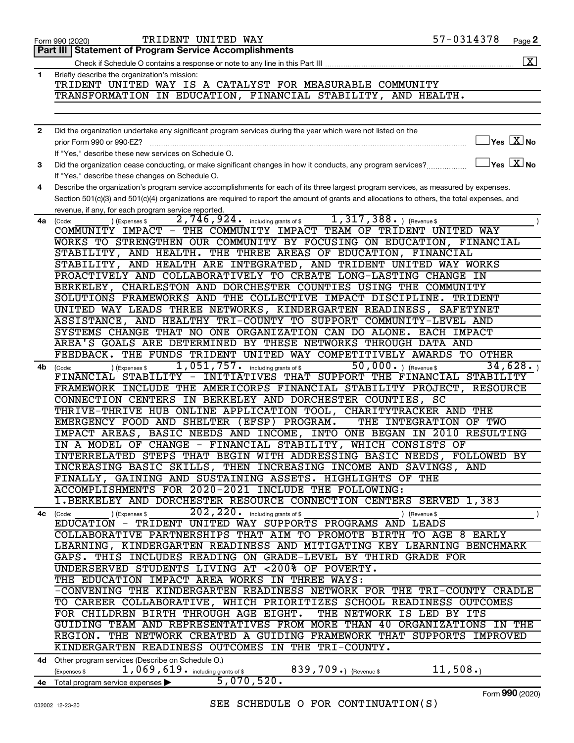Form 990 (2020) TRIDENT UNITED WAY 57-0314378 Page 2

## Part III | Statement of Program Service Accomplishments

Check if Schedule O contains a response or note to any line in this Part III .......... [X]

**1** Briefly describe the organization's mission:

TRIDENT UNITED WAY IS A CATALYST FOR MEASURABLE COMMUNITY TRANSFORMATION IN EDUCATION, FINANCIAL STABILITY, AND HEALTH.

**2** Did the organization undertake any significant program services during the year which were not listed on the prior Form 990 or 990-EZ? .......... [ ] Yes [X] No

If "Yes," describe these new services on Schedule O.

**3** Did the organization cease conducting, or make significant changes in how it conducts, any program services? .......... [ ] Yes [X] No

If "Yes," describe these changes on Schedule O.

**4** Describe the organization's program service accomplishments for each of its three largest program services, as measured by expenses. Section 501(c)(3) and 501(c)(4) organizations are required to report the amount of grants and allocations to others, the total expenses, and revenue, if any, for each program service reported.

**4a** (Code: ) (Expenses $ 2,746,924. including grants of $ 1,317,388. ) (Revenue $ )

COMMUNITY IMPACT - THE COMMUNITY IMPACT TEAM OF TRIDENT UNITED WAY WORKS TO STRENGTHEN OUR COMMUNITY BY FOCUSING ON EDUCATION, FINANCIAL STABILITY, AND HEALTH. THE THREE AREAS OF EDUCATION, FINANCIAL STABILITY, AND HEALTH ARE INTEGRATED, AND TRIDENT UNITED WAY WORKS PROACTIVELY AND COLLABORATIVELY TO CREATE LONG-LASTING CHANGE IN BERKELEY, CHARLESTON AND DORCHESTER COUNTIES USING THE COMMUNITY SOLUTIONS FRAMEWORKS AND THE COLLECTIVE IMPACT DISCIPLINE. TRIDENT UNITED WAY LEADS THREE NETWORKS, KINDERGARTEN READINESS, SAFETYNET ASSISTANCE, AND HEALTHY TRI-COUNTY TO SUPPORT COMMUNITY-LEVEL AND SYSTEMS CHANGE THAT NO ONE ORGANIZATION CAN DO ALONE. EACH IMPACT AREA'S GOALS ARE DETERMINED BY THESE NETWORKS THROUGH DATA AND FEEDBACK. THE FUNDS TRIDENT UNITED WAY COMPETITIVELY AWARDS TO OTHER

**4b** (Code: ) (Expenses $ 1,051,757. including grants of $ 50,000. ) (Revenue $ 34,628. )

FINANCIAL STABILITY - INITIATIVES THAT SUPPORT THE FINANCIAL STABILITY FRAMEWORK INCLUDE THE AMERICORPS FINANCIAL STABILITY PROJECT, RESOURCE CONNECTION CENTERS IN BERKELEY AND DORCHESTER COUNTIES, SC THRIVE-THRIVE HUB ONLINE APPLICATION TOOL, CHARITYTRACKER AND THE EMERGENCY FOOD AND SHELTER (EFSP) PROGRAM. THE INTEGRATION OF TWO IMPACT AREAS, BASIC NEEDS AND INCOME, INTO ONE BEGAN IN 2010 RESULTING IN A MODEL OF CHANGE - FINANCIAL STABILITY, WHICH CONSISTS OF INTERRELATED STEPS THAT BEGIN WITH ADDRESSING BASIC NEEDS, FOLLOWED BY INCREASING BASIC SKILLS, THEN INCREASING INCOME AND SAVINGS, AND FINALLY, GAINING AND SUSTAINING ASSETS. HIGHLIGHTS OF THE ACCOMPLISHMENTS FOR 2020-2021 INCLUDE THE FOLLOWING:
1.BERKELEY AND DORCHESTER RESOURCE CONNECTION CENTERS SERVED 1,383

**4c** (Code: ) (Expenses $ 202,220. including grants of $ ) (Revenue $ )

EDUCATION - TRIDENT UNITED WAY SUPPORTS PROGRAMS AND LEADS COLLABORATIVE PARTNERSHIPS THAT AIM TO PROMOTE BIRTH TO AGE 8 EARLY LEARNING, KINDERGARTEN READINESS AND MITIGATING KEY LEARNING BENCHMARK GAPS. THIS INCLUDES READING ON GRADE-LEVEL BY THIRD GRADE FOR UNDERSERVED STUDENTS LIVING AT <200% OF POVERTY.
THE EDUCATION IMPACT AREA WORKS IN THREE WAYS:
-CONVENING THE KINDERGARTEN READINESS NETWORK FOR THE TRI-COUNTY CRADLE TO CAREER COLLABORATIVE, WHICH PRIORITIZES SCHOOL READINESS OUTCOMES FOR CHILDREN BIRTH THROUGH AGE EIGHT. THE NETWORK IS LED BY ITS GUIDING TEAM AND REPRESENTATIVES FROM MORE THAN 40 ORGANIZATIONS IN THE REGION. THE NETWORK CREATED A GUIDING FRAMEWORK THAT SUPPORTS IMPROVED KINDERGARTEN READINESS OUTCOMES IN THE TRI-COUNTY.

**4d** Other program services (Describe on Schedule O.)
(Expenses $ 1,069,619. including grants of $ 839,709.) (Revenue $ 11,508.)

**4e** Total program service expenses ▶ 5,070,520.

Form **990** (2020)

SEE SCHEDULE O FOR CONTINUATION(S)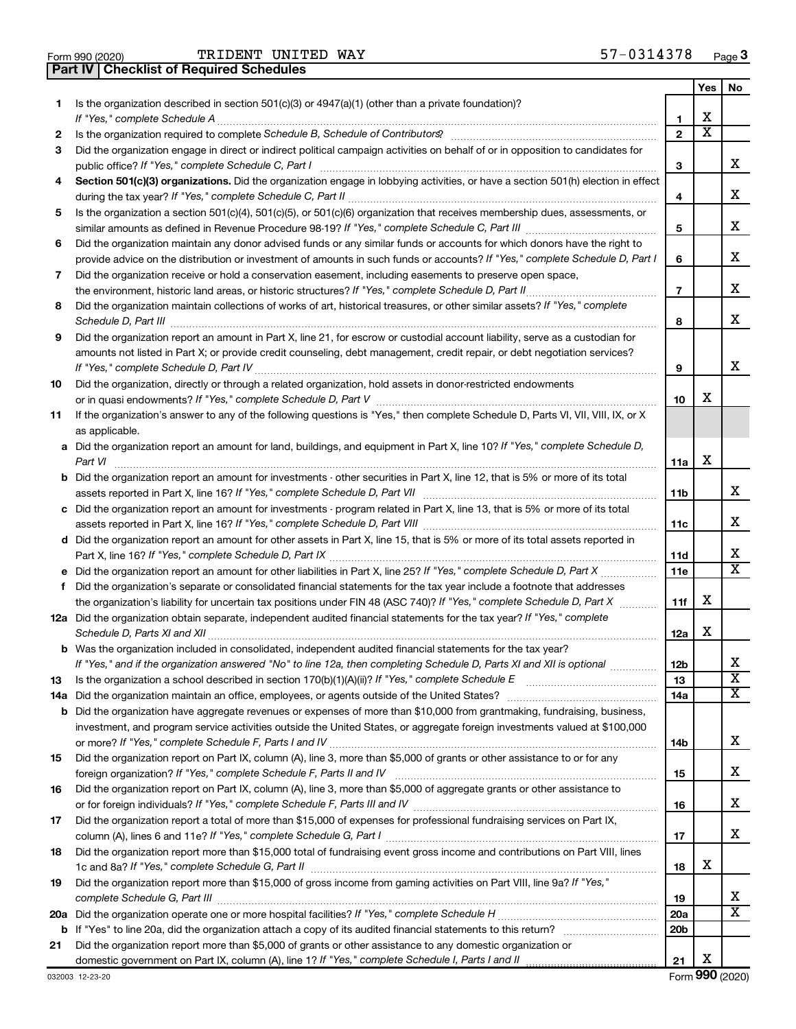Form 990 (2020) TRIDENT UNITED WAY 57-0314378 Page 3

**Part IV | Checklist of Required Schedules**

| | | | Yes | No |
|---|---|---|---|---|
| 1 | Is the organization described in section 501(c)(3) or 4947(a)(1) (other than a private foundation)? *If "Yes," complete Schedule A* | 1 | X | |
| 2 | Is the organization required to complete *Schedule B, Schedule of Contributors*? | 2 | X | |
| 3 | Did the organization engage in direct or indirect political campaign activities on behalf of or in opposition to candidates for public office? *If "Yes," complete Schedule C, Part I* | 3 | | X |
| 4 | **Section 501(c)(3) organizations.** Did the organization engage in lobbying activities, or have a section 501(h) election in effect during the tax year? *If "Yes," complete Schedule C, Part II* | 4 | | X |
| 5 | Is the organization a section 501(c)(4), 501(c)(5), or 501(c)(6) organization that receives membership dues, assessments, or similar amounts as defined in Revenue Procedure 98-19? *If "Yes," complete Schedule C, Part III* | 5 | | X |
| 6 | Did the organization maintain any donor advised funds or any similar funds or accounts for which donors have the right to provide advice on the distribution or investment of amounts in such funds or accounts? *If "Yes," complete Schedule D, Part I* | 6 | | X |
| 7 | Did the organization receive or hold a conservation easement, including easements to preserve open space, the environment, historic land areas, or historic structures? *If "Yes," complete Schedule D, Part II* | 7 | | X |
| 8 | Did the organization maintain collections of works of art, historical treasures, or other similar assets? *If "Yes," complete Schedule D, Part III* | 8 | | X |
| 9 | Did the organization report an amount in Part X, line 21, for escrow or custodial account liability, serve as a custodian for amounts not listed in Part X; or provide credit counseling, debt management, credit repair, or debt negotiation services? *If "Yes," complete Schedule D, Part IV* | 9 | | X |
| 10 | Did the organization, directly or through a related organization, hold assets in donor-restricted endowments or in quasi endowments? *If "Yes," complete Schedule D, Part V* | 10 | X | |
| 11 | If the organization's answer to any of the following questions is "Yes," then complete Schedule D, Parts VI, VII, VIII, IX, or X as applicable. | | | |
| a | Did the organization report an amount for land, buildings, and equipment in Part X, line 10? *If "Yes," complete Schedule D, Part VI* | 11a | X | |
| b | Did the organization report an amount for investments - other securities in Part X, line 12, that is 5% or more of its total assets reported in Part X, line 16? *If "Yes," complete Schedule D, Part VII* | 11b | | X |
| c | Did the organization report an amount for investments - program related in Part X, line 13, that is 5% or more of its total assets reported in Part X, line 16? *If "Yes," complete Schedule D, Part VIII* | 11c | | X |
| d | Did the organization report an amount for other assets in Part X, line 15, that is 5% or more of its total assets reported in Part X, line 16? *If "Yes," complete Schedule D, Part IX* | 11d | | X |
| e | Did the organization report an amount for other liabilities in Part X, line 25? *If "Yes," complete Schedule D, Part X* | 11e | | X |
| f | Did the organization's separate or consolidated financial statements for the tax year include a footnote that addresses the organization's liability for uncertain tax positions under FIN 48 (ASC 740)? *If "Yes," complete Schedule D, Part X* | 11f | X | |
| 12a | Did the organization obtain separate, independent audited financial statements for the tax year? *If "Yes," complete Schedule D, Parts XI and XII* | 12a | X | |
| b | Was the organization included in consolidated, independent audited financial statements for the tax year? *If "Yes," and if the organization answered "No" to line 12a, then completing Schedule D, Parts XI and XII is optional* | 12b | | X |
| 13 | Is the organization a school described in section 170(b)(1)(A)(ii)? *If "Yes," complete Schedule E* | 13 | | X |
| 14a | Did the organization maintain an office, employees, or agents outside of the United States? | 14a | | X |
| b | Did the organization have aggregate revenues or expenses of more than $10,000 from grantmaking, fundraising, business, investment, and program service activities outside the United States, or aggregate foreign investments valued at $100,000 or more? *If "Yes," complete Schedule F, Parts I and IV* | 14b | | X |
| 15 | Did the organization report on Part IX, column (A), line 3, more than $5,000 of grants or other assistance to or for any foreign organization? *If "Yes," complete Schedule F, Parts II and IV* | 15 | | X |
| 16 | Did the organization report on Part IX, column (A), line 3, more than $5,000 of aggregate grants or other assistance to or for foreign individuals? *If "Yes," complete Schedule F, Parts III and IV* | 16 | | X |
| 17 | Did the organization report a total of more than $15,000 of expenses for professional fundraising services on Part IX, column (A), lines 6 and 11e? *If "Yes," complete Schedule G, Part I* | 17 | | X |
| 18 | Did the organization report more than $15,000 total of fundraising event gross income and contributions on Part VIII, lines 1c and 8a? *If "Yes," complete Schedule G, Part II* | 18 | X | |
| 19 | Did the organization report more than $15,000 of gross income from gaming activities on Part VIII, line 9a? *If "Yes," complete Schedule G, Part III* | 19 | | X |
| 20a | Did the organization operate one or more hospital facilities? *If "Yes," complete Schedule H* | 20a | | X |
| b | If "Yes" to line 20a, did the organization attach a copy of its audited financial statements to this return? | 20b | | |
| 21 | Did the organization report more than $5,000 of grants or other assistance to any domestic organization or domestic government on Part IX, column (A), line 1? *If "Yes," complete Schedule I, Parts I and II* | 21 | X | |

032003 12-23-20 Form **990** (2020)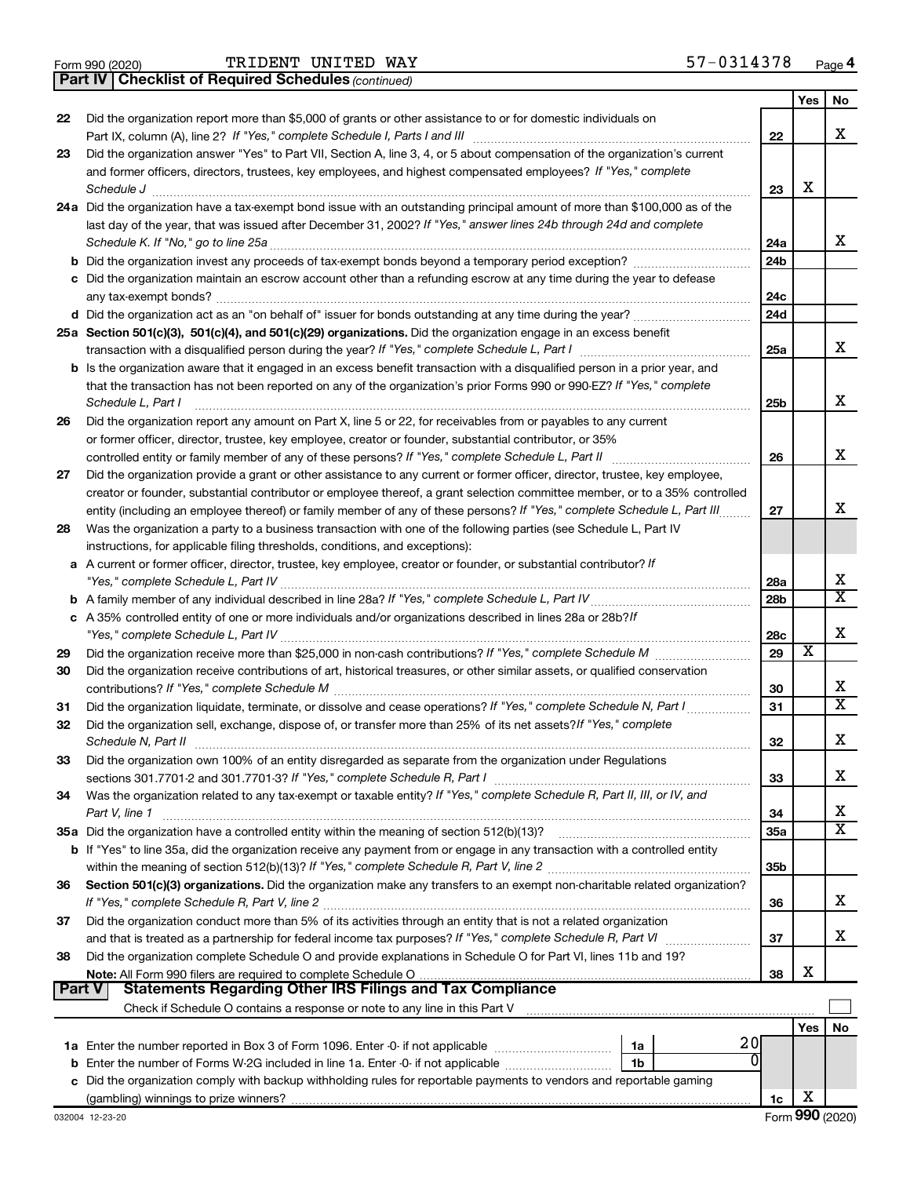Form 990 (2020) TRIDENT UNITED WAY 57-0314378

**Part IV | Checklist of Required Schedules** *(continued)*

| | | | Yes | No |
|---|---|---|---|---|
| 22 | Did the organization report more than $5,000 of grants or other assistance to or for domestic individuals on Part IX, column (A), line 2? *If "Yes," complete Schedule I, Parts I and III* | 22 | | X |
| 23 | Did the organization answer "Yes" to Part VII, Section A, line 3, 4, or 5 about compensation of the organization's current and former officers, directors, trustees, key employees, and highest compensated employees? *If "Yes," complete Schedule J* | 23 | X | |
| 24a | Did the organization have a tax-exempt bond issue with an outstanding principal amount of more than $100,000 as of the last day of the year, that was issued after December 31, 2002? *If "Yes," answer lines 24b through 24d and complete Schedule K. If "No," go to line 25a* | 24a | | X |
| b | Did the organization invest any proceeds of tax-exempt bonds beyond a temporary period exception? | 24b | | |
| c | Did the organization maintain an escrow account other than a refunding escrow at any time during the year to defease any tax-exempt bonds? | 24c | | |
| d | Did the organization act as an "on behalf of" issuer for bonds outstanding at any time during the year? | 24d | | |
| 25a | **Section 501(c)(3), 501(c)(4), and 501(c)(29) organizations.** Did the organization engage in an excess benefit transaction with a disqualified person during the year? *If "Yes," complete Schedule L, Part I* | 25a | | X |
| b | Is the organization aware that it engaged in an excess benefit transaction with a disqualified person in a prior year, and that the transaction has not been reported on any of the organization's prior Forms 990 or 990-EZ? *If "Yes," complete Schedule L, Part I* | 25b | | X |
| 26 | Did the organization report any amount on Part X, line 5 or 22, for receivables from or payables to any current or former officer, director, trustee, key employee, creator or founder, substantial contributor, or 35% controlled entity or family member of any of these persons? *If "Yes," complete Schedule L, Part II* | 26 | | X |
| 27 | Did the organization provide a grant or other assistance to any current or former officer, director, trustee, key employee, creator or founder, substantial contributor or employee thereof, a grant selection committee member, or to a 35% controlled entity (including an employee thereof) or family member of any of these persons? *If "Yes," complete Schedule L, Part III* | 27 | | X |
| 28 | Was the organization a party to a business transaction with one of the following parties (see Schedule L, Part IV instructions, for applicable filing thresholds, conditions, and exceptions): | | | |
| a | A current or former officer, director, trustee, key employee, creator or founder, or substantial contributor? *If "Yes," complete Schedule L, Part IV* | 28a | | X |
| b | A family member of any individual described in line 28a? *If "Yes," complete Schedule L, Part IV* | 28b | | X |
| c | A 35% controlled entity of one or more individuals and/or organizations described in lines 28a or 28b? *If "Yes," complete Schedule L, Part IV* | 28c | | X |
| 29 | Did the organization receive more than $25,000 in non-cash contributions? *If "Yes," complete Schedule M* | 29 | X | |
| 30 | Did the organization receive contributions of art, historical treasures, or other similar assets, or qualified conservation contributions? *If "Yes," complete Schedule M* | 30 | | X |
| 31 | Did the organization liquidate, terminate, or dissolve and cease operations? *If "Yes," complete Schedule N, Part I* | 31 | | X |
| 32 | Did the organization sell, exchange, dispose of, or transfer more than 25% of its net assets? *If "Yes," complete Schedule N, Part II* | 32 | | X |
| 33 | Did the organization own 100% of an entity disregarded as separate from the organization under Regulations sections 301.7701-2 and 301.7701-3? *If "Yes," complete Schedule R, Part I* | 33 | | X |
| 34 | Was the organization related to any tax-exempt or taxable entity? *If "Yes," complete Schedule R, Part II, III, or IV, and Part V, line 1* | 34 | | X |
| 35a | Did the organization have a controlled entity within the meaning of section 512(b)(13)? | 35a | | X |
| b | If "Yes" to line 35a, did the organization receive any payment from or engage in any transaction with a controlled entity within the meaning of section 512(b)(13)? *If "Yes," complete Schedule R, Part V, line 2* | 35b | | |
| 36 | **Section 501(c)(3) organizations.** Did the organization make any transfers to an exempt non-charitable related organization? *If "Yes," complete Schedule R, Part V, line 2* | 36 | | X |
| 37 | Did the organization conduct more than 5% of its activities through an entity that is not a related organization and that is treated as a partnership for federal income tax purposes? *If "Yes," complete Schedule R, Part VI* | 37 | | X |
| 38 | Did the organization complete Schedule O and provide explanations in Schedule O for Part VI, lines 11b and 19? **Note:** All Form 990 filers are required to complete Schedule O | 38 | X | |

**Part V | Statements Regarding Other IRS Filings and Tax Compliance**

Check if Schedule O contains a response or note to any line in this Part V ☐

| | | | | | Yes | No |
|---|---|---|---|---|---|---|
| 1a | Enter the number reported in Box 3 of Form 1096. Enter -0- if not applicable | 1a | 20 | | | |
| b | Enter the number of Forms W-2G included in line 1a. Enter -0- if not applicable | 1b | 0 | | | |
| c | Did the organization comply with backup withholding rules for reportable payments to vendors and reportable gaming (gambling) winnings to prize winners? | | | 1c | X | |

032004 12-23-20 Form **990** (2020)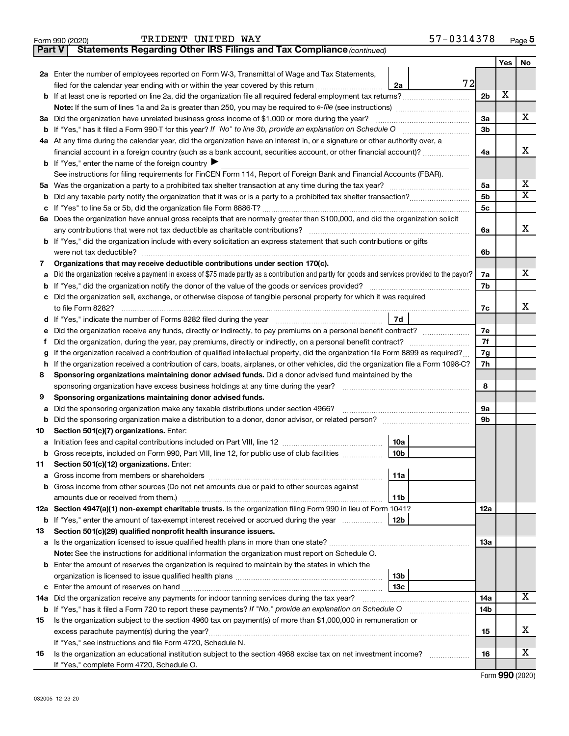Form 990 (2020) TRIDENT UNITED WAY 57-0314378 Page 5

**Part V | Statements Regarding Other IRS Filings and Tax Compliance** *(continued)*

| | | | | Yes | No |
|---|---|---|---|---|---|
| **2a** | Enter the number of employees reported on Form W-3, Transmittal of Wage and Tax Statements, filed for the calendar year ending with or within the year covered by this return | 2a | 72 | | |
| **b** | If at least one is reported on line 2a, did the organization file all required federal employment tax returns? | | **2b** | X | |
| | **Note:** If the sum of lines 1a and 2a is greater than 250, you may be required to *e-file* (see instructions) | | | | |
| **3a** | Did the organization have unrelated business gross income of $1,000 or more during the year? | | **3a** | | X |
| **b** | If "Yes," has it filed a Form 990-T for this year? *If "No" to line 3b, provide an explanation on Schedule O* | | **3b** | | |
| **4a** | At any time during the calendar year, did the organization have an interest in, or a signature or other authority over, a financial account in a foreign country (such as a bank account, securities account, or other financial account)? | | **4a** | | X |
| **b** | If "Yes," enter the name of the foreign country ▶ | | | | |
| | See instructions for filing requirements for FinCEN Form 114, Report of Foreign Bank and Financial Accounts (FBAR). | | | | |
| **5a** | Was the organization a party to a prohibited tax shelter transaction at any time during the tax year? | | **5a** | | X |
| **b** | Did any taxable party notify the organization that it was or is a party to a prohibited tax shelter transaction? | | **5b** | | X |
| **c** | If "Yes" to line 5a or 5b, did the organization file Form 8886-T? | | **5c** | | |
| **6a** | Does the organization have annual gross receipts that are normally greater than $100,000, and did the organization solicit any contributions that were not tax deductible as charitable contributions? | | **6a** | | X |
| **b** | If "Yes," did the organization include with every solicitation an express statement that such contributions or gifts were not tax deductible? | | **6b** | | |
| **7** | **Organizations that may receive deductible contributions under section 170(c).** | | | | |
| **a** | Did the organization receive a payment in excess of $75 made partly as a contribution and partly for goods and services provided to the payor? | | **7a** | | X |
| **b** | If "Yes," did the organization notify the donor of the value of the goods or services provided? | | **7b** | | |
| **c** | Did the organization sell, exchange, or otherwise dispose of tangible personal property for which it was required to file Form 8282? | | **7c** | | X |
| **d** | If "Yes," indicate the number of Forms 8282 filed during the year | 7d | | | |
| **e** | Did the organization receive any funds, directly or indirectly, to pay premiums on a personal benefit contract? | | **7e** | | |
| **f** | Did the organization, during the year, pay premiums, directly or indirectly, on a personal benefit contract? | | **7f** | | |
| **g** | If the organization received a contribution of qualified intellectual property, did the organization file Form 8899 as required? | | **7g** | | |
| **h** | If the organization received a contribution of cars, boats, airplanes, or other vehicles, did the organization file a Form 1098-C? | | **7h** | | |
| **8** | **Sponsoring organizations maintaining donor advised funds.** Did a donor advised fund maintained by the sponsoring organization have excess business holdings at any time during the year? | | **8** | | |
| **9** | **Sponsoring organizations maintaining donor advised funds.** | | | | |
| **a** | Did the sponsoring organization make any taxable distributions under section 4966? | | **9a** | | |
| **b** | Did the sponsoring organization make a distribution to a donor, donor advisor, or related person? | | **9b** | | |
| **10** | **Section 501(c)(7) organizations.** Enter: | | | | |
| **a** | Initiation fees and capital contributions included on Part VIII, line 12 | 10a | | | |
| **b** | Gross receipts, included on Form 990, Part VIII, line 12, for public use of club facilities | 10b | | | |
| **11** | **Section 501(c)(12) organizations.** Enter: | | | | |
| **a** | Gross income from members or shareholders | 11a | | | |
| **b** | Gross income from other sources (Do not net amounts due or paid to other sources against amounts due or received from them.) | 11b | | | |
| **12a** | **Section 4947(a)(1) non-exempt charitable trusts.** Is the organization filing Form 990 in lieu of Form 1041? | | **12a** | | |
| **b** | If "Yes," enter the amount of tax-exempt interest received or accrued during the year | 12b | | | |
| **13** | **Section 501(c)(29) qualified nonprofit health insurance issuers.** | | | | |
| **a** | Is the organization licensed to issue qualified health plans in more than one state? | | **13a** | | |
| | **Note:** See the instructions for additional information the organization must report on Schedule O. | | | | |
| **b** | Enter the amount of reserves the organization is required to maintain by the states in which the organization is licensed to issue qualified health plans | 13b | | | |
| **c** | Enter the amount of reserves on hand | 13c | | | |
| **14a** | Did the organization receive any payments for indoor tanning services during the tax year? | | **14a** | | X |
| **b** | If "Yes," has it filed a Form 720 to report these payments? *If "No," provide an explanation on Schedule O* | | **14b** | | |
| **15** | Is the organization subject to the section 4960 tax on payment(s) of more than $1,000,000 in remuneration or excess parachute payment(s) during the year? | | **15** | | X |
| | If "Yes," see instructions and file Form 4720, Schedule N. | | | | |
| **16** | Is the organization an educational institution subject to the section 4968 excise tax on net investment income? | | **16** | | X |
| | If "Yes," complete Form 4720, Schedule O. | | | | |

Form **990** (2020)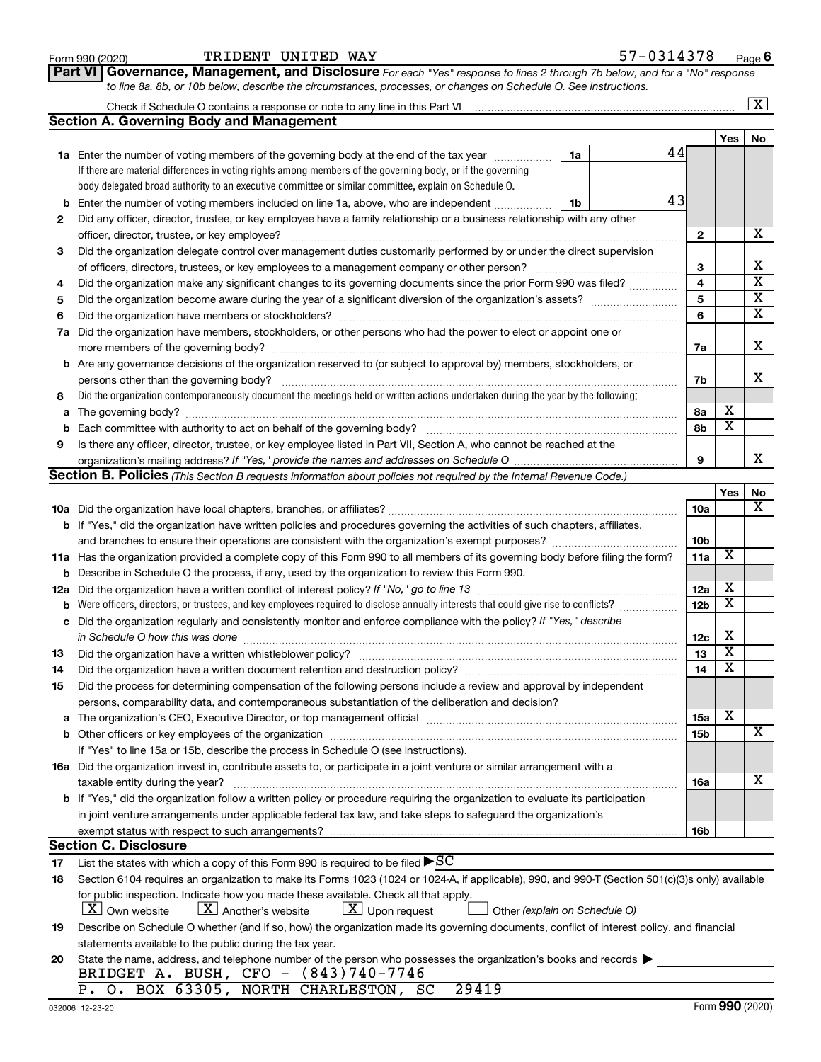Form 990 (2020) TRIDENT UNITED WAY 57-0314378 Page 6

**Part VI Governance, Management, and Disclosure** *For each "Yes" response to lines 2 through 7b below, and for a "No" response to line 8a, 8b, or 10b below, describe the circumstances, processes, or changes on Schedule O. See instructions.*

Check if Schedule O contains a response or note to any line in this Part VI ..... [X]

## Section A. Governing Body and Management

| | | | | Yes | No |
|---|---|---|---|---|---|
| **1a** | Enter the number of voting members of the governing body at the end of the tax year ..... **1a** 44 If there are material differences in voting rights among members of the governing body, or if the governing body delegated broad authority to an executive committee or similar committee, explain on Schedule O. | | | | |
| **b** | Enter the number of voting members included on line 1a, above, who are independent ..... **1b** 43 | | | | |
| **2** | Did any officer, director, trustee, or key employee have a family relationship or a business relationship with any other officer, director, trustee, or key employee? | **2** | | | X |
| **3** | Did the organization delegate control over management duties customarily performed by or under the direct supervision of officers, directors, trustees, or key employees to a management company or other person? | **3** | | | X |
| **4** | Did the organization make any significant changes to its governing documents since the prior Form 990 was filed? | **4** | | | X |
| **5** | Did the organization become aware during the year of a significant diversion of the organization's assets? | **5** | | | X |
| **6** | Did the organization have members or stockholders? | **6** | | | X |
| **7a** | Did the organization have members, stockholders, or other persons who had the power to elect or appoint one or more members of the governing body? | **7a** | | | X |
| **b** | Are any governance decisions of the organization reserved to (or subject to approval by) members, stockholders, or persons other than the governing body? | **7b** | | | X |
| **8** | Did the organization contemporaneously document the meetings held or written actions undertaken during the year by the following: | | | | |
| **a** | The governing body? | **8a** | | X | |
| **b** | Each committee with authority to act on behalf of the governing body? | **8b** | | X | |
| **9** | Is there any officer, director, trustee, or key employee listed in Part VII, Section A, who cannot be reached at the organization's mailing address? *If "Yes," provide the names and addresses on Schedule O* | **9** | | | X |

## Section B. Policies *(This Section B requests information about policies not required by the Internal Revenue Code.)*

| | | | Yes | No |
|---|---|---|---|---|
| **10a** | Did the organization have local chapters, branches, or affiliates? | **10a** | | X |
| **b** | If "Yes," did the organization have written policies and procedures governing the activities of such chapters, affiliates, and branches to ensure their operations are consistent with the organization's exempt purposes? | **10b** | | |
| **11a** | Has the organization provided a complete copy of this Form 990 to all members of its governing body before filing the form? | **11a** | X | |
| **b** | Describe in Schedule O the process, if any, used by the organization to review this Form 990. | | | |
| **12a** | Did the organization have a written conflict of interest policy? *If "No," go to line 13* | **12a** | X | |
| **b** | Were officers, directors, or trustees, and key employees required to disclose annually interests that could give rise to conflicts? | **12b** | X | |
| **c** | Did the organization regularly and consistently monitor and enforce compliance with the policy? *If "Yes," describe in Schedule O how this was done* | **12c** | X | |
| **13** | Did the organization have a written whistleblower policy? | **13** | X | |
| **14** | Did the organization have a written document retention and destruction policy? | **14** | X | |
| **15** | Did the process for determining compensation of the following persons include a review and approval by independent persons, comparability data, and contemporaneous substantiation of the deliberation and decision? | | | |
| **a** | The organization's CEO, Executive Director, or top management official | **15a** | X | |
| **b** | Other officers or key employees of the organization | **15b** | | X |
| | If "Yes" to line 15a or 15b, describe the process in Schedule O (see instructions). | | | |
| **16a** | Did the organization invest in, contribute assets to, or participate in a joint venture or similar arrangement with a taxable entity during the year? | **16a** | | X |
| **b** | If "Yes," did the organization follow a written policy or procedure requiring the organization to evaluate its participation in joint venture arrangements under applicable federal tax law, and take steps to safeguard the organization's exempt status with respect to such arrangements? | **16b** | | |

## Section C. Disclosure

**17** List the states with which a copy of this Form 990 is required to be filed ▶ SC

**18** Section 6104 requires an organization to make its Forms 1023 (1024 or 1024-A, if applicable), 990, and 990-T (Section 501(c)(3)s only) available for public inspection. Indicate how you made these available. Check all that apply.

[X] Own website [X] Another's website [X] Upon request [ ] Other *(explain on Schedule O)*

**19** Describe on Schedule O whether (and if so, how) the organization made its governing documents, conflict of interest policy, and financial statements available to the public during the tax year.

**20** State the name, address, and telephone number of the person who possesses the organization's books and records ▶

BRIDGET A. BUSH, CFO - (843)740-7746
P. O. BOX 63305, NORTH CHARLESTON, SC 29419

032006 12-23-20 Form **990** (2020)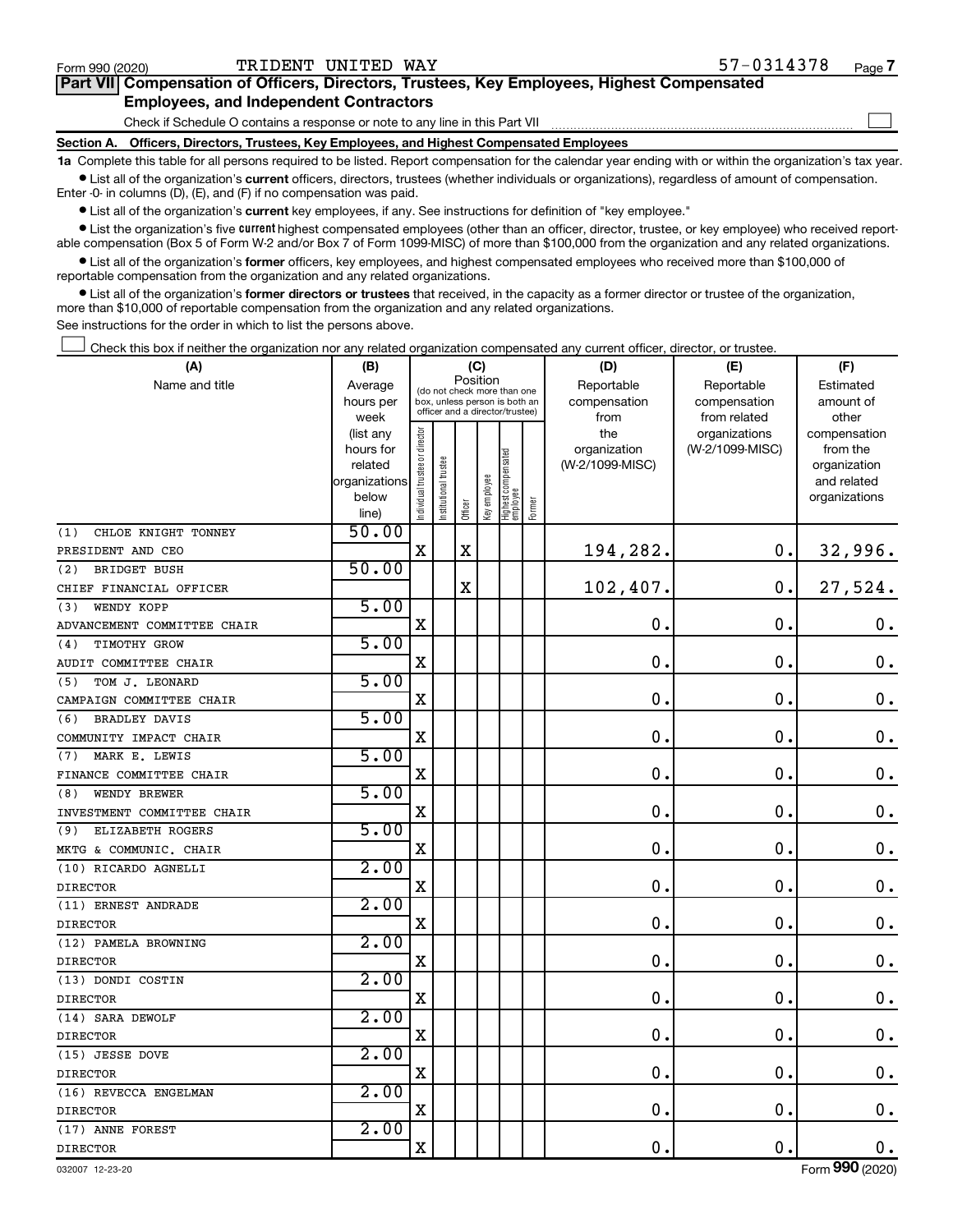Form 990 (2020) TRIDENT UNITED WAY 57-0314378 Page 7

**Part VII Compensation of Officers, Directors, Trustees, Key Employees, Highest Compensated Employees, and Independent Contractors**

Check if Schedule O contains a response or note to any line in this Part VII ☐

**Section A. Officers, Directors, Trustees, Key Employees, and Highest Compensated Employees**

**1a** Complete this table for all persons required to be listed. Report compensation for the calendar year ending with or within the organization's tax year.

- List all of the organization's **current** officers, directors, trustees (whether individuals or organizations), regardless of amount of compensation. Enter -0- in columns (D), (E), and (F) if no compensation was paid.
- List all of the organization's **current** key employees, if any. See instructions for definition of "key employee."
- List the organization's five **current** highest compensated employees (other than an officer, director, trustee, or key employee) who received reportable compensation (Box 5 of Form W-2 and/or Box 7 of Form 1099-MISC) of more than $100,000 from the organization and any related organizations.
- List all of the organization's **former** officers, key employees, and highest compensated employees who received more than $100,000 of reportable compensation from the organization and any related organizations.
- List all of the organization's **former directors or trustees** that received, in the capacity as a former director or trustee of the organization, more than $10,000 of reportable compensation from the organization and any related organizations.

See instructions for the order in which to list the persons above.

☐ Check this box if neither the organization nor any related organization compensated any current officer, director, or trustee.

| (A) Name and title | (B) Average hours per week (list any hours for related organizations below line) | (C) Position: Individual trustee or director | Institutional trustee | Officer | Key employee | Highest compensated employee | Former | (D) Reportable compensation from the organization (W-2/1099-MISC) | (E) Reportable compensation from related organizations (W-2/1099-MISC) | (F) Estimated amount of other compensation from the organization and related organizations |
|---|---|---|---|---|---|---|---|---|---|---|
| (1) CHLOE KNIGHT TONNEY<br>PRESIDENT AND CEO | 50.00 | X | | X | | | | 194,282. | 0. | 32,996. |
| (2) BRIDGET BUSH<br>CHIEF FINANCIAL OFFICER | 50.00 | | | X | | | | 102,407. | 0. | 27,524. |
| (3) WENDY KOPP<br>ADVANCEMENT COMMITTEE CHAIR | 5.00 | X | | | | | | 0. | 0. | 0. |
| (4) TIMOTHY GROW<br>AUDIT COMMITTEE CHAIR | 5.00 | X | | | | | | 0. | 0. | 0. |
| (5) TOM J. LEONARD<br>CAMPAIGN COMMITTEE CHAIR | 5.00 | X | | | | | | 0. | 0. | 0. |
| (6) BRADLEY DAVIS<br>COMMUNITY IMPACT CHAIR | 5.00 | X | | | | | | 0. | 0. | 0. |
| (7) MARK E. LEWIS<br>FINANCE COMMITTEE CHAIR | 5.00 | X | | | | | | 0. | 0. | 0. |
| (8) WENDY BREWER<br>INVESTMENT COMMITTEE CHAIR | 5.00 | X | | | | | | 0. | 0. | 0. |
| (9) ELIZABETH ROGERS<br>MKTG & COMMUNIC. CHAIR | 5.00 | X | | | | | | 0. | 0. | 0. |
| (10) RICARDO AGNELLI<br>DIRECTOR | 2.00 | X | | | | | | 0. | 0. | 0. |
| (11) ERNEST ANDRADE<br>DIRECTOR | 2.00 | X | | | | | | 0. | 0. | 0. |
| (12) PAMELA BROWNING<br>DIRECTOR | 2.00 | X | | | | | | 0. | 0. | 0. |
| (13) DONDI COSTIN<br>DIRECTOR | 2.00 | X | | | | | | 0. | 0. | 0. |
| (14) SARA DEWOLF<br>DIRECTOR | 2.00 | X | | | | | | 0. | 0. | 0. |
| (15) JESSE DOVE<br>DIRECTOR | 2.00 | X | | | | | | 0. | 0. | 0. |
| (16) REVECCA ENGELMAN<br>DIRECTOR | 2.00 | X | | | | | | 0. | 0. | 0. |
| (17) ANNE FOREST<br>DIRECTOR | 2.00 | X | | | | | | 0. | 0. | 0. |

032007 12-23-20 Form 990 (2020)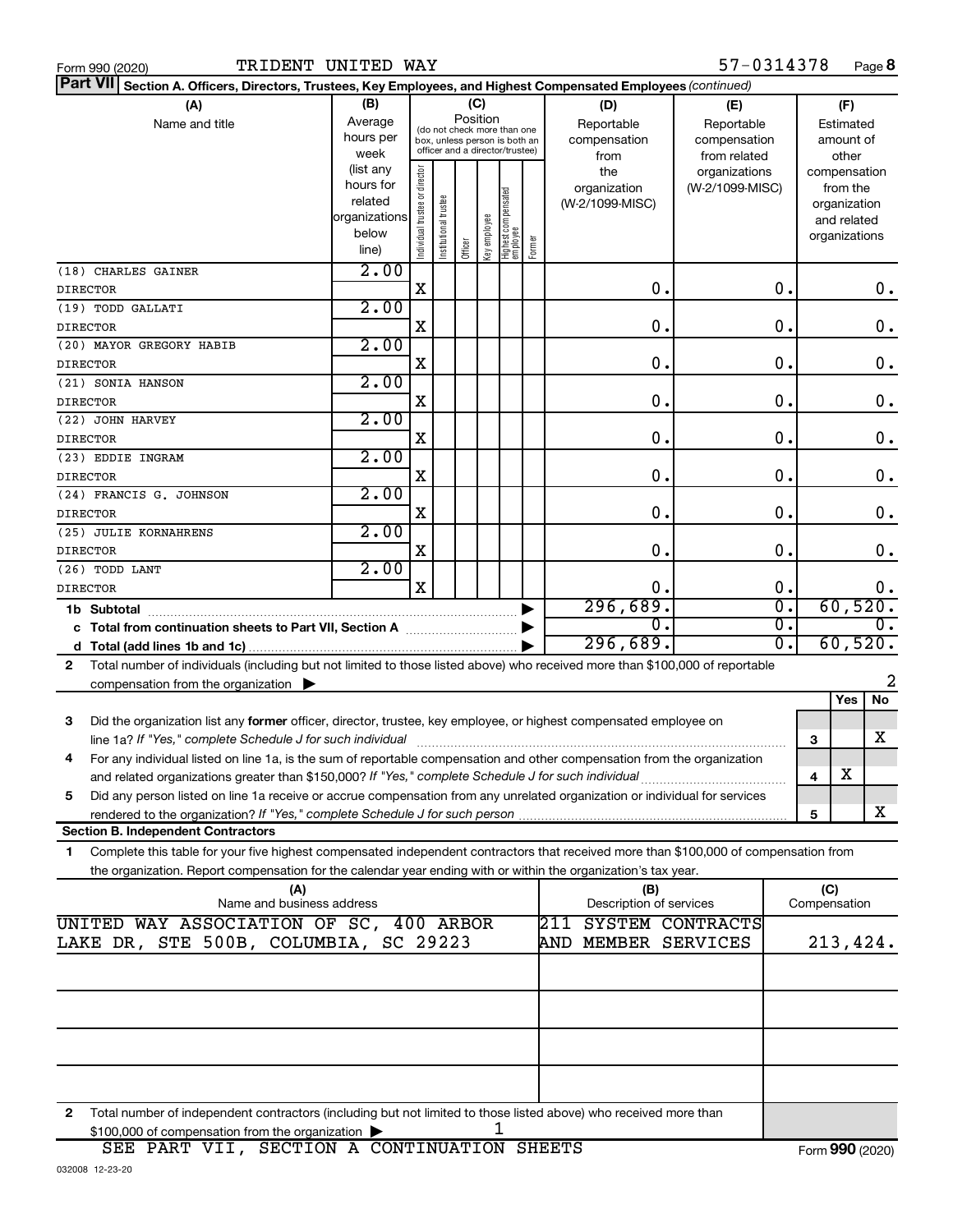Form 990 (2020) TRIDENT UNITED WAY 57-0314378 Page **8**

**Part VII** **Section A. Officers, Directors, Trustees, Key Employees, and Highest Compensated Employees** *(continued)*

| (A) Name and title | (B) Average hours per week (list any hours for related organizations below line) | (C) Position: Individual trustee or director | Institutional trustee | Officer | Key employee | Highest compensated employee | Former | (D) Reportable compensation from the organization (W-2/1099-MISC) | (E) Reportable compensation from related organizations (W-2/1099-MISC) | (F) Estimated amount of other compensation from the organization and related organizations |
|---|---|---|---|---|---|---|---|---|---|---|
| (18) CHARLES GAINER DIRECTOR | 2.00 | X | | | | | | 0. | 0. | 0. |
| (19) TODD GALLATI DIRECTOR | 2.00 | X | | | | | | 0. | 0. | 0. |
| (20) MAYOR GREGORY HABIB DIRECTOR | 2.00 | X | | | | | | 0. | 0. | 0. |
| (21) SONIA HANSON DIRECTOR | 2.00 | X | | | | | | 0. | 0. | 0. |
| (22) JOHN HARVEY DIRECTOR | 2.00 | X | | | | | | 0. | 0. | 0. |
| (23) EDDIE INGRAM DIRECTOR | 2.00 | X | | | | | | 0. | 0. | 0. |
| (24) FRANCIS G. JOHNSON DIRECTOR | 2.00 | X | | | | | | 0. | 0. | 0. |
| (25) JULIE KORNAHRENS DIRECTOR | 2.00 | X | | | | | | 0. | 0. | 0. |
| (26) TODD LANT DIRECTOR | 2.00 | X | | | | | | 0. | 0. | 0. |
| **1b Subtotal** | | | | | | | | 296,689. | 0. | 60,520. |
| **c Total from continuation sheets to Part VII, Section A** | | | | | | | | 0. | 0. | 0. |
| **d Total (add lines 1b and 1c)** | | | | | | | | 296,689. | 0. | 60,520. |

**2** Total number of individuals (including but not limited to those listed above) who received more than $100,000 of reportable compensation from the organization ▶ 2

| | | | Yes | No |
|---|---|---|---|---|
| **3** | Did the organization list any **former** officer, director, trustee, key employee, or highest compensated employee on line 1a? *If "Yes," complete Schedule J for such individual* | 3 | | X |
| **4** | For any individual listed on line 1a, is the sum of reportable compensation and other compensation from the organization and related organizations greater than $150,000? *If "Yes," complete Schedule J for such individual* | 4 | X | |
| **5** | Did any person listed on line 1a receive or accrue compensation from any unrelated organization or individual for services rendered to the organization? *If "Yes," complete Schedule J for such person* | 5 | | X |

**Section B. Independent Contractors**

**1** Complete this table for your five highest compensated independent contractors that received more than $100,000 of compensation from the organization. Report compensation for the calendar year ending with or within the organization's tax year.

| (A) Name and business address | (B) Description of services | (C) Compensation |
|---|---|---|
| UNITED WAY ASSOCIATION OF SC, 400 ARBOR LAKE DR, STE 500B, COLUMBIA, SC 29223 | 211 SYSTEM CONTRACTS AND MEMBER SERVICES | 213,424. |
| | | |
| | | |
| | | |
| | | |

**2** Total number of independent contractors (including but not limited to those listed above) who received more than $100,000 of compensation from the organization ▶ 1

SEE PART VII, SECTION A CONTINUATION SHEETS

032008 12-23-20 Form **990** (2020)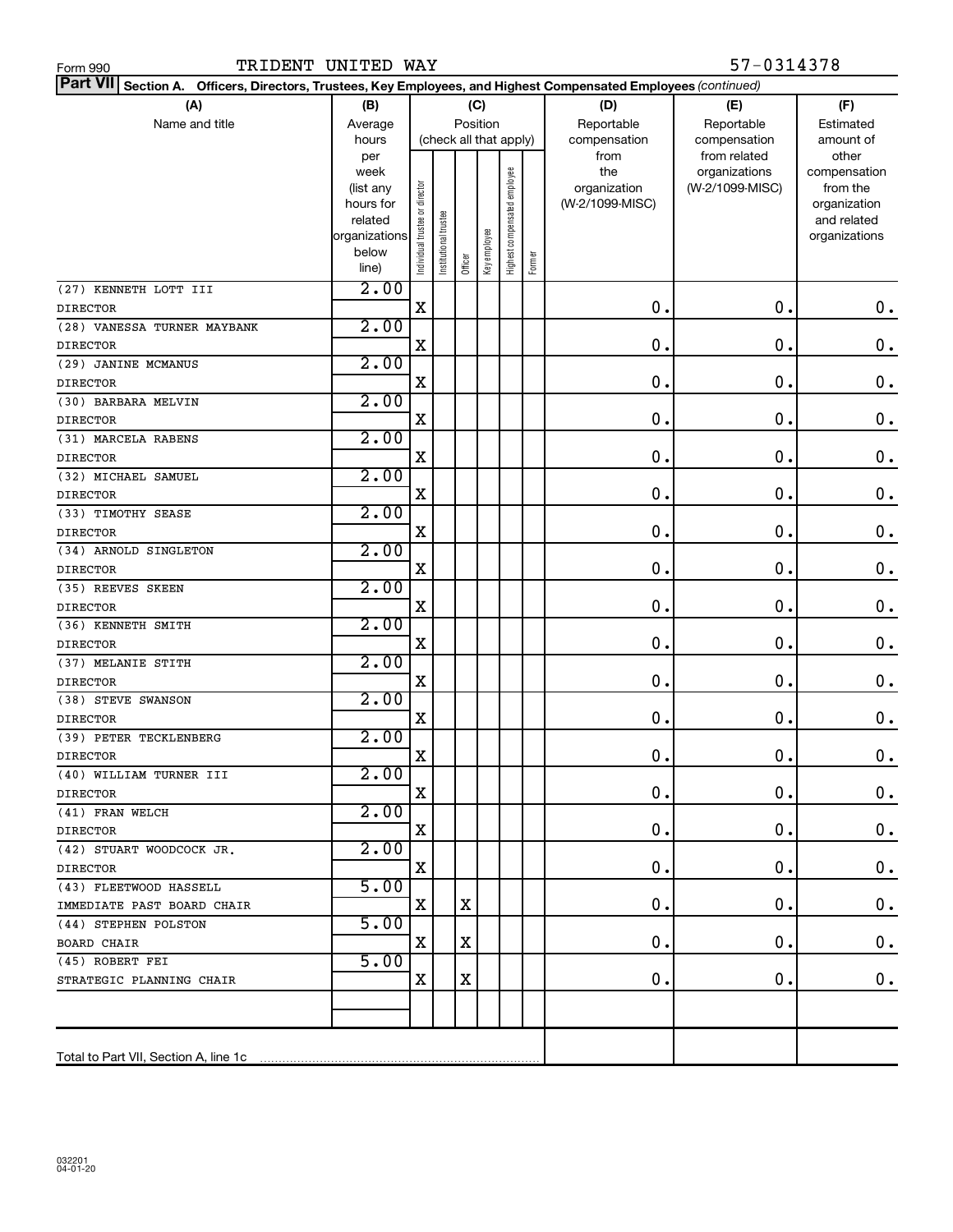Form 990 TRIDENT UNITED WAY 57-0314378

**Part VII** **Section A. Officers, Directors, Trustees, Key Employees, and Highest Compensated Employees** *(continued)*

| (A) Name and title | (B) Average hours per week (list any hours for related organizations below line) | (C) Position (check all that apply): Individual trustee or director | Institutional trustee | Officer | Key employee | Highest compensated employee | Former | (D) Reportable compensation from the organization (W-2/1099-MISC) | (E) Reportable compensation from related organizations (W-2/1099-MISC) | (F) Estimated amount of other compensation from the organization and related organizations |
|---|---|---|---|---|---|---|---|---|---|---|
| (27) KENNETH LOTT III<br>DIRECTOR | 2.00 | X | | | | | | 0. | 0. | 0. |
| (28) VANESSA TURNER MAYBANK<br>DIRECTOR | 2.00 | X | | | | | | 0. | 0. | 0. |
| (29) JANINE MCMANUS<br>DIRECTOR | 2.00 | X | | | | | | 0. | 0. | 0. |
| (30) BARBARA MELVIN<br>DIRECTOR | 2.00 | X | | | | | | 0. | 0. | 0. |
| (31) MARCELA RABENS<br>DIRECTOR | 2.00 | X | | | | | | 0. | 0. | 0. |
| (32) MICHAEL SAMUEL<br>DIRECTOR | 2.00 | X | | | | | | 0. | 0. | 0. |
| (33) TIMOTHY SEASE<br>DIRECTOR | 2.00 | X | | | | | | 0. | 0. | 0. |
| (34) ARNOLD SINGLETON<br>DIRECTOR | 2.00 | X | | | | | | 0. | 0. | 0. |
| (35) REEVES SKEEN<br>DIRECTOR | 2.00 | X | | | | | | 0. | 0. | 0. |
| (36) KENNETH SMITH<br>DIRECTOR | 2.00 | X | | | | | | 0. | 0. | 0. |
| (37) MELANIE STITH<br>DIRECTOR | 2.00 | X | | | | | | 0. | 0. | 0. |
| (38) STEVE SWANSON<br>DIRECTOR | 2.00 | X | | | | | | 0. | 0. | 0. |
| (39) PETER TECKLENBERG<br>DIRECTOR | 2.00 | X | | | | | | 0. | 0. | 0. |
| (40) WILLIAM TURNER III<br>DIRECTOR | 2.00 | X | | | | | | 0. | 0. | 0. |
| (41) FRAN WELCH<br>DIRECTOR | 2.00 | X | | | | | | 0. | 0. | 0. |
| (42) STUART WOODCOCK JR.<br>DIRECTOR | 2.00 | X | | | | | | 0. | 0. | 0. |
| (43) FLEETWOOD HASSELL<br>IMMEDIATE PAST BOARD CHAIR | 5.00 | X | | X | | | | 0. | 0. | 0. |
| (44) STEPHEN POLSTON<br>BOARD CHAIR | 5.00 | X | | X | | | | 0. | 0. | 0. |
| (45) ROBERT FEI<br>STRATEGIC PLANNING CHAIR | 5.00 | X | | X | | | | 0. | 0. | 0. |
| | | | | | | | | | | |
| Total to Part VII, Section A, line 1c | | | | | | | | | | |

032201 04-01-20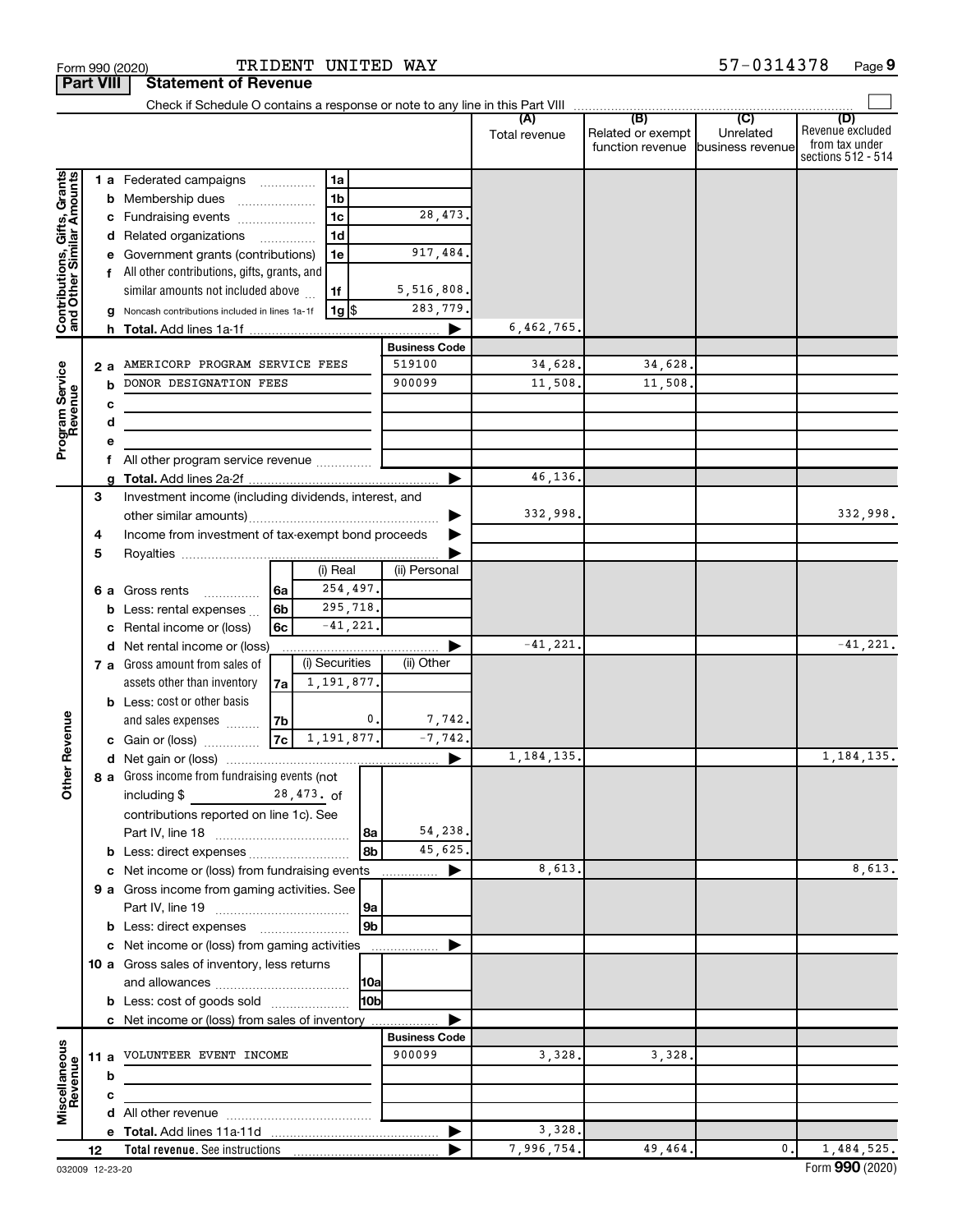Form 990 (2020) TRIDENT UNITED WAY 57-0314378

## Part VIII Statement of Revenue

Check if Schedule O contains a response or note to any line in this Part VIII

| | | | | (A) Total revenue | (B) Related or exempt function revenue | (C) Unrelated business revenue | (D) Revenue excluded from tax under sections 512 - 514 |
|---|---|---|---|---|---|---|---|
| **Contributions, Gifts, Grants and Other Similar Amounts** | 1 a Federated campaigns | 1a | | | | | |
| | b Membership dues | 1b | | | | | |
| | c Fundraising events | 1c | 28,473. | | | | |
| | d Related organizations | 1d | | | | | |
| | e Government grants (contributions) | 1e | 917,484. | | | | |
| | f All other contributions, gifts, grants, and similar amounts not included above | 1f | 5,516,808. | | | | |
| | g Noncash contributions included in lines 1a-1f | 1g $ | 283,779. | | | | |
| | h **Total.** Add lines 1a-1f | | ▶ | 6,462,765. | | | |
| **Program Service Revenue** | | | **Business Code** | | | | |
| | 2 a AMERICORP PROGRAM SERVICE FEES | | 519100 | 34,628. | 34,628. | | |
| | b DONOR DESIGNATION FEES | | 900099 | 11,508. | 11,508. | | |
| | c | | | | | | |
| | d | | | | | | |
| | e | | | | | | |
| | f All other program service revenue | | | | | | |
| | g **Total.** Add lines 2a-2f | | ▶ | 46,136. | | | |
| **Other Revenue** | 3 Investment income (including dividends, interest, and other similar amounts) | | ▶ | 332,998. | | | 332,998. |
| | 4 Income from investment of tax-exempt bond proceeds | | ▶ | | | | |
| | 5 Royalties | | ▶ | | | | |
| | | (i) Real | (ii) Personal | | | | |
| | 6 a Gross rents 6a | 254,497. | | | | | |
| | b Less: rental expenses 6b | 295,718. | | | | | |
| | c Rental income or (loss) 6c | -41,221. | | | | | |
| | d Net rental income or (loss) | | ▶ | -41,221. | | | -41,221. |
| | 7 a Gross amount from sales of assets other than inventory | (i) Securities | (ii) Other | | | | |
| | 7a | 1,191,877. | | | | | |
| | b Less: cost or other basis and sales expenses 7b | 0. | 7,742. | | | | |
| | c Gain or (loss) 7c | 1,191,877. | -7,742. | | | | |
| | d Net gain or (loss) | | ▶ | 1,184,135. | | | 1,184,135. |
| | 8 a Gross income from fundraising events (not including $ 28,473. of contributions reported on line 1c). See Part IV, line 18 | 8a | 54,238. | | | | |
| | b Less: direct expenses | 8b | 45,625. | | | | |
| | c Net income or (loss) from fundraising events | | ▶ | 8,613. | | | 8,613. |
| | 9 a Gross income from gaming activities. See Part IV, line 19 | 9a | | | | | |
| | b Less: direct expenses | 9b | | | | | |
| | c Net income or (loss) from gaming activities | | ▶ | | | | |
| | 10 a Gross sales of inventory, less returns and allowances | 10a | | | | | |
| | b Less: cost of goods sold | 10b | | | | | |
| | c Net income or (loss) from sales of inventory | | ▶ | | | | |
| **Miscellaneous Revenue** | | | **Business Code** | | | | |
| | 11 a VOLUNTEER EVENT INCOME | | 900099 | 3,328. | 3,328. | | |
| | b | | | | | | |
| | c | | | | | | |
| | d All other revenue | | | | | | |
| | e **Total.** Add lines 11a-11d | | ▶ | 3,328. | | | |
| | 12 **Total revenue.** See instructions | | ▶ | 7,996,754. | 49,464. | 0. | 1,484,525. |

032009 12-23-20 Form **990** (2020)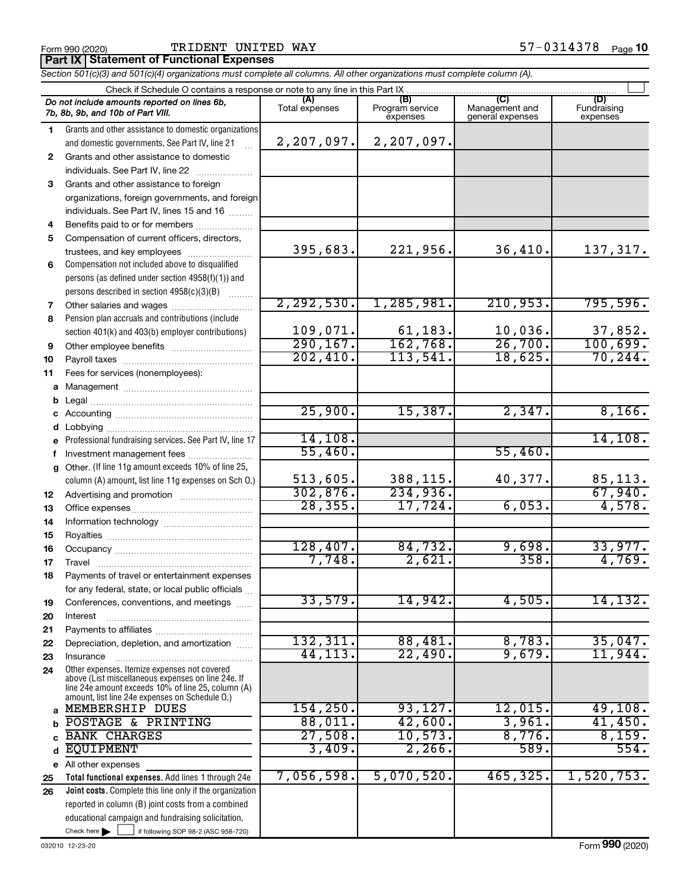Form 990 (2020) TRIDENT UNITED WAY 57-0314378

## Part IX Statement of Functional Expenses

*Section 501(c)(3) and 501(c)(4) organizations must complete all columns. All other organizations must complete column (A).*

Check if Schedule O contains a response or note to any line in this Part IX

| | *Do not include amounts reported on lines 6b, 7b, 8b, 9b, and 10b of Part VIII.* | (A) Total expenses | (B) Program service expenses | (C) Management and general expenses | (D) Fundraising expenses |
|---|---|---|---|---|---|
| 1 | Grants and other assistance to domestic organizations and domestic governments. See Part IV, line 21 | 2,207,097. | 2,207,097. | | |
| 2 | Grants and other assistance to domestic individuals. See Part IV, line 22 | | | | |
| 3 | Grants and other assistance to foreign organizations, foreign governments, and foreign individuals. See Part IV, lines 15 and 16 | | | | |
| 4 | Benefits paid to or for members | | | | |
| 5 | Compensation of current officers, directors, trustees, and key employees | 395,683. | 221,956. | 36,410. | 137,317. |
| 6 | Compensation not included above to disqualified persons (as defined under section 4958(f)(1)) and persons described in section 4958(c)(3)(B) | | | | |
| 7 | Other salaries and wages | 2,292,530. | 1,285,981. | 210,953. | 795,596. |
| 8 | Pension plan accruals and contributions (include section 401(k) and 403(b) employer contributions) | 109,071. | 61,183. | 10,036. | 37,852. |
| 9 | Other employee benefits | 290,167. | 162,768. | 26,700. | 100,699. |
| 10 | Payroll taxes | 202,410. | 113,541. | 18,625. | 70,244. |
| 11 | Fees for services (nonemployees): | | | | |
| a | Management | | | | |
| b | Legal | | | | |
| c | Accounting | 25,900. | 15,387. | 2,347. | 8,166. |
| d | Lobbying | | | | |
| e | Professional fundraising services. See Part IV, line 17 | 14,108. | | | 14,108. |
| f | Investment management fees | 55,460. | | 55,460. | |
| g | Other. (If line 11g amount exceeds 10% of line 25, column (A) amount, list line 11g expenses on Sch O.) | 513,605. | 388,115. | 40,377. | 85,113. |
| 12 | Advertising and promotion | 302,876. | 234,936. | | 67,940. |
| 13 | Office expenses | 28,355. | 17,724. | 6,053. | 4,578. |
| 14 | Information technology | | | | |
| 15 | Royalties | | | | |
| 16 | Occupancy | 128,407. | 84,732. | 9,698. | 33,977. |
| 17 | Travel | 7,748. | 2,621. | 358. | 4,769. |
| 18 | Payments of travel or entertainment expenses for any federal, state, or local public officials | | | | |
| 19 | Conferences, conventions, and meetings | 33,579. | 14,942. | 4,505. | 14,132. |
| 20 | Interest | | | | |
| 21 | Payments to affiliates | | | | |
| 22 | Depreciation, depletion, and amortization | 132,311. | 88,481. | 8,783. | 35,047. |
| 23 | Insurance | 44,113. | 22,490. | 9,679. | 11,944. |
| 24 | Other expenses. Itemize expenses not covered above (List miscellaneous expenses on line 24e. If line 24e amount exceeds 10% of line 25, column (A) amount, list line 24e expenses on Schedule O.) | | | | |
| a | MEMBERSHIP DUES | 154,250. | 93,127. | 12,015. | 49,108. |
| b | POSTAGE & PRINTING | 88,011. | 42,600. | 3,961. | 41,450. |
| c | BANK CHARGES | 27,508. | 10,573. | 8,776. | 8,159. |
| d | EQUIPMENT | 3,409. | 2,266. | 589. | 554. |
| e | All other expenses | | | | |
| 25 | **Total functional expenses.** Add lines 1 through 24e | 7,056,598. | 5,070,520. | 465,325. | 1,520,753. |
| 26 | **Joint costs.** Complete this line only if the organization reported in column (B) joint costs from a combined educational campaign and fundraising solicitation. Check here ☐ if following SOP 98-2 (ASC 958-720) | | | | |

032010 12-23-20 Form **990** (2020)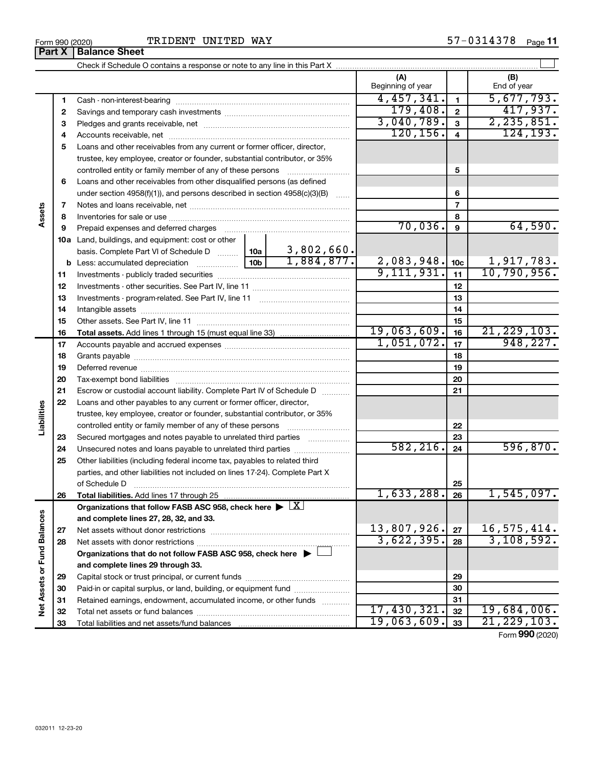Form 990 (2020) TRIDENT UNITED WAY 57-0314378

## Part X Balance Sheet

Check if Schedule O contains a response or note to any line in this Part X

| | | | | (A) Beginning of year | | (B) End of year |
|---|---|---|---|---|---|---|
| **Assets** | 1 | Cash - non-interest-bearing | | 4,457,341. | 1 | 5,677,793. |
| | 2 | Savings and temporary cash investments | | 179,408. | 2 | 417,937. |
| | 3 | Pledges and grants receivable, net | | 3,040,789. | 3 | 2,235,851. |
| | 4 | Accounts receivable, net | | 120,156. | 4 | 124,193. |
| | 5 | Loans and other receivables from any current or former officer, director, trustee, key employee, creator or founder, substantial contributor, or 35% controlled entity or family member of any of these persons | | | 5 | |
| | 6 | Loans and other receivables from other disqualified persons (as defined under section 4958(f)(1)), and persons described in section 4958(c)(3)(B) | | | 6 | |
| | 7 | Notes and loans receivable, net | | | 7 | |
| | 8 | Inventories for sale or use | | | 8 | |
| | 9 | Prepaid expenses and deferred charges | | 70,036. | 9 | 64,590. |
| | 10a | Land, buildings, and equipment: cost or other basis. Complete Part VI of Schedule D | 10a 3,802,660. | | | |
| | b | Less: accumulated depreciation | 10b 1,884,877. | 2,083,948. | 10c | 1,917,783. |
| | 11 | Investments - publicly traded securities | | 9,111,931. | 11 | 10,790,956. |
| | 12 | Investments - other securities. See Part IV, line 11 | | | 12 | |
| | 13 | Investments - program-related. See Part IV, line 11 | | | 13 | |
| | 14 | Intangible assets | | | 14 | |
| | 15 | Other assets. See Part IV, line 11 | | | 15 | |
| | 16 | **Total assets.** Add lines 1 through 15 (must equal line 33) | | 19,063,609. | 16 | 21,229,103. |
| **Liabilities** | 17 | Accounts payable and accrued expenses | | 1,051,072. | 17 | 948,227. |
| | 18 | Grants payable | | | 18 | |
| | 19 | Deferred revenue | | | 19 | |
| | 20 | Tax-exempt bond liabilities | | | 20 | |
| | 21 | Escrow or custodial account liability. Complete Part IV of Schedule D | | | 21 | |
| | 22 | Loans and other payables to any current or former officer, director, trustee, key employee, creator or founder, substantial contributor, or 35% controlled entity or family member of any of these persons | | | 22 | |
| | 23 | Secured mortgages and notes payable to unrelated third parties | | | 23 | |
| | 24 | Unsecured notes and loans payable to unrelated third parties | | 582,216. | 24 | 596,870. |
| | 25 | Other liabilities (including federal income tax, payables to related third parties, and other liabilities not included on lines 17-24). Complete Part X of Schedule D | | | 25 | |
| | 26 | **Total liabilities.** Add lines 17 through 25 | | 1,633,288. | 26 | 1,545,097. |
| **Net Assets or Fund Balances** | | **Organizations that follow FASB ASC 958, check here ▶ [X] and complete lines 27, 28, 32, and 33.** | | | | |
| | 27 | Net assets without donor restrictions | | 13,807,926. | 27 | 16,575,414. |
| | 28 | Net assets with donor restrictions | | 3,622,395. | 28 | 3,108,592. |
| | | **Organizations that do not follow FASB ASC 958, check here ▶ [ ] and complete lines 29 through 33.** | | | | |
| | 29 | Capital stock or trust principal, or current funds | | | 29 | |
| | 30 | Paid-in or capital surplus, or land, building, or equipment fund | | | 30 | |
| | 31 | Retained earnings, endowment, accumulated income, or other funds | | | 31 | |
| | 32 | Total net assets or fund balances | | 17,430,321. | 32 | 19,684,006. |
| | 33 | Total liabilities and net assets/fund balances | | 19,063,609. | 33 | 21,229,103. |

Form **990** (2020)

032011 12-23-20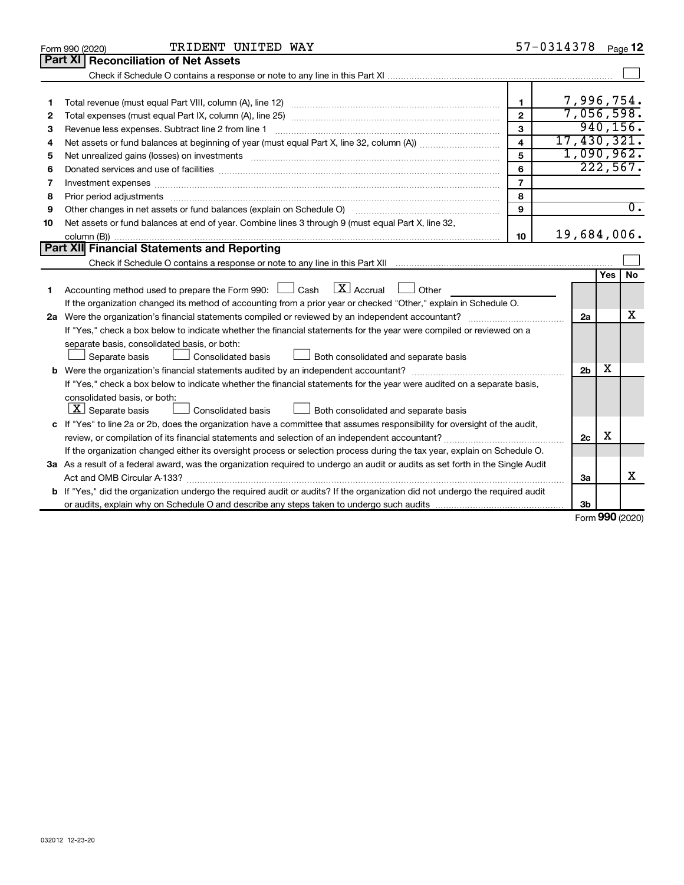Form 990 (2020) TRIDENT UNITED WAY 57-0314378 Page 12

## Part XI Reconciliation of Net Assets

Check if Schedule O contains a response or note to any line in this Part XI ☐

| | | | |
|---|---|---|---|
| 1 | Total revenue (must equal Part VIII, column (A), line 12) | 1 | 7,996,754. |
| 2 | Total expenses (must equal Part IX, column (A), line 25) | 2 | 7,056,598. |
| 3 | Revenue less expenses. Subtract line 2 from line 1 | 3 | 940,156. |
| 4 | Net assets or fund balances at beginning of year (must equal Part X, line 32, column (A)) | 4 | 17,430,321. |
| 5 | Net unrealized gains (losses) on investments | 5 | 1,090,962. |
| 6 | Donated services and use of facilities | 6 | 222,567. |
| 7 | Investment expenses | 7 | |
| 8 | Prior period adjustments | 8 | |
| 9 | Other changes in net assets or fund balances (explain on Schedule O) | 9 | 0. |
| 10 | Net assets or fund balances at end of year. Combine lines 3 through 9 (must equal Part X, line 32, column (B)) | 10 | 19,684,006. |

## Part XII Financial Statements and Reporting

Check if Schedule O contains a response or note to any line in this Part XII ☐

| | | | Yes | No |
|---|---|---|---|---|
| 1 | Accounting method used to prepare the Form 990: ☐ Cash ☒ Accrual ☐ Other<br>If the organization changed its method of accounting from a prior year or checked "Other," explain in Schedule O. | | | |
| 2a | Were the organization's financial statements compiled or reviewed by an independent accountant?<br>If "Yes," check a box below to indicate whether the financial statements for the year were compiled or reviewed on a separate basis, consolidated basis, or both:<br>☐ Separate basis ☐ Consolidated basis ☐ Both consolidated and separate basis | 2a | | X |
| b | Were the organization's financial statements audited by an independent accountant?<br>If "Yes," check a box below to indicate whether the financial statements for the year were audited on a separate basis, consolidated basis, or both:<br>☒ Separate basis ☐ Consolidated basis ☐ Both consolidated and separate basis | 2b | X | |
| c | If "Yes" to line 2a or 2b, does the organization have a committee that assumes responsibility for oversight of the audit, review, or compilation of its financial statements and selection of an independent accountant?<br>If the organization changed either its oversight process or selection process during the tax year, explain on Schedule O. | 2c | X | |
| 3a | As a result of a federal award, was the organization required to undergo an audit or audits as set forth in the Single Audit Act and OMB Circular A-133? | 3a | | X |
| b | If "Yes," did the organization undergo the required audit or audits? If the organization did not undergo the required audit or audits, explain why on Schedule O and describe any steps taken to undergo such audits | 3b | | |

Form 990 (2020)

032012 12-23-20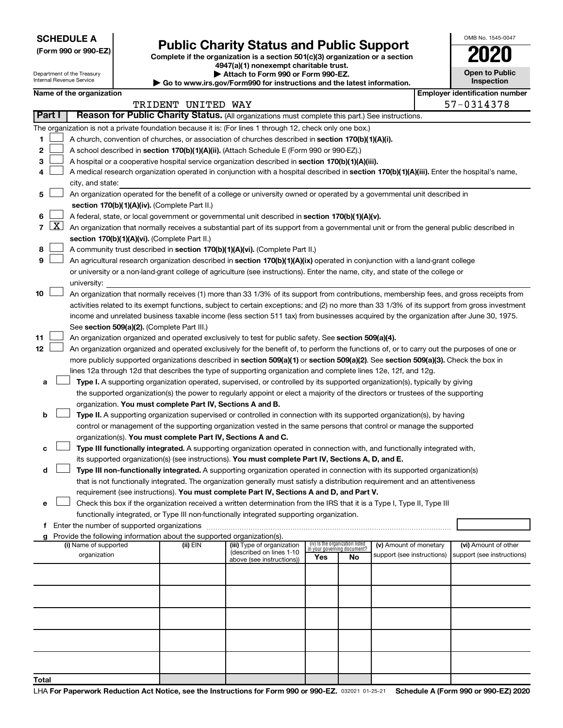**SCHEDULE A**
**(Form 990 or 990-EZ)**

Department of the Treasury
Internal Revenue Service

# Public Charity Status and Public Support

**Complete if the organization is a section 501(c)(3) organization or a section 4947(a)(1) nonexempt charitable trust.**
**▶ Attach to Form 990 or Form 990-EZ.**
**▶ Go to www.irs.gov/Form990 for instructions and the latest information.**

OMB No. 1545-0047
**2020**
**Open to Public Inspection**

**Name of the organization:** TRIDENT UNITED WAY
**Employer identification number:** 57-0314378

**Part I — Reason for Public Charity Status.** (All organizations must complete this part.) See instructions.

The organization is not a private foundation because it is: (For lines 1 through 12, check only one box.)

1. ☐ A church, convention of churches, or association of churches described in **section 170(b)(1)(A)(i).**
2. ☐ A school described in **section 170(b)(1)(A)(ii).** (Attach Schedule E (Form 990 or 990-EZ).)
3. ☐ A hospital or a cooperative hospital service organization described in **section 170(b)(1)(A)(iii).**
4. ☐ A medical research organization operated in conjunction with a hospital described in **section 170(b)(1)(A)(iii).** Enter the hospital's name, city, and state:
5. ☐ An organization operated for the benefit of a college or university owned or operated by a governmental unit described in **section 170(b)(1)(A)(iv).** (Complete Part II.)
6. ☐ A federal, state, or local government or governmental unit described in **section 170(b)(1)(A)(v).**
7. ☒ An organization that normally receives a substantial part of its support from a governmental unit or from the general public described in **section 170(b)(1)(A)(vi).** (Complete Part II.)
8. ☐ A community trust described in **section 170(b)(1)(A)(vi).** (Complete Part II.)
9. ☐ An agricultural research organization described in **section 170(b)(1)(A)(ix)** operated in conjunction with a land-grant college or university or a non-land-grant college of agriculture (see instructions). Enter the name, city, and state of the college or university:
10. ☐ An organization that normally receives (1) more than 33 1/3% of its support from contributions, membership fees, and gross receipts from activities related to its exempt functions, subject to certain exceptions; and (2) no more than 33 1/3% of its support from gross investment income and unrelated business taxable income (less section 511 tax) from businesses acquired by the organization after June 30, 1975. See **section 509(a)(2).** (Complete Part III.)
11. ☐ An organization organized and operated exclusively to test for public safety. See **section 509(a)(4).**
12. ☐ An organization organized and operated exclusively for the benefit of, to perform the functions of, or to carry out the purposes of one or more publicly supported organizations described in **section 509(a)(1)** or **section 509(a)(2).** See **section 509(a)(3).** Check the box in lines 12a through 12d that describes the type of supporting organization and complete lines 12e, 12f, and 12g.
   - **a** ☐ **Type I.** A supporting organization operated, supervised, or controlled by its supported organization(s), typically by giving the supported organization(s) the power to regularly appoint or elect a majority of the directors or trustees of the supporting organization. **You must complete Part IV, Sections A and B.**
   - **b** ☐ **Type II.** A supporting organization supervised or controlled in connection with its supported organization(s), by having control or management of the supporting organization vested in the same persons that control or manage the supported organization(s). **You must complete Part IV, Sections A and C.**
   - **c** ☐ **Type III functionally integrated.** A supporting organization operated in connection with, and functionally integrated with, its supported organization(s) (see instructions). **You must complete Part IV, Sections A, D, and E.**
   - **d** ☐ **Type III non-functionally integrated.** A supporting organization operated in connection with its supported organization(s) that is not functionally integrated. The organization generally must satisfy a distribution requirement and an attentiveness requirement (see instructions). **You must complete Part IV, Sections A and D, and Part V.**
   - **e** ☐ Check this box if the organization received a written determination from the IRS that it is a Type I, Type II, Type III functionally integrated, or Type III non-functionally integrated supporting organization.
   - **f** Enter the number of supported organizations
   - **g** Provide the following information about the supported organization(s).

| (i) Name of supported organization | (ii) EIN | (iii) Type of organization (described on lines 1-10 above (see instructions)) | (iv) Is the organization listed in your governing document? Yes | No | (v) Amount of monetary support (see instructions) | (vi) Amount of other support (see instructions) |
|---|---|---|---|---|---|---|
| | | | | | | |
| | | | | | | |
| | | | | | | |
| | | | | | | |
| | | | | | | |
| **Total** | | | | | | |

LHA **For Paperwork Reduction Act Notice, see the Instructions for Form 990 or 990-EZ.** 032021 01-25-21 **Schedule A (Form 990 or 990-EZ) 2020**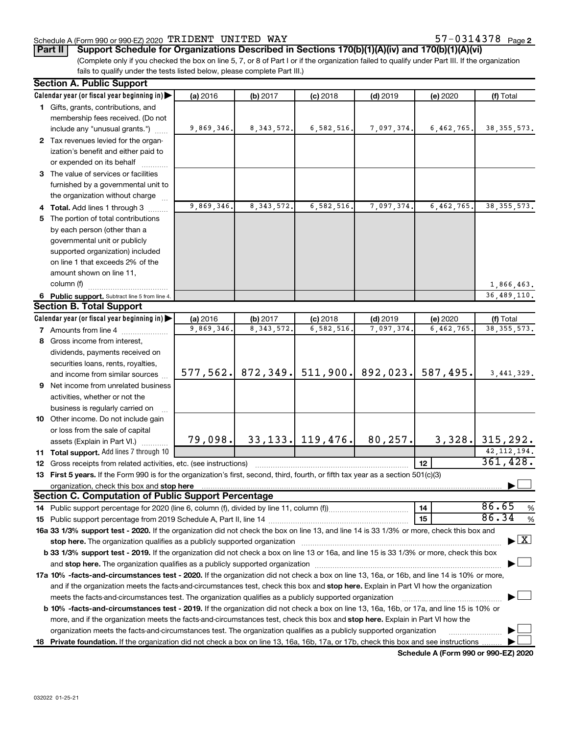Schedule A (Form 990 or 990-EZ) 2020 TRIDENT UNITED WAY 57-0314378 Page 2

**Part II Support Schedule for Organizations Described in Sections 170(b)(1)(A)(iv) and 170(b)(1)(A)(vi)**

(Complete only if you checked the box on line 5, 7, or 8 of Part I or if the organization failed to qualify under Part III. If the organization fails to qualify under the tests listed below, please complete Part III.)

**Section A. Public Support**

| Calendar year (or fiscal year beginning in) | (a) 2016 | (b) 2017 | (c) 2018 | (d) 2019 | (e) 2020 | (f) Total |
|---|---|---|---|---|---|---|
| 1 Gifts, grants, contributions, and membership fees received. (Do not include any "unusual grants.") | 9,869,346. | 8,343,572. | 6,582,516. | 7,097,374. | 6,462,765. | 38,355,573. |
| 2 Tax revenues levied for the organization's benefit and either paid to or expended on its behalf | | | | | | |
| 3 The value of services or facilities furnished by a governmental unit to the organization without charge | | | | | | |
| 4 **Total.** Add lines 1 through 3 | 9,869,346. | 8,343,572. | 6,582,516. | 7,097,374. | 6,462,765. | 38,355,573. |
| 5 The portion of total contributions by each person (other than a governmental unit or publicly supported organization) included on line 1 that exceeds 2% of the amount shown on line 11, column (f) | | | | | | 1,866,463. |
| 6 **Public support.** Subtract line 5 from line 4. | | | | | | 36,489,110. |

**Section B. Total Support**

| Calendar year (or fiscal year beginning in) | (a) 2016 | (b) 2017 | (c) 2018 | (d) 2019 | (e) 2020 | (f) Total |
|---|---|---|---|---|---|---|
| 7 Amounts from line 4 | 9,869,346. | 8,343,572. | 6,582,516. | 7,097,374. | 6,462,765. | 38,355,573. |
| 8 Gross income from interest, dividends, payments received on securities loans, rents, royalties, and income from similar sources | 577,562. | 872,349. | 511,900. | 892,023. | 587,495. | 3,441,329. |
| 9 Net income from unrelated business activities, whether or not the business is regularly carried on | | | | | | |
| 10 Other income. Do not include gain or loss from the sale of capital assets (Explain in Part VI.) | 79,098. | 33,133. | 119,476. | 80,257. | 3,328. | 315,292. |
| 11 **Total support.** Add lines 7 through 10 | | | | | | 42,112,194. |

12 Gross receipts from related activities, etc. (see instructions) | 12 | 361,428.

13 **First 5 years.** If the Form 990 is for the organization's first, second, third, fourth, or fifth tax year as a section 501(c)(3) organization, check this box and **stop here** ☐

**Section C. Computation of Public Support Percentage**

14 Public support percentage for 2020 (line 6, column (f), divided by line 11, column (f)) | 14 | 86.65 %

15 Public support percentage from 2019 Schedule A, Part II, line 14 | 15 | 86.34 %

**16a 33 1/3% support test - 2020.** If the organization did not check the box on line 13, and line 14 is 33 1/3% or more, check this box and **stop here.** The organization qualifies as a publicly supported organization ☒

**b 33 1/3% support test - 2019.** If the organization did not check a box on line 13 or 16a, and line 15 is 33 1/3% or more, check this box and **stop here.** The organization qualifies as a publicly supported organization ☐

**17a 10% -facts-and-circumstances test - 2020.** If the organization did not check a box on line 13, 16a, or 16b, and line 14 is 10% or more, and if the organization meets the facts-and-circumstances test, check this box and **stop here.** Explain in Part VI how the organization meets the facts-and-circumstances test. The organization qualifies as a publicly supported organization ☐

**b 10% -facts-and-circumstances test - 2019.** If the organization did not check a box on line 13, 16a, 16b, or 17a, and line 15 is 10% or more, and if the organization meets the facts-and-circumstances test, check this box and **stop here.** Explain in Part VI how the organization meets the facts-and-circumstances test. The organization qualifies as a publicly supported organization ☐

**18 Private foundation.** If the organization did not check a box on line 13, 16a, 16b, 17a, or 17b, check this box and see instructions ☐

**Schedule A (Form 990 or 990-EZ) 2020**

032022 01-25-21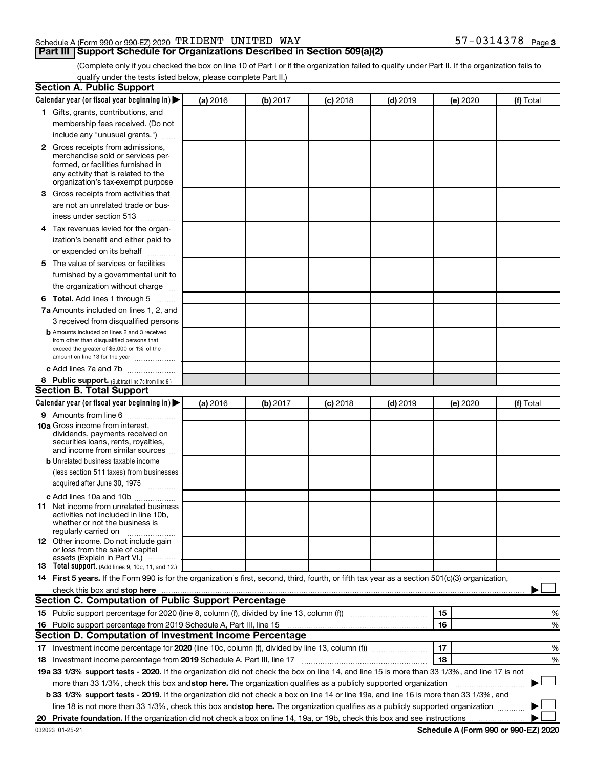Schedule A (Form 990 or 990-EZ) 2020 TRIDENT UNITED WAY 57-0314378 Page 3

**Part III Support Schedule for Organizations Described in Section 509(a)(2)**

(Complete only if you checked the box on line 10 of Part I or if the organization failed to qualify under Part II. If the organization fails to qualify under the tests listed below, please complete Part II.)

## Section A. Public Support

| Calendar year (or fiscal year beginning in) ▶ | (a) 2016 | (b) 2017 | (c) 2018 | (d) 2019 | (e) 2020 | (f) Total |
|---|---|---|---|---|---|---|
| **1** Gifts, grants, contributions, and membership fees received. (Do not include any "unusual grants.") | | | | | | |
| **2** Gross receipts from admissions, merchandise sold or services performed, or facilities furnished in any activity that is related to the organization's tax-exempt purpose | | | | | | |
| **3** Gross receipts from activities that are not an unrelated trade or business under section 513 | | | | | | |
| **4** Tax revenues levied for the organization's benefit and either paid to or expended on its behalf | | | | | | |
| **5** The value of services or facilities furnished by a governmental unit to the organization without charge | | | | | | |
| **6 Total.** Add lines 1 through 5 | | | | | | |
| **7a** Amounts included on lines 1, 2, and 3 received from disqualified persons | | | | | | |
| **b** Amounts included on lines 2 and 3 received from other than disqualified persons that exceed the greater of $5,000 or 1% of the amount on line 13 for the year | | | | | | |
| **c** Add lines 7a and 7b | | | | | | |
| **8 Public support.** (Subtract line 7c from line 6.) | | | | | | |

## Section B. Total Support

| Calendar year (or fiscal year beginning in) ▶ | (a) 2016 | (b) 2017 | (c) 2018 | (d) 2019 | (e) 2020 | (f) Total |
|---|---|---|---|---|---|---|
| **9** Amounts from line 6 | | | | | | |
| **10a** Gross income from interest, dividends, payments received on securities loans, rents, royalties, and income from similar sources | | | | | | |
| **b** Unrelated business taxable income (less section 511 taxes) from businesses acquired after June 30, 1975 | | | | | | |
| **c** Add lines 10a and 10b | | | | | | |
| **11** Net income from unrelated business activities not included in line 10b, whether or not the business is regularly carried on | | | | | | |
| **12** Other income. Do not include gain or loss from the sale of capital assets (Explain in Part VI.) | | | | | | |
| **13 Total support.** (Add lines 9, 10c, 11, and 12.) | | | | | | |

**14 First 5 years.** If the Form 990 is for the organization's first, second, third, fourth, or fifth tax year as a section 501(c)(3) organization, check this box and **stop here** ▶ ☐

## Section C. Computation of Public Support Percentage

| | | | |
|---|---|---|---|
| **15** Public support percentage for 2020 (line 8, column (f), divided by line 13, column (f)) | 15 | | % |
| **16** Public support percentage from 2019 Schedule A, Part III, line 15 | 16 | | % |

## Section D. Computation of Investment Income Percentage

| | | | |
|---|---|---|---|
| **17** Investment income percentage for **2020** (line 10c, column (f), divided by line 13, column (f)) | 17 | | % |
| **18** Investment income percentage from **2019** Schedule A, Part III, line 17 | 18 | | % |

**19a 33 1/3% support tests - 2020.** If the organization did not check the box on line 14, and line 15 is more than 33 1/3%, and line 17 is not more than 33 1/3%, check this box and **stop here.** The organization qualifies as a publicly supported organization ▶ ☐

**b 33 1/3% support tests - 2019.** If the organization did not check a box on line 14 or line 19a, and line 16 is more than 33 1/3%, and line 18 is not more than 33 1/3%, check this box and **stop here.** The organization qualifies as a publicly supported organization ▶ ☐

**20 Private foundation.** If the organization did not check a box on line 14, 19a, or 19b, check this box and see instructions ▶ ☐

032023 01-25-21 **Schedule A (Form 990 or 990-EZ) 2020**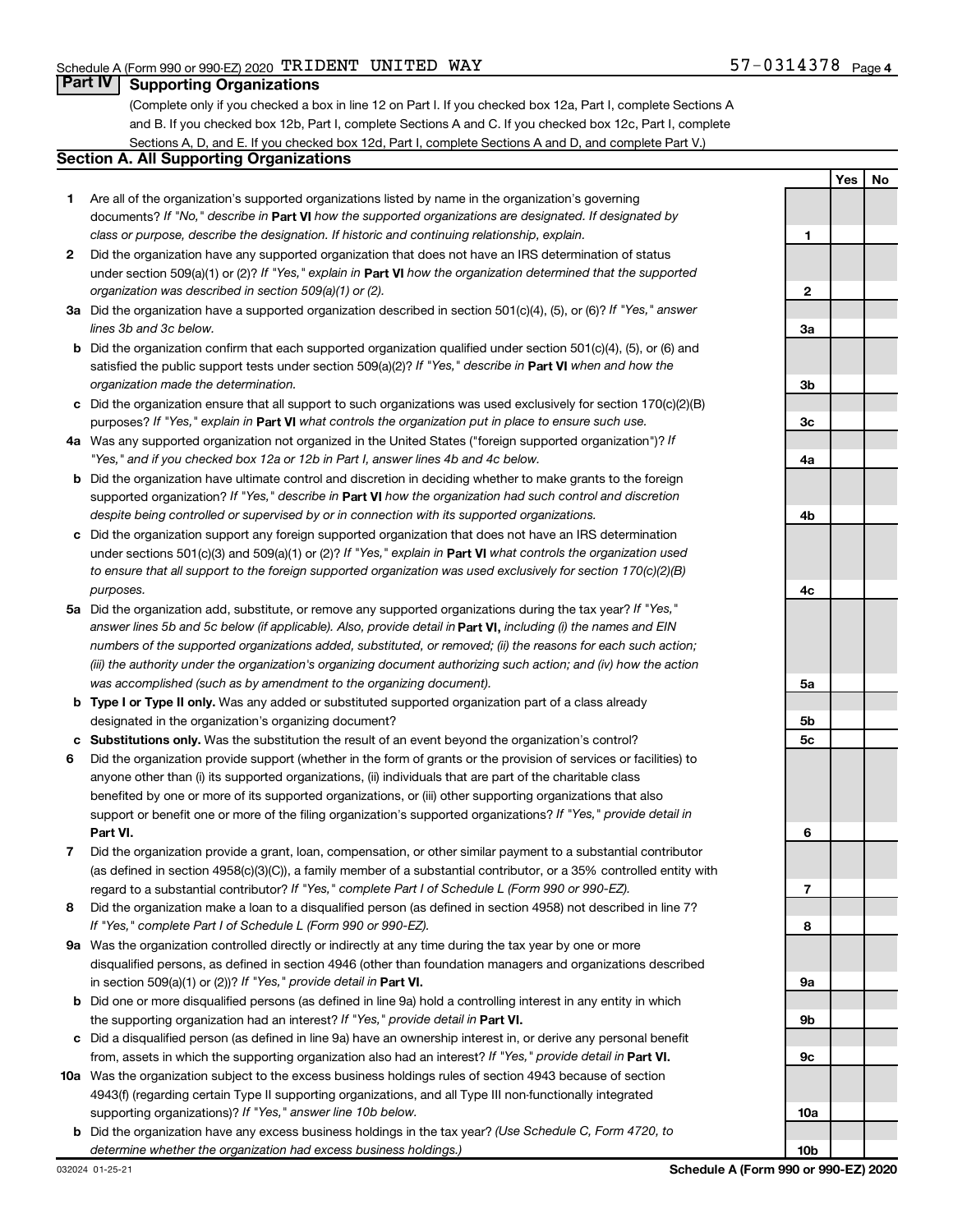Schedule A (Form 990 or 990-EZ) 2020 TRIDENT UNITED WAY 57-0314378 Page 4

## Part IV Supporting Organizations

(Complete only if you checked a box in line 12 on Part I. If you checked box 12a, Part I, complete Sections A and B. If you checked box 12b, Part I, complete Sections A and C. If you checked box 12c, Part I, complete Sections A, D, and E. If you checked box 12d, Part I, complete Sections A and D, and complete Part V.)

### Section A. All Supporting Organizations

| | | | Yes | No |
|---|---|---|---|---|
| **1** | Are all of the organization's supported organizations listed by name in the organization's governing documents? *If "No," describe in* **Part VI** *how the supported organizations are designated. If designated by class or purpose, describe the designation. If historic and continuing relationship, explain.* | **1** | | |
| **2** | Did the organization have any supported organization that does not have an IRS determination of status under section 509(a)(1) or (2)? *If "Yes," explain in* **Part VI** *how the organization determined that the supported organization was described in section 509(a)(1) or (2).* | **2** | | |
| **3a** | Did the organization have a supported organization described in section 501(c)(4), (5), or (6)? *If "Yes," answer lines 3b and 3c below.* | **3a** | | |
| **b** | Did the organization confirm that each supported organization qualified under section 501(c)(4), (5), or (6) and satisfied the public support tests under section 509(a)(2)? *If "Yes," describe in* **Part VI** *when and how the organization made the determination.* | **3b** | | |
| **c** | Did the organization ensure that all support to such organizations was used exclusively for section 170(c)(2)(B) purposes? *If "Yes," explain in* **Part VI** *what controls the organization put in place to ensure such use.* | **3c** | | |
| **4a** | Was any supported organization not organized in the United States ("foreign supported organization")? *If "Yes," and if you checked box 12a or 12b in Part I, answer lines 4b and 4c below.* | **4a** | | |
| **b** | Did the organization have ultimate control and discretion in deciding whether to make grants to the foreign supported organization? *If "Yes," describe in* **Part VI** *how the organization had such control and discretion despite being controlled or supervised by or in connection with its supported organizations.* | **4b** | | |
| **c** | Did the organization support any foreign supported organization that does not have an IRS determination under sections 501(c)(3) and 509(a)(1) or (2)? *If "Yes," explain in* **Part VI** *what controls the organization used to ensure that all support to the foreign supported organization was used exclusively for section 170(c)(2)(B) purposes.* | **4c** | | |
| **5a** | Did the organization add, substitute, or remove any supported organizations during the tax year? *If "Yes," answer lines 5b and 5c below (if applicable). Also, provide detail in* **Part VI,** *including (i) the names and EIN numbers of the supported organizations added, substituted, or removed; (ii) the reasons for each such action; (iii) the authority under the organization's organizing document authorizing such action; and (iv) how the action was accomplished (such as by amendment to the organizing document).* | **5a** | | |
| **b** | **Type I or Type II only.** Was any added or substituted supported organization part of a class already designated in the organization's organizing document? | **5b** | | |
| **c** | **Substitutions only.** Was the substitution the result of an event beyond the organization's control? | **5c** | | |
| **6** | Did the organization provide support (whether in the form of grants or the provision of services or facilities) to anyone other than (i) its supported organizations, (ii) individuals that are part of the charitable class benefited by one or more of its supported organizations, or (iii) other supporting organizations that also support or benefit one or more of the filing organization's supported organizations? *If "Yes," provide detail in* **Part VI.** | **6** | | |
| **7** | Did the organization provide a grant, loan, compensation, or other similar payment to a substantial contributor (as defined in section 4958(c)(3)(C)), a family member of a substantial contributor, or a 35% controlled entity with regard to a substantial contributor? *If "Yes," complete Part I of Schedule L (Form 990 or 990-EZ).* | **7** | | |
| **8** | Did the organization make a loan to a disqualified person (as defined in section 4958) not described in line 7? *If "Yes," complete Part I of Schedule L (Form 990 or 990-EZ).* | **8** | | |
| **9a** | Was the organization controlled directly or indirectly at any time during the tax year by one or more disqualified persons, as defined in section 4946 (other than foundation managers and organizations described in section 509(a)(1) or (2))? *If "Yes," provide detail in* **Part VI.** | **9a** | | |
| **b** | Did one or more disqualified persons (as defined in line 9a) hold a controlling interest in any entity in which the supporting organization had an interest? *If "Yes," provide detail in* **Part VI.** | **9b** | | |
| **c** | Did a disqualified person (as defined in line 9a) have an ownership interest in, or derive any personal benefit from, assets in which the supporting organization also had an interest? *If "Yes," provide detail in* **Part VI.** | **9c** | | |
| **10a** | Was the organization subject to the excess business holdings rules of section 4943 because of section 4943(f) (regarding certain Type II supporting organizations, and all Type III non-functionally integrated supporting organizations)? *If "Yes," answer line 10b below.* | **10a** | | |
| **b** | Did the organization have any excess business holdings in the tax year? *(Use Schedule C, Form 4720, to determine whether the organization had excess business holdings.)* | **10b** | | |

032024 01-25-21 **Schedule A (Form 990 or 990-EZ) 2020**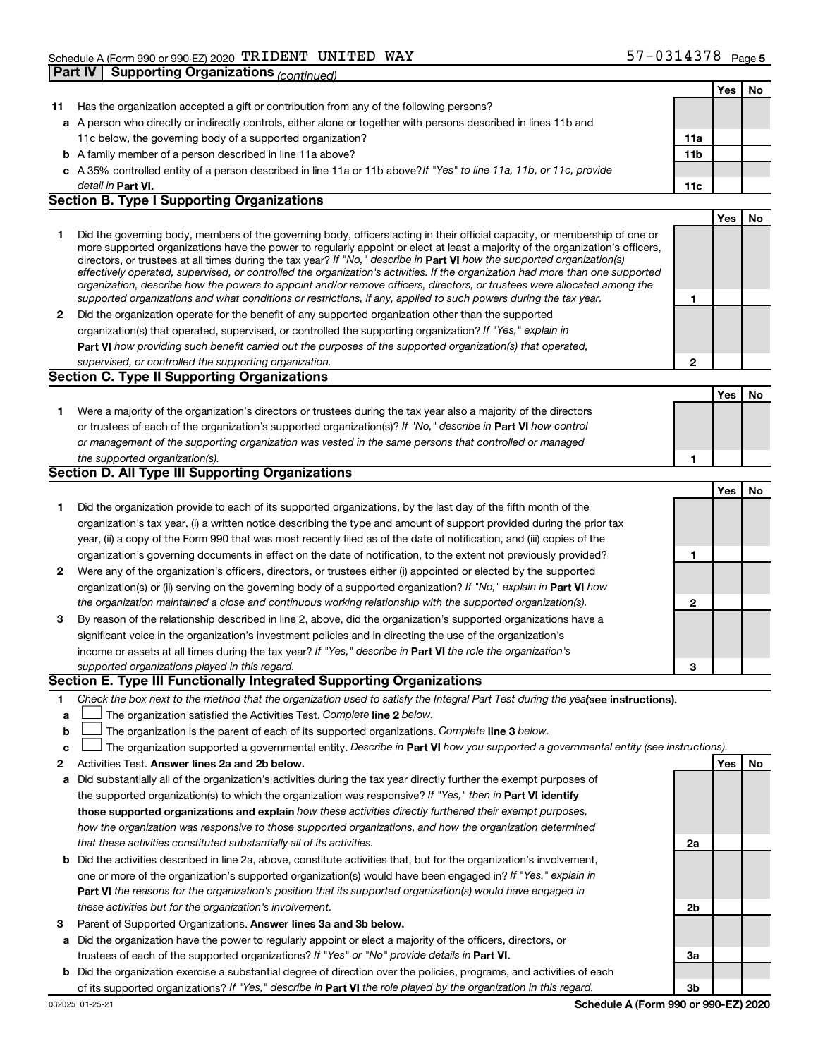Schedule A (Form 990 or 990-EZ) 2020 TRIDENT UNITED WAY 57-0314378 Page 5

**Part IV | Supporting Organizations** *(continued)*

| | | | Yes | No |
|---|---|---|---|---|
| **11** | Has the organization accepted a gift or contribution from any of the following persons? | | | |
| **a** | A person who directly or indirectly controls, either alone or together with persons described in lines 11b and 11c below, the governing body of a supported organization? | **11a** | | |
| **b** | A family member of a person described in line 11a above? | **11b** | | |
| **c** | A 35% controlled entity of a person described in line 11a or 11b above? *If "Yes" to line 11a, 11b, or 11c, provide detail in* **Part VI.** | **11c** | | |

**Section B. Type I Supporting Organizations**

| | | | Yes | No |
|---|---|---|---|---|
| **1** | Did the governing body, members of the governing body, officers acting in their official capacity, or membership of one or more supported organizations have the power to regularly appoint or elect at least a majority of the organization's officers, directors, or trustees at all times during the tax year? *If "No," describe in* **Part VI** *how the supported organization(s) effectively operated, supervised, or controlled the organization's activities. If the organization had more than one supported organization, describe how the powers to appoint and/or remove officers, directors, or trustees were allocated among the supported organizations and what conditions or restrictions, if any, applied to such powers during the tax year.* | **1** | | |
| **2** | Did the organization operate for the benefit of any supported organization other than the supported organization(s) that operated, supervised, or controlled the supporting organization? *If "Yes," explain in* **Part VI** *how providing such benefit carried out the purposes of the supported organization(s) that operated, supervised, or controlled the supporting organization.* | **2** | | |

**Section C. Type II Supporting Organizations**

| | | | Yes | No |
|---|---|---|---|---|
| **1** | Were a majority of the organization's directors or trustees during the tax year also a majority of the directors or trustees of each of the organization's supported organization(s)? *If "No," describe in* **Part VI** *how control or management of the supporting organization was vested in the same persons that controlled or managed the supported organization(s).* | **1** | | |

**Section D. All Type III Supporting Organizations**

| | | | Yes | No |
|---|---|---|---|---|
| **1** | Did the organization provide to each of its supported organizations, by the last day of the fifth month of the organization's tax year, (i) a written notice describing the type and amount of support provided during the prior tax year, (ii) a copy of the Form 990 that was most recently filed as of the date of notification, and (iii) copies of the organization's governing documents in effect on the date of notification, to the extent not previously provided? | **1** | | |
| **2** | Were any of the organization's officers, directors, or trustees either (i) appointed or elected by the supported organization(s) or (ii) serving on the governing body of a supported organization? *If "No," explain in* **Part VI** *how the organization maintained a close and continuous working relationship with the supported organization(s).* | **2** | | |
| **3** | By reason of the relationship described in line 2, above, did the organization's supported organizations have a significant voice in the organization's investment policies and in directing the use of the organization's income or assets at all times during the tax year? *If "Yes," describe in* **Part VI** *the role the organization's supported organizations played in this regard.* | **3** | | |

**Section E. Type III Functionally Integrated Supporting Organizations**

**1** *Check the box next to the method that the organization used to satisfy the Integral Part Test during the year* **(see instructions).**

**a** ☐ The organization satisfied the Activities Test. *Complete* **line 2** *below.*

**b** ☐ The organization is the parent of each of its supported organizations. *Complete* **line 3** *below.*

**c** ☐ The organization supported a governmental entity. *Describe in* **Part VI** *how you supported a governmental entity (see instructions).*

| | | | Yes | No |
|---|---|---|---|---|
| **2** | Activities Test. **Answer lines 2a and 2b below.** | | | |
| **a** | Did substantially all of the organization's activities during the tax year directly further the exempt purposes of the supported organization(s) to which the organization was responsive? *If "Yes," then in* **Part VI identify those supported organizations and explain** *how these activities directly furthered their exempt purposes, how the organization was responsive to those supported organizations, and how the organization determined that these activities constituted substantially all of its activities.* | **2a** | | |
| **b** | Did the activities described in line 2a, above, constitute activities that, but for the organization's involvement, one or more of the organization's supported organization(s) would have been engaged in? *If "Yes," explain in* **Part VI** *the reasons for the organization's position that its supported organization(s) would have engaged in these activities but for the organization's involvement.* | **2b** | | |
| **3** | Parent of Supported Organizations. **Answer lines 3a and 3b below.** | | | |
| **a** | Did the organization have the power to regularly appoint or elect a majority of the officers, directors, or trustees of each of the supported organizations? *If "Yes" or "No" provide details in* **Part VI.** | **3a** | | |
| **b** | Did the organization exercise a substantial degree of direction over the policies, programs, and activities of each of its supported organizations? *If "Yes," describe in* **Part VI** *the role played by the organization in this regard.* | **3b** | | |

032025 01-25-21 **Schedule A (Form 990 or 990-EZ) 2020**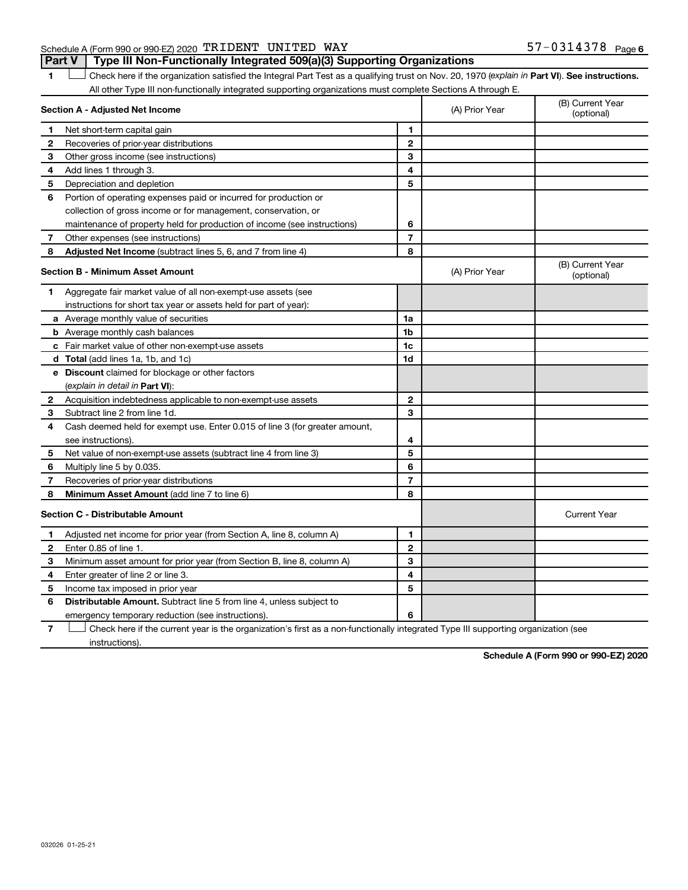Schedule A (Form 990 or 990-EZ) 2020 TRIDENT UNITED WAY 57-0314378 Page 6

## Part V | Type III Non-Functionally Integrated 509(a)(3) Supporting Organizations

1 ☐ Check here if the organization satisfied the Integral Part Test as a qualifying trust on Nov. 20, 1970 (*explain in* **Part VI**). **See instructions.** All other Type III non-functionally integrated supporting organizations must complete Sections A through E.

| **Section A - Adjusted Net Income** | | | (A) Prior Year | (B) Current Year (optional) |
|---|---|---|---|---|
| 1 | Net short-term capital gain | 1 | | |
| 2 | Recoveries of prior-year distributions | 2 | | |
| 3 | Other gross income (see instructions) | 3 | | |
| 4 | Add lines 1 through 3. | 4 | | |
| 5 | Depreciation and depletion | 5 | | |
| 6 | Portion of operating expenses paid or incurred for production or collection of gross income or for management, conservation, or maintenance of property held for production of income (see instructions) | 6 | | |
| 7 | Other expenses (see instructions) | 7 | | |
| 8 | **Adjusted Net Income** (subtract lines 5, 6, and 7 from line 4) | 8 | | |

| **Section B - Minimum Asset Amount** | | | (A) Prior Year | (B) Current Year (optional) |
|---|---|---|---|---|
| 1 | Aggregate fair market value of all non-exempt-use assets (see instructions for short tax year or assets held for part of year): | | | |
| a | Average monthly value of securities | 1a | | |
| b | Average monthly cash balances | 1b | | |
| c | Fair market value of other non-exempt-use assets | 1c | | |
| d | **Total** (add lines 1a, 1b, and 1c) | 1d | | |
| e | **Discount** claimed for blockage or other factors (*explain in detail in* **Part VI**): | | | |
| 2 | Acquisition indebtedness applicable to non-exempt-use assets | 2 | | |
| 3 | Subtract line 2 from line 1d. | 3 | | |
| 4 | Cash deemed held for exempt use. Enter 0.015 of line 3 (for greater amount, see instructions). | 4 | | |
| 5 | Net value of non-exempt-use assets (subtract line 4 from line 3) | 5 | | |
| 6 | Multiply line 5 by 0.035. | 6 | | |
| 7 | Recoveries of prior-year distributions | 7 | | |
| 8 | **Minimum Asset Amount** (add line 7 to line 6) | 8 | | |

| **Section C - Distributable Amount** | | | | Current Year |
|---|---|---|---|---|
| 1 | Adjusted net income for prior year (from Section A, line 8, column A) | 1 | | |
| 2 | Enter 0.85 of line 1. | 2 | | |
| 3 | Minimum asset amount for prior year (from Section B, line 8, column A) | 3 | | |
| 4 | Enter greater of line 2 or line 3. | 4 | | |
| 5 | Income tax imposed in prior year | 5 | | |
| 6 | **Distributable Amount.** Subtract line 5 from line 4, unless subject to emergency temporary reduction (see instructions). | 6 | | |

7 ☐ Check here if the current year is the organization's first as a non-functionally integrated Type III supporting organization (see instructions).

**Schedule A (Form 990 or 990-EZ) 2020**

032026 01-25-21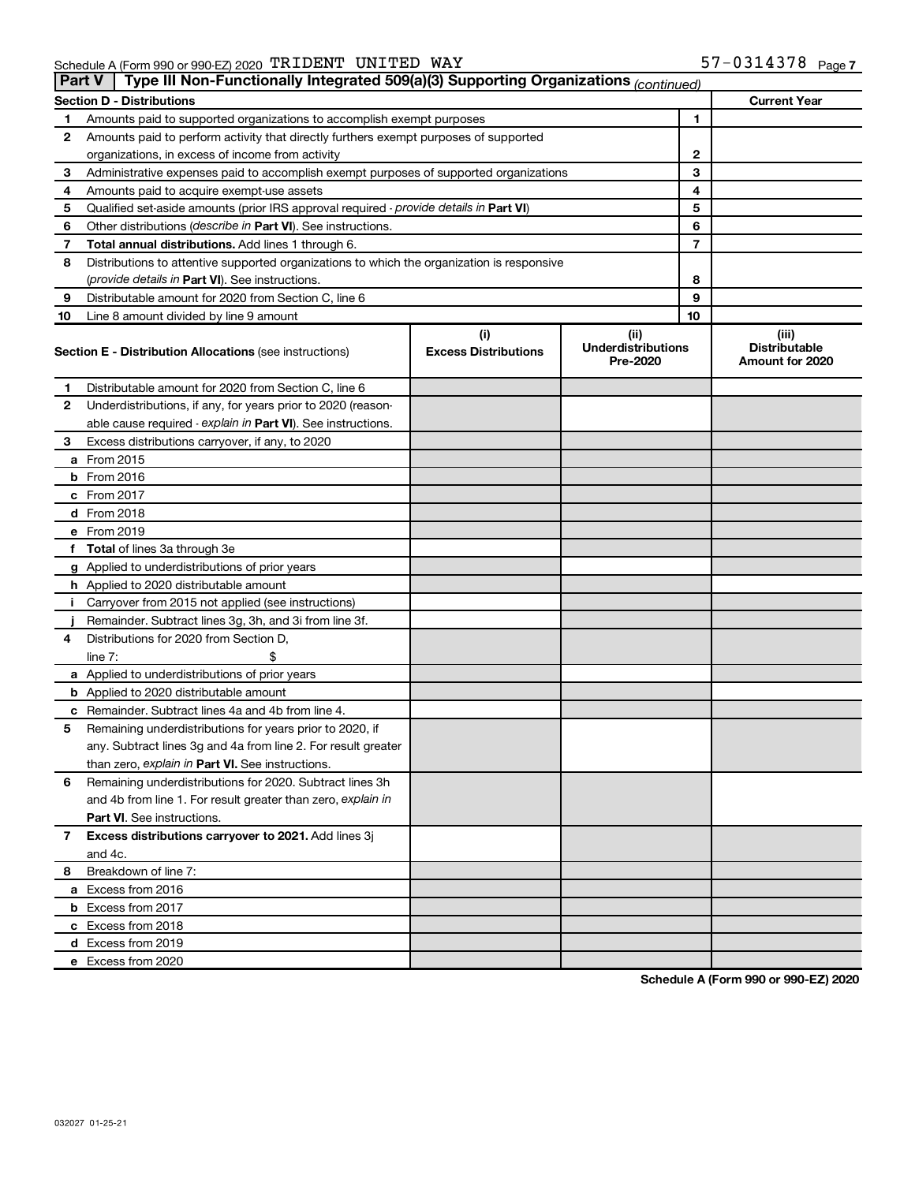Schedule A (Form 990 or 990-EZ) 2020 TRIDENT UNITED WAY 57-0314378 Page 7

## Part V Type III Non-Functionally Integrated 509(a)(3) Supporting Organizations *(continued)*

| Section D - Distributions | | | Current Year |
|---|---|---|---|
| 1 | Amounts paid to supported organizations to accomplish exempt purposes | 1 | |
| 2 | Amounts paid to perform activity that directly furthers exempt purposes of supported organizations, in excess of income from activity | 2 | |
| 3 | Administrative expenses paid to accomplish exempt purposes of supported organizations | 3 | |
| 4 | Amounts paid to acquire exempt-use assets | 4 | |
| 5 | Qualified set-aside amounts (prior IRS approval required - *provide details in* **Part VI**) | 5 | |
| 6 | Other distributions (*describe in* **Part VI**). See instructions. | 6 | |
| 7 | **Total annual distributions.** Add lines 1 through 6. | 7 | |
| 8 | Distributions to attentive supported organizations to which the organization is responsive (*provide details in* **Part VI**). See instructions. | 8 | |
| 9 | Distributable amount for 2020 from Section C, line 6 | 9 | |
| 10 | Line 8 amount divided by line 9 amount | 10 | |

| **Section E - Distribution Allocations** (see instructions) | (i) Excess Distributions | (ii) Underdistributions Pre-2020 | (iii) Distributable Amount for 2020 |
|---|---|---|---|
| 1 Distributable amount for 2020 from Section C, line 6 | | | |
| 2 Underdistributions, if any, for years prior to 2020 (reasonable cause required - *explain in* **Part VI**). See instructions. | | | |
| 3 Excess distributions carryover, if any, to 2020 | | | |
| a From 2015 | | | |
| b From 2016 | | | |
| c From 2017 | | | |
| d From 2018 | | | |
| e From 2019 | | | |
| f **Total** of lines 3a through 3e | | | |
| g Applied to underdistributions of prior years | | | |
| h Applied to 2020 distributable amount | | | |
| i Carryover from 2015 not applied (see instructions) | | | |
| j Remainder. Subtract lines 3g, 3h, and 3i from line 3f. | | | |
| 4 Distributions for 2020 from Section D, line 7: $ | | | |
| a Applied to underdistributions of prior years | | | |
| b Applied to 2020 distributable amount | | | |
| c Remainder. Subtract lines 4a and 4b from line 4. | | | |
| 5 Remaining underdistributions for years prior to 2020, if any. Subtract lines 3g and 4a from line 2. For result greater than zero, *explain in* **Part VI.** See instructions. | | | |
| 6 Remaining underdistributions for 2020. Subtract lines 3h and 4b from line 1. For result greater than zero, *explain in* **Part VI**. See instructions. | | | |
| 7 **Excess distributions carryover to 2021.** Add lines 3j and 4c. | | | |
| 8 Breakdown of line 7: | | | |
| a Excess from 2016 | | | |
| b Excess from 2017 | | | |
| c Excess from 2018 | | | |
| d Excess from 2019 | | | |
| e Excess from 2020 | | | |

**Schedule A (Form 990 or 990-EZ) 2020**

032027 01-25-21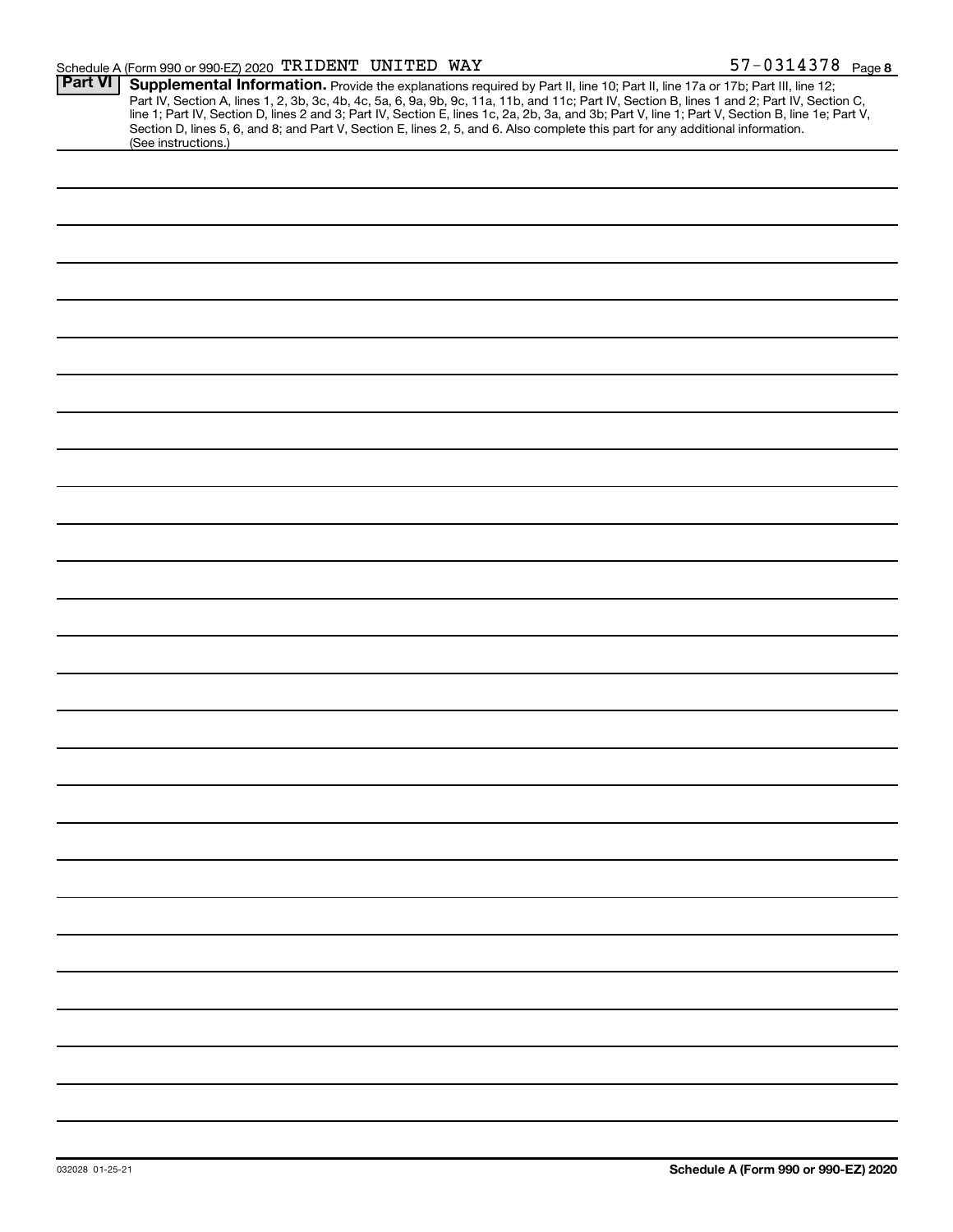Schedule A (Form 990 or 990-EZ) 2020 TRIDENT UNITED WAY 57-0314378 Page 8

**Part VI** **Supplemental Information.** Provide the explanations required by Part II, line 10; Part II, line 17a or 17b; Part III, line 12; Part IV, Section A, lines 1, 2, 3b, 3c, 4b, 4c, 5a, 6, 9a, 9b, 9c, 11a, 11b, and 11c; Part IV, Section B, lines 1 and 2; Part IV, Section C, line 1; Part IV, Section D, lines 2 and 3; Part IV, Section E, lines 1c, 2a, 2b, 3a, and 3b; Part V, line 1; Part V, Section B, line 1e; Part V, Section D, lines 5, 6, and 8; and Part V, Section E, lines 2, 5, and 6. Also complete this part for any additional information. (See instructions.)

032028 01-25-21 **Schedule A (Form 990 or 990-EZ) 2020**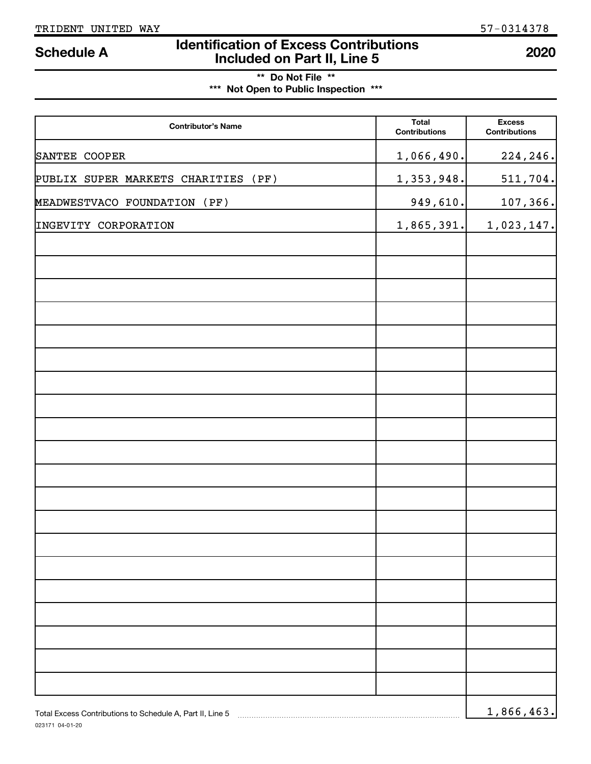TRIDENT UNITED WAY 57-0314378

# Schedule A — Identification of Excess Contributions Included on Part II, Line 5 — 2020

**\*\* Do Not File \*\***

**\*\*\* Not Open to Public Inspection \*\*\***

| Contributor's Name | Total Contributions | Excess Contributions |
|---|---|---|
| SANTEE COOPER | 1,066,490. | 224,246. |
| PUBLIX SUPER MARKETS CHARITIES (PF) | 1,353,948. | 511,704. |
| MEADWESTVACO FOUNDATION (PF) | 949,610. | 107,366. |
| INGEVITY CORPORATION | 1,865,391. | 1,023,147. |

Total Excess Contributions to Schedule A, Part II, Line 5 ........ 1,866,463.

023171 04-01-20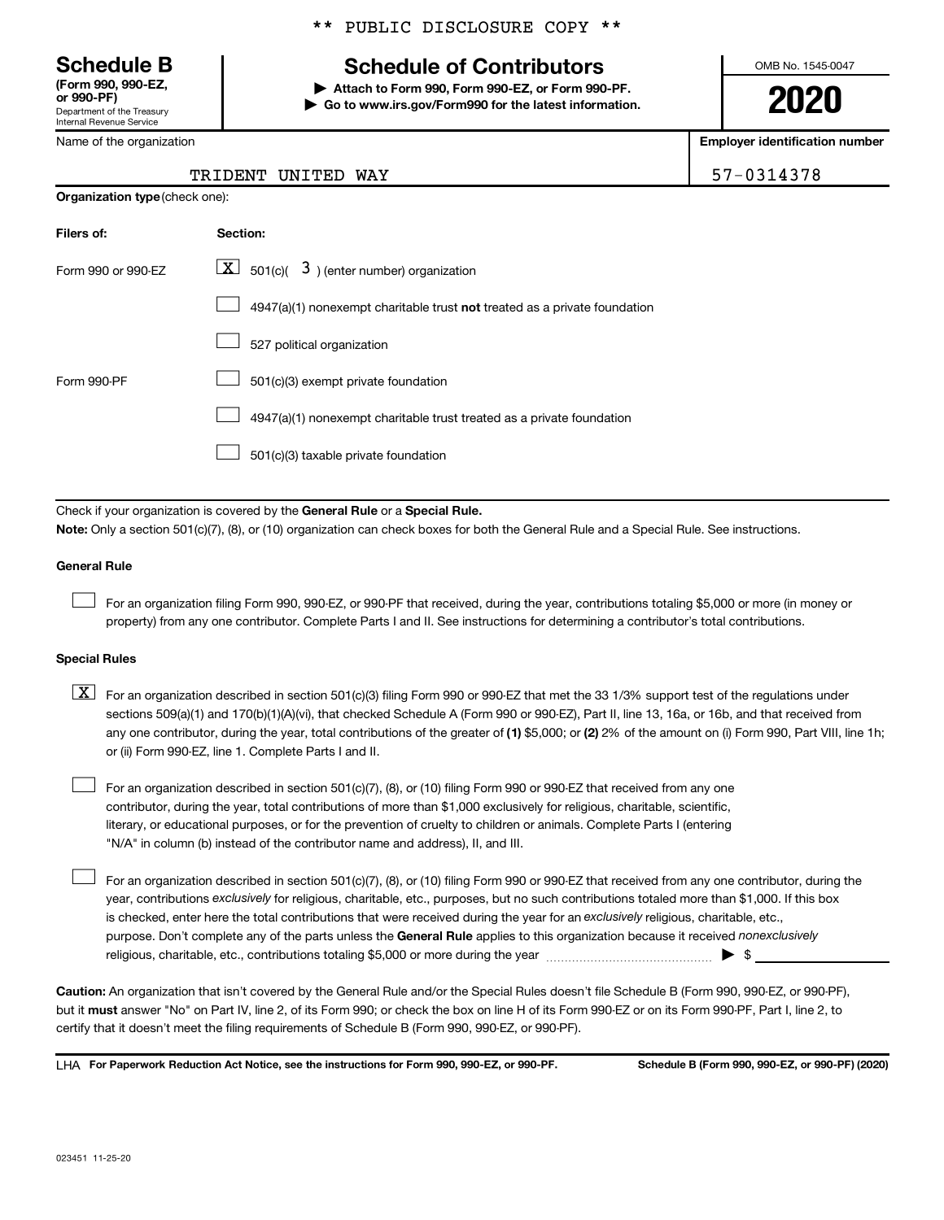** PUBLIC DISCLOSURE COPY **

# Schedule B
**(Form 990, 990-EZ, or 990-PF)**
Department of the Treasury
Internal Revenue Service

## Schedule of Contributors

▶ **Attach to Form 990, Form 990-EZ, or Form 990-PF.**
▶ **Go to www.irs.gov/Form990 for the latest information.**

OMB No. 1545-0047

**2020**

| Name of the organization | Employer identification number |
|---|---|
| TRIDENT UNITED WAY | 57-0314378 |

**Organization type** (check one):

| Filers of: | Section: |
|---|---|
| Form 990 or 990-EZ | [X] 501(c)( 3 ) (enter number) organization |
| | [ ] 4947(a)(1) nonexempt charitable trust **not** treated as a private foundation |
| | [ ] 527 political organization |
| Form 990-PF | [ ] 501(c)(3) exempt private foundation |
| | [ ] 4947(a)(1) nonexempt charitable trust treated as a private foundation |
| | [ ] 501(c)(3) taxable private foundation |

Check if your organization is covered by the **General Rule** or a **Special Rule.**

**Note:** Only a section 501(c)(7), (8), or (10) organization can check boxes for both the General Rule and a Special Rule. See instructions.

### General Rule

[ ] For an organization filing Form 990, 990-EZ, or 990-PF that received, during the year, contributions totaling $5,000 or more (in money or property) from any one contributor. Complete Parts I and II. See instructions for determining a contributor's total contributions.

### Special Rules

[X] For an organization described in section 501(c)(3) filing Form 990 or 990-EZ that met the 33 1/3% support test of the regulations under sections 509(a)(1) and 170(b)(1)(A)(vi), that checked Schedule A (Form 990 or 990-EZ), Part II, line 13, 16a, or 16b, and that received from any one contributor, during the year, total contributions of the greater of **(1)** $5,000; or **(2)** 2% of the amount on (i) Form 990, Part VIII, line 1h; or (ii) Form 990-EZ, line 1. Complete Parts I and II.

[ ] For an organization described in section 501(c)(7), (8), or (10) filing Form 990 or 990-EZ that received from any one contributor, during the year, total contributions of more than $1,000 exclusively for religious, charitable, scientific, literary, or educational purposes, or for the prevention of cruelty to children or animals. Complete Parts I (entering "N/A" in column (b) instead of the contributor name and address), II, and III.

[ ] For an organization described in section 501(c)(7), (8), or (10) filing Form 990 or 990-EZ that received from any one contributor, during the year, contributions *exclusively* for religious, charitable, etc., purposes, but no such contributions totaled more than $1,000. If this box is checked, enter here the total contributions that were received during the year for an *exclusively* religious, charitable, etc., purpose. Don't complete any of the parts unless the **General Rule** applies to this organization because it received *nonexclusively* religious, charitable, etc., contributions totaling $5,000 or more during the year ▶ $ ____________

**Caution:** An organization that isn't covered by the General Rule and/or the Special Rules doesn't file Schedule B (Form 990, 990-EZ, or 990-PF), but it **must** answer "No" on Part IV, line 2, of its Form 990; or check the box on line H of its Form 990-EZ or on its Form 990-PF, Part I, line 2, to certify that it doesn't meet the filing requirements of Schedule B (Form 990, 990-EZ, or 990-PF).

LHA **For Paperwork Reduction Act Notice, see the instructions for Form 990, 990-EZ, or 990-PF.** **Schedule B (Form 990, 990-EZ, or 990-PF) (2020)**

023451 11-25-20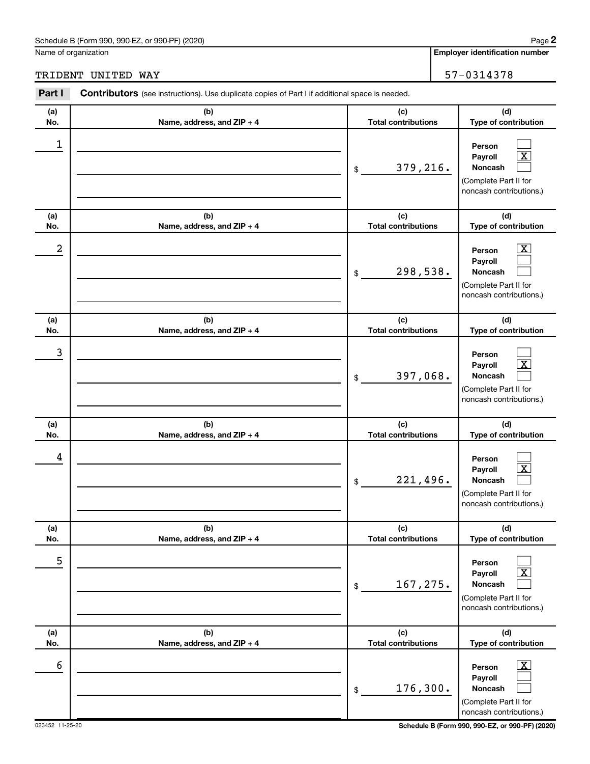Name of organization

TRIDENT UNITED WAY

**Employer identification number**

57-0314378

## Part I Contributors (see instructions). Use duplicate copies of Part I if additional space is needed.

| (a) No. | (b) Name, address, and ZIP + 4 | (c) Total contributions | (d) Type of contribution |
|---|---|---|---|
| 1 | | $ 379,216. | Person [ ] Payroll [X] Noncash [ ] (Complete Part II for noncash contributions.) |
| 2 | | $ 298,538. | Person [X] Payroll [ ] Noncash [ ] (Complete Part II for noncash contributions.) |
| 3 | | $ 397,068. | Person [ ] Payroll [X] Noncash [ ] (Complete Part II for noncash contributions.) |
| 4 | | $ 221,496. | Person [ ] Payroll [X] Noncash [ ] (Complete Part II for noncash contributions.) |
| 5 | | $ 167,275. | Person [ ] Payroll [X] Noncash [ ] (Complete Part II for noncash contributions.) |
| 6 | | $ 176,300. | Person [X] Payroll [ ] Noncash [ ] (Complete Part II for noncash contributions.) |

023452 11-25-20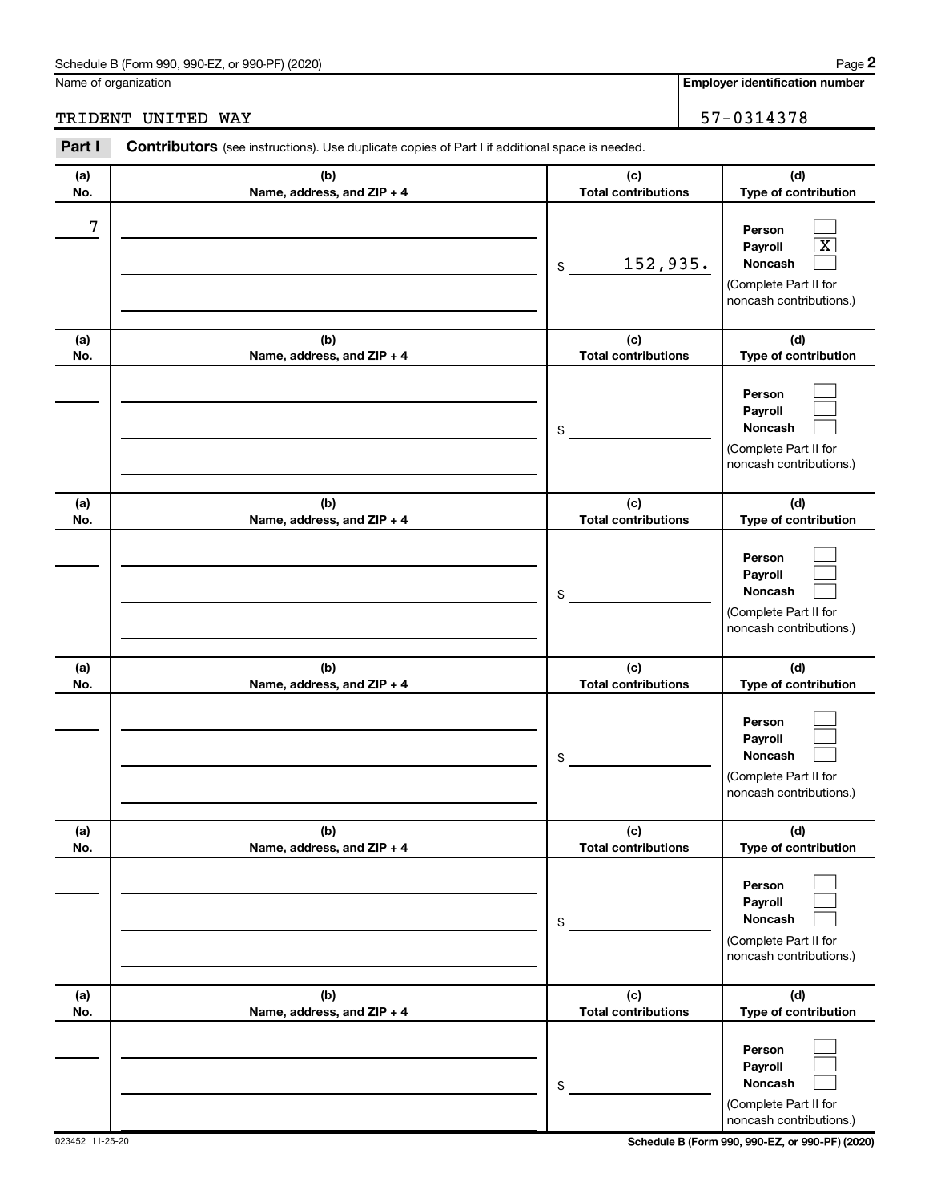Schedule B (Form 990, 990-EZ, or 990-PF) (2020)

Name of organization: TRIDENT UNITED WAY

Employer identification number: 57-0314378

**Part I** **Contributors** (see instructions). Use duplicate copies of Part I if additional space is needed.

| (a) No. | (b) Name, address, and ZIP + 4 | (c) Total contributions | (d) Type of contribution |
|---|---|---|---|
| 7 | | $ 152,935. | Person [ ] Payroll [X] Noncash [ ] (Complete Part II for noncash contributions.) |
| | | $ | Person [ ] Payroll [ ] Noncash [ ] (Complete Part II for noncash contributions.) |
| | | $ | Person [ ] Payroll [ ] Noncash [ ] (Complete Part II for noncash contributions.) |
| | | $ | Person [ ] Payroll [ ] Noncash [ ] (Complete Part II for noncash contributions.) |
| | | $ | Person [ ] Payroll [ ] Noncash [ ] (Complete Part II for noncash contributions.) |
| | | $ | Person [ ] Payroll [ ] Noncash [ ] (Complete Part II for noncash contributions.) |

023452 11-25-20

Schedule B (Form 990, 990-EZ, or 990-PF) (2020)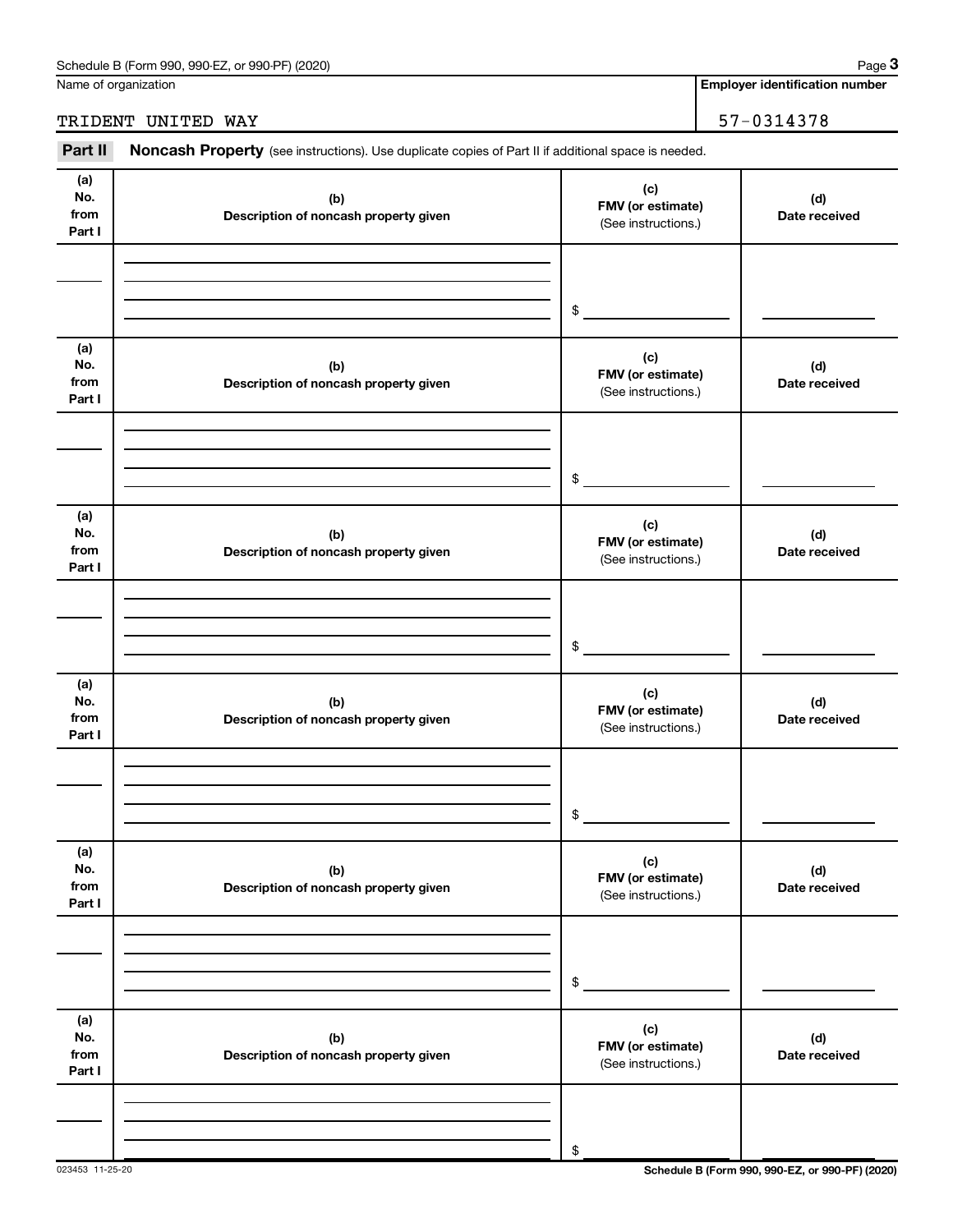Name of organization

TRIDENT UNITED WAY

**Employer identification number**

57-0314378

**Part II** **Noncash Property** (see instructions). Use duplicate copies of Part II if additional space is needed.

| (a) No. from Part I | (b) Description of noncash property given | (c) FMV (or estimate) (See instructions.) | (d) Date received |
|---|---|---|---|
| | | $ | |

| (a) No. from Part I | (b) Description of noncash property given | (c) FMV (or estimate) (See instructions.) | (d) Date received |
|---|---|---|---|
| | | $ | |

| (a) No. from Part I | (b) Description of noncash property given | (c) FMV (or estimate) (See instructions.) | (d) Date received |
|---|---|---|---|
| | | $ | |

| (a) No. from Part I | (b) Description of noncash property given | (c) FMV (or estimate) (See instructions.) | (d) Date received |
|---|---|---|---|
| | | $ | |

| (a) No. from Part I | (b) Description of noncash property given | (c) FMV (or estimate) (See instructions.) | (d) Date received |
|---|---|---|---|
| | | $ | |

| (a) No. from Part I | (b) Description of noncash property given | (c) FMV (or estimate) (See instructions.) | (d) Date received |
|---|---|---|---|
| | | $ | |

023453 11-25-20

**Schedule B (Form 990, 990-EZ, or 990-PF) (2020)**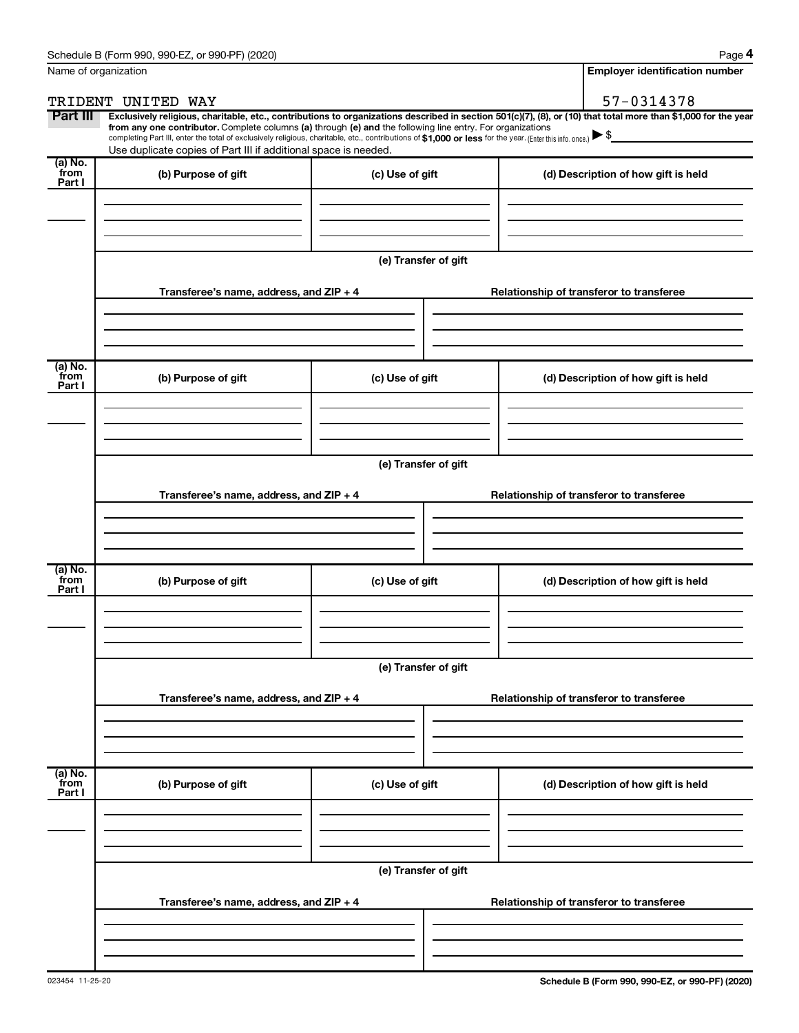Name of organization

TRIDENT UNITED WAY

**Employer identification number**

57-0314378

**Part III** **Exclusively religious, charitable, etc., contributions to organizations described in section 501(c)(7), (8), or (10) that total more than $1,000 for the year from any one contributor.** Complete columns **(a)** through **(e) and** the following line entry. For organizations completing Part III, enter the total of exclusively religious, charitable, etc., contributions of **$1,000 or less** for the year. (Enter this info. once.) ▶ $

Use duplicate copies of Part III if additional space is needed.

| (a) No. from Part I | (b) Purpose of gift | (c) Use of gift | (d) Description of how gift is held |
|---|---|---|---|
| | | | |

**(e) Transfer of gift**

| Transferee's name, address, and ZIP + 4 | Relationship of transferor to transferee |
|---|---|
| | |

| (a) No. from Part I | (b) Purpose of gift | (c) Use of gift | (d) Description of how gift is held |
|---|---|---|---|
| | | | |

**(e) Transfer of gift**

| Transferee's name, address, and ZIP + 4 | Relationship of transferor to transferee |
|---|---|
| | |

| (a) No. from Part I | (b) Purpose of gift | (c) Use of gift | (d) Description of how gift is held |
|---|---|---|---|
| | | | |

**(e) Transfer of gift**

| Transferee's name, address, and ZIP + 4 | Relationship of transferor to transferee |
|---|---|
| | |

| (a) No. from Part I | (b) Purpose of gift | (c) Use of gift | (d) Description of how gift is held |
|---|---|---|---|
| | | | |

**(e) Transfer of gift**

| Transferee's name, address, and ZIP + 4 | Relationship of transferor to transferee |
|---|---|
| | |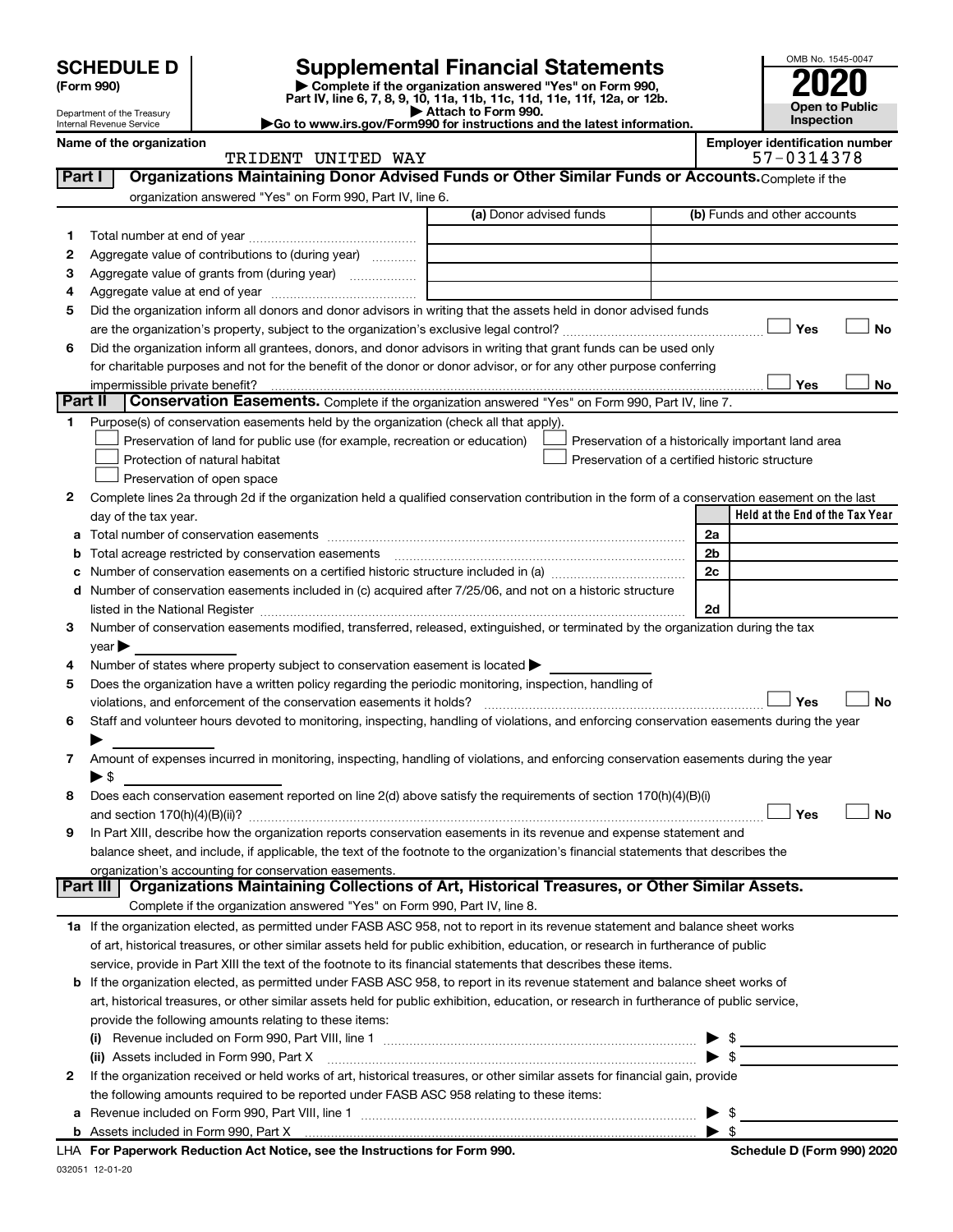# SCHEDULE D (Form 990)

Department of the Treasury
Internal Revenue Service

## Supplemental Financial Statements

▶ Complete if the organization answered "Yes" on Form 990, Part IV, line 6, 7, 8, 9, 10, 11a, 11b, 11c, 11d, 11e, 11f, 12a, or 12b.
▶ Attach to Form 990.
▶Go to www.irs.gov/Form990 for instructions and the latest information.

OMB No. 1545-0047
**2020**
**Open to Public Inspection**

**Name of the organization:** TRIDENT UNITED WAY
**Employer identification number:** 57-0314378

### Part I — Organizations Maintaining Donor Advised Funds or Other Similar Funds or Accounts. 

Complete if the organization answered "Yes" on Form 990, Part IV, line 6.

| | | (a) Donor advised funds | (b) Funds and other accounts |
|---|---|---|---|
| 1 | Total number at end of year | | |
| 2 | Aggregate value of contributions to (during year) | | |
| 3 | Aggregate value of grants from (during year) | | |
| 4 | Aggregate value at end of year | | |

5 Did the organization inform all donors and donor advisors in writing that the assets held in donor advised funds are the organization's property, subject to the organization's exclusive legal control? ☐ Yes ☐ No

6 Did the organization inform all grantees, donors, and donor advisors in writing that grant funds can be used only for charitable purposes and not for the benefit of the donor or donor advisor, or for any other purpose conferring impermissible private benefit? ☐ Yes ☐ No

### Part II — Conservation Easements. 

Complete if the organization answered "Yes" on Form 990, Part IV, line 7.

1 Purpose(s) of conservation easements held by the organization (check all that apply).
- ☐ Preservation of land for public use (for example, recreation or education)
- ☐ Protection of natural habitat
- ☐ Preservation of open space
- ☐ Preservation of a historically important land area
- ☐ Preservation of a certified historic structure

2 Complete lines 2a through 2d if the organization held a qualified conservation contribution in the form of a conservation easement on the last day of the tax year.

| | | | Held at the End of the Tax Year |
|---|---|---|---|
| a | Total number of conservation easements | 2a | |
| b | Total acreage restricted by conservation easements | 2b | |
| c | Number of conservation easements on a certified historic structure included in (a) | 2c | |
| d | Number of conservation easements included in (c) acquired after 7/25/06, and not on a historic structure listed in the National Register | 2d | |

3 Number of conservation easements modified, transferred, released, extinguished, or terminated by the organization during the tax year ▶

4 Number of states where property subject to conservation easement is located ▶

5 Does the organization have a written policy regarding the periodic monitoring, inspection, handling of violations, and enforcement of the conservation easements it holds? ☐ Yes ☐ No

6 Staff and volunteer hours devoted to monitoring, inspecting, handling of violations, and enforcing conservation easements during the year ▶

7 Amount of expenses incurred in monitoring, inspecting, handling of violations, and enforcing conservation easements during the year ▶ $

8 Does each conservation easement reported on line 2(d) above satisfy the requirements of section 170(h)(4)(B)(i) and section 170(h)(4)(B)(ii)? ☐ Yes ☐ No

9 In Part XIII, describe how the organization reports conservation easements in its revenue and expense statement and balance sheet, and include, if applicable, the text of the footnote to the organization's financial statements that describes the organization's accounting for conservation easements.

### Part III — Organizations Maintaining Collections of Art, Historical Treasures, or Other Similar Assets.

Complete if the organization answered "Yes" on Form 990, Part IV, line 8.

1a If the organization elected, as permitted under FASB ASC 958, not to report in its revenue statement and balance sheet works of art, historical treasures, or other similar assets held for public exhibition, education, or research in furtherance of public service, provide in Part XIII the text of the footnote to its financial statements that describes these items.

b If the organization elected, as permitted under FASB ASC 958, to report in its revenue statement and balance sheet works of art, historical treasures, or other similar assets held for public exhibition, education, or research in furtherance of public service, provide the following amounts relating to these items:

(i) Revenue included on Form 990, Part VIII, line 1 ▶ $

(ii) Assets included in Form 990, Part X ▶ $

2 If the organization received or held works of art, historical treasures, or other similar assets for financial gain, provide the following amounts required to be reported under FASB ASC 958 relating to these items:

a Revenue included on Form 990, Part VIII, line 1 ▶ $

b Assets included in Form 990, Part X ▶ $

**LHA For Paperwork Reduction Act Notice, see the Instructions for Form 990.** **Schedule D (Form 990) 2020**

032051 12-01-20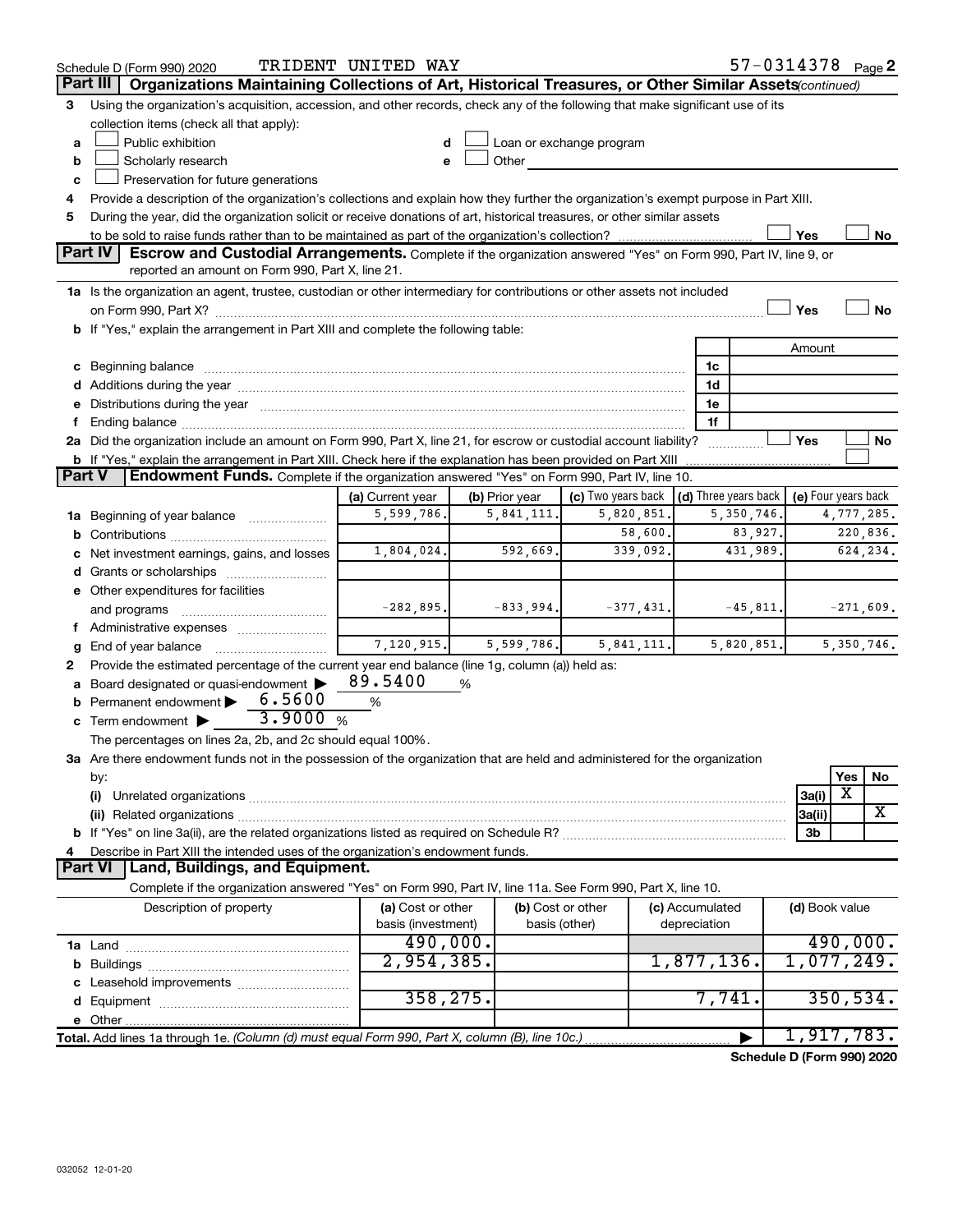Schedule D (Form 990) 2020 TRIDENT UNITED WAY 57-0314378 Page 2

**Part III — Organizations Maintaining Collections of Art, Historical Treasures, or Other Similar Assets** *(continued)*

3 Using the organization's acquisition, accession, and other records, check any of the following that make significant use of its collection items (check all that apply):

- a ☐ Public exhibition
- b ☐ Scholarly research
- c ☐ Preservation for future generations
- d ☐ Loan or exchange program
- e ☐ Other

4 Provide a description of the organization's collections and explain how they further the organization's exempt purpose in Part XIII.

5 During the year, did the organization solicit or receive donations of art, historical treasures, or other similar assets to be sold to raise funds rather than to be maintained as part of the organization's collection? ☐ Yes ☐ No

**Part IV — Escrow and Custodial Arrangements.** Complete if the organization answered "Yes" on Form 990, Part IV, line 9, or reported an amount on Form 990, Part X, line 21.

1a Is the organization an agent, trustee, custodian or other intermediary for contributions or other assets not included on Form 990, Part X? ☐ Yes ☐ No

b If "Yes," explain the arrangement in Part XIII and complete the following table:

| | | Amount |
|---|---|---|
| c Beginning balance | 1c | |
| d Additions during the year | 1d | |
| e Distributions during the year | 1e | |
| f Ending balance | 1f | |

2a Did the organization include an amount on Form 990, Part X, line 21, for escrow or custodial account liability? ☐ Yes ☐ No

b If "Yes," explain the arrangement in Part XIII. Check here if the explanation has been provided on Part XIII ☐

**Part V — Endowment Funds.** Complete if the organization answered "Yes" on Form 990, Part IV, line 10.

| | (a) Current year | (b) Prior year | (c) Two years back | (d) Three years back | (e) Four years back |
|---|---|---|---|---|---|
| 1a Beginning of year balance | 5,599,786. | 5,841,111. | 5,820,851. | 5,350,746. | 4,777,285. |
| b Contributions | | | 58,600. | 83,927. | 220,836. |
| c Net investment earnings, gains, and losses | 1,804,024. | 592,669. | 339,092. | 431,989. | 624,234. |
| d Grants or scholarships | | | | | |
| e Other expenditures for facilities and programs | -282,895. | -833,994. | -377,431. | -45,811. | -271,609. |
| f Administrative expenses | | | | | |
| g End of year balance | 7,120,915. | 5,599,786. | 5,841,111. | 5,820,851. | 5,350,746. |

2 Provide the estimated percentage of the current year end balance (line 1g, column (a)) held as:

- a Board designated or quasi-endowment ▶ 89.5400 %
- b Permanent endowment ▶ 6.5600 %
- c Term endowment ▶ 3.9000 %

The percentages on lines 2a, 2b, and 2c should equal 100%.

3a Are there endowment funds not in the possession of the organization that are held and administered for the organization by:

| | | Yes | No |
|---|---|---|---|
| (i) Unrelated organizations | 3a(i) | X | |
| (ii) Related organizations | 3a(ii) | | X |
| b If "Yes" on line 3a(ii), are the related organizations listed as required on Schedule R? | 3b | | |

4 Describe in Part XIII the intended uses of the organization's endowment funds.

**Part VI — Land, Buildings, and Equipment.**

Complete if the organization answered "Yes" on Form 990, Part IV, line 11a. See Form 990, Part X, line 10.

| Description of property | (a) Cost or other basis (investment) | (b) Cost or other basis (other) | (c) Accumulated depreciation | (d) Book value |
|---|---|---|---|---|
| 1a Land | 490,000. | | | 490,000. |
| b Buildings | 2,954,385. | | 1,877,136. | 1,077,249. |
| c Leasehold improvements | | | | |
| d Equipment | 358,275. | | 7,741. | 350,534. |
| e Other | | | | |
| Total. Add lines 1a through 1e. *(Column (d) must equal Form 990, Part X, column (B), line 10c.)* ▶ | | | | 1,917,783. |

Schedule D (Form 990) 2020

032052 12-01-20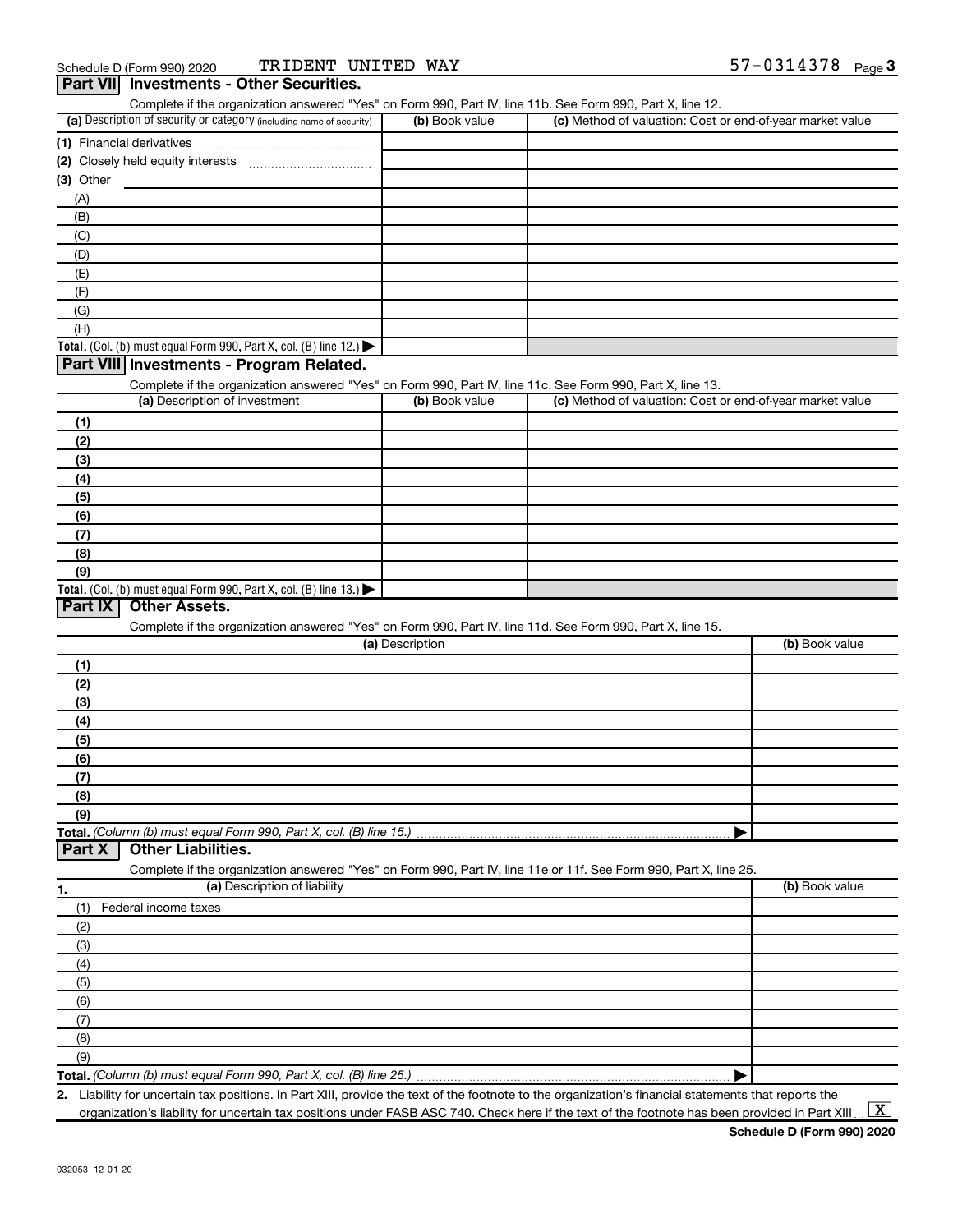Schedule D (Form 990) 2020 TRIDENT UNITED WAY 57-0314378

## Part VII Investments - Other Securities.

Complete if the organization answered "Yes" on Form 990, Part IV, line 11b. See Form 990, Part X, line 12.

| (a) Description of security or category (including name of security) | (b) Book value | (c) Method of valuation: Cost or end-of-year market value |
|---|---|---|
| (1) Financial derivatives | | |
| (2) Closely held equity interests | | |
| (3) Other | | |
| (A) | | |
| (B) | | |
| (C) | | |
| (D) | | |
| (E) | | |
| (F) | | |
| (G) | | |
| (H) | | |
| **Total.** (Col. (b) must equal Form 990, Part X, col. (B) line 12.) ▶ | | |

## Part VIII Investments - Program Related.

Complete if the organization answered "Yes" on Form 990, Part IV, line 11c. See Form 990, Part X, line 13.

| (a) Description of investment | (b) Book value | (c) Method of valuation: Cost or end-of-year market value |
|---|---|---|
| (1) | | |
| (2) | | |
| (3) | | |
| (4) | | |
| (5) | | |
| (6) | | |
| (7) | | |
| (8) | | |
| (9) | | |
| **Total.** (Col. (b) must equal Form 990, Part X, col. (B) line 13.) ▶ | | |

## Part IX Other Assets.

Complete if the organization answered "Yes" on Form 990, Part IV, line 11d. See Form 990, Part X, line 15.

| (a) Description | (b) Book value |
|---|---|
| (1) | |
| (2) | |
| (3) | |
| (4) | |
| (5) | |
| (6) | |
| (7) | |
| (8) | |
| (9) | |
| **Total.** *(Column (b) must equal Form 990, Part X, col. (B) line 15.)* ▶ | |

## Part X Other Liabilities.

Complete if the organization answered "Yes" on Form 990, Part IV, line 11e or 11f. See Form 990, Part X, line 25.

| 1. (a) Description of liability | (b) Book value |
|---|---|
| (1) Federal income taxes | |
| (2) | |
| (3) | |
| (4) | |
| (5) | |
| (6) | |
| (7) | |
| (8) | |
| (9) | |
| **Total.** *(Column (b) must equal Form 990, Part X, col. (B) line 25.)* ▶ | |

**2.** Liability for uncertain tax positions. In Part XIII, provide the text of the footnote to the organization's financial statements that reports the organization's liability for uncertain tax positions under FASB ASC 740. Check here if the text of the footnote has been provided in Part XIII ... [X]

**Schedule D (Form 990) 2020**

032053 12-01-20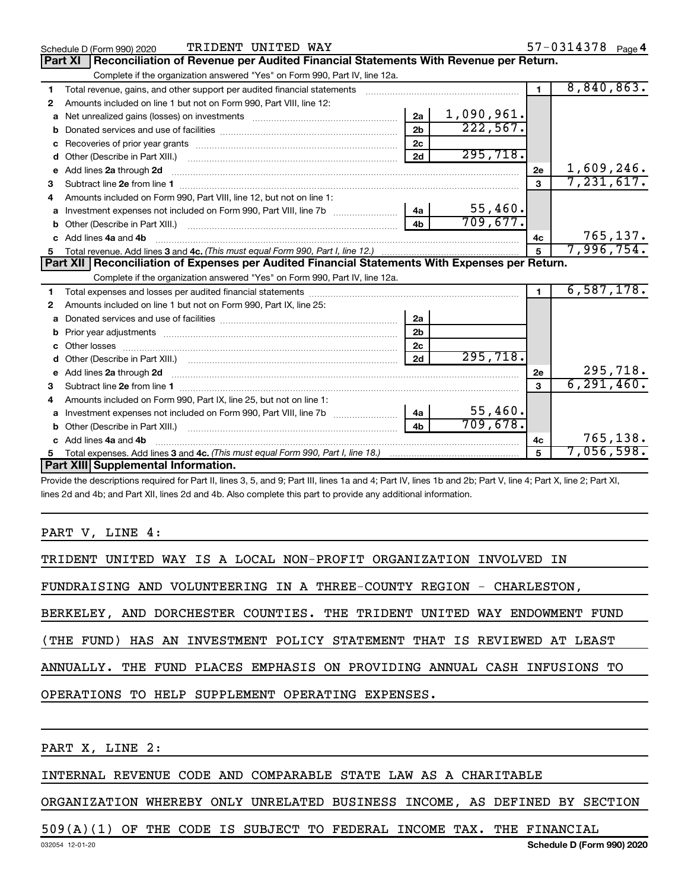Schedule D (Form 990) 2020 TRIDENT UNITED WAY 57-0314378 Page 4

## Part XI Reconciliation of Revenue per Audited Financial Statements With Revenue per Return.

Complete if the organization answered "Yes" on Form 990, Part IV, line 12a.

| | | | | | |
|---|---|---|---|---|---|
| 1 | Total revenue, gains, and other support per audited financial statements | | | 1 | 8,840,863. |
| 2 | Amounts included on line 1 but not on Form 990, Part VIII, line 12: | | | | |
| a | Net unrealized gains (losses) on investments | 2a | 1,090,961. | | |
| b | Donated services and use of facilities | 2b | 222,567. | | |
| c | Recoveries of prior year grants | 2c | | | |
| d | Other (Describe in Part XIII.) | 2d | 295,718. | | |
| e | Add lines 2a through 2d | | | 2e | 1,609,246. |
| 3 | Subtract line 2e from line 1 | | | 3 | 7,231,617. |
| 4 | Amounts included on Form 990, Part VIII, line 12, but not on line 1: | | | | |
| a | Investment expenses not included on Form 990, Part VIII, line 7b | 4a | 55,460. | | |
| b | Other (Describe in Part XIII.) | 4b | 709,677. | | |
| c | Add lines 4a and 4b | | | 4c | 765,137. |
| 5 | Total revenue. Add lines 3 and 4c. *(This must equal Form 990, Part I, line 12.)* | | | 5 | 7,996,754. |

## Part XII Reconciliation of Expenses per Audited Financial Statements With Expenses per Return.

Complete if the organization answered "Yes" on Form 990, Part IV, line 12a.

| | | | | | |
|---|---|---|---|---|---|
| 1 | Total expenses and losses per audited financial statements | | | 1 | 6,587,178. |
| 2 | Amounts included on line 1 but not on Form 990, Part IX, line 25: | | | | |
| a | Donated services and use of facilities | 2a | | | |
| b | Prior year adjustments | 2b | | | |
| c | Other losses | 2c | | | |
| d | Other (Describe in Part XIII.) | 2d | 295,718. | | |
| e | Add lines 2a through 2d | | | 2e | 295,718. |
| 3 | Subtract line 2e from line 1 | | | 3 | 6,291,460. |
| 4 | Amounts included on Form 990, Part IX, line 25, but not on line 1: | | | | |
| a | Investment expenses not included on Form 990, Part VIII, line 7b | 4a | 55,460. | | |
| b | Other (Describe in Part XIII.) | 4b | 709,678. | | |
| c | Add lines 4a and 4b | | | 4c | 765,138. |
| 5 | Total expenses. Add lines 3 and 4c. *(This must equal Form 990, Part I, line 18.)* | | | 5 | 7,056,598. |

## Part XIII Supplemental Information.

Provide the descriptions required for Part II, lines 3, 5, and 9; Part III, lines 1a and 4; Part IV, lines 1b and 2b; Part V, line 4; Part X, line 2; Part XI, lines 2d and 4b; and Part XII, lines 2d and 4b. Also complete this part to provide any additional information.

PART V, LINE 4:

TRIDENT UNITED WAY IS A LOCAL NON-PROFIT ORGANIZATION INVOLVED IN FUNDRAISING AND VOLUNTEERING IN A THREE-COUNTY REGION - CHARLESTON, BERKELEY, AND DORCHESTER COUNTIES. THE TRIDENT UNITED WAY ENDOWMENT FUND (THE FUND) HAS AN INVESTMENT POLICY STATEMENT THAT IS REVIEWED AT LEAST ANNUALLY. THE FUND PLACES EMPHASIS ON PROVIDING ANNUAL CASH INFUSIONS TO OPERATIONS TO HELP SUPPLEMENT OPERATING EXPENSES.

PART X, LINE 2:

INTERNAL REVENUE CODE AND COMPARABLE STATE LAW AS A CHARITABLE ORGANIZATION WHEREBY ONLY UNRELATED BUSINESS INCOME, AS DEFINED BY SECTION 509(A)(1) OF THE CODE IS SUBJECT TO FEDERAL INCOME TAX. THE FINANCIAL

032054 12-01-20 Schedule D (Form 990) 2020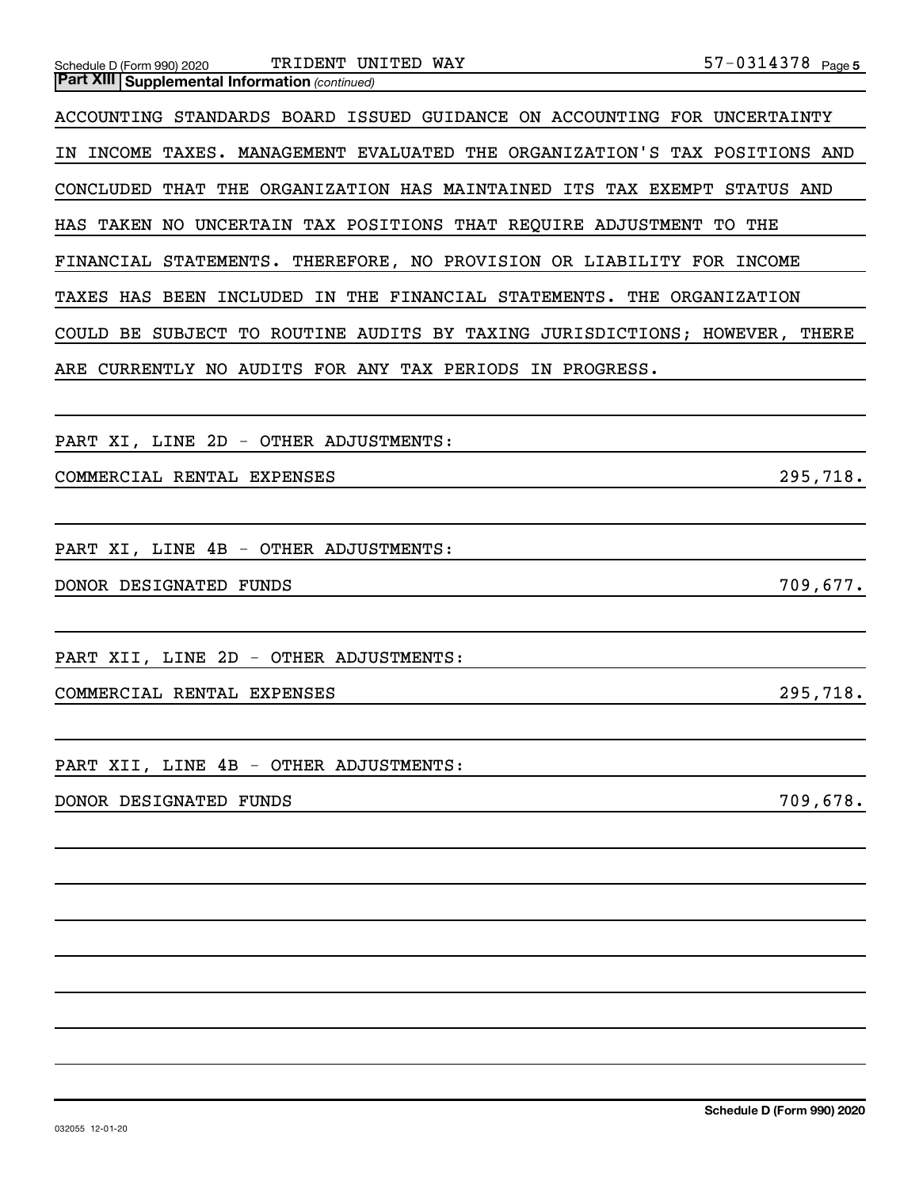**Part XIII | Supplemental Information** *(continued)*

ACCOUNTING STANDARDS BOARD ISSUED GUIDANCE ON ACCOUNTING FOR UNCERTAINTY IN INCOME TAXES. MANAGEMENT EVALUATED THE ORGANIZATION'S TAX POSITIONS AND CONCLUDED THAT THE ORGANIZATION HAS MAINTAINED ITS TAX EXEMPT STATUS AND HAS TAKEN NO UNCERTAIN TAX POSITIONS THAT REQUIRE ADJUSTMENT TO THE FINANCIAL STATEMENTS. THEREFORE, NO PROVISION OR LIABILITY FOR INCOME TAXES HAS BEEN INCLUDED IN THE FINANCIAL STATEMENTS. THE ORGANIZATION COULD BE SUBJECT TO ROUTINE AUDITS BY TAXING JURISDICTIONS; HOWEVER, THERE ARE CURRENTLY NO AUDITS FOR ANY TAX PERIODS IN PROGRESS.

PART XI, LINE 2D - OTHER ADJUSTMENTS:

| | |
|---|---|
| COMMERCIAL RENTAL EXPENSES | 295,718. |

PART XI, LINE 4B - OTHER ADJUSTMENTS:

| | |
|---|---|
| DONOR DESIGNATED FUNDS | 709,677. |

PART XII, LINE 2D - OTHER ADJUSTMENTS:

| | |
|---|---|
| COMMERCIAL RENTAL EXPENSES | 295,718. |

PART XII, LINE 4B - OTHER ADJUSTMENTS:

| | |
|---|---|
| DONOR DESIGNATED FUNDS | 709,678. |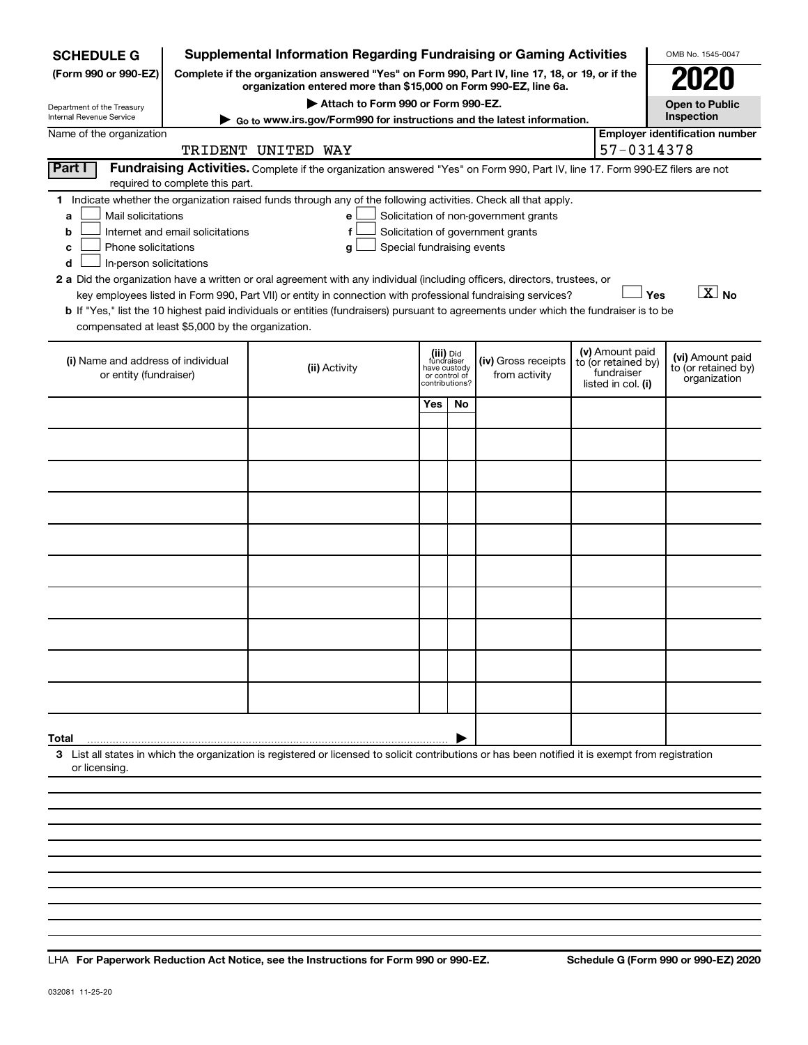**SCHEDULE G** (Form 990 or 990-EZ)

Department of the Treasury
Internal Revenue Service

# Supplemental Information Regarding Fundraising or Gaming Activities

**Complete if the organization answered "Yes" on Form 990, Part IV, line 17, 18, or 19, or if the organization entered more than $15,000 on Form 990-EZ, line 6a.**

**▶ Attach to Form 990 or Form 990-EZ.**

**▶ Go to www.irs.gov/Form990 for instructions and the latest information.**

OMB No. 1545-0047

**2020**

**Open to Public Inspection**

Name of the organization: TRIDENT UNITED WAY

**Employer identification number:** 57-0314378

## Part I Fundraising Activities.

Complete if the organization answered "Yes" on Form 990, Part IV, line 17. Form 990-EZ filers are not required to complete this part.

1 Indicate whether the organization raised funds through any of the following activities. Check all that apply.

- a ☐ Mail solicitations
- b ☐ Internet and email solicitations
- c ☐ Phone solicitations
- d ☐ In-person solicitations
- e ☐ Solicitation of non-government grants
- f ☐ Solicitation of government grants
- g ☐ Special fundraising events

**2 a** Did the organization have a written or oral agreement with any individual (including officers, directors, trustees, or key employees listed in Form 990, Part VII) or entity in connection with professional fundraising services? ☐ Yes ☒ No

**b** If "Yes," list the 10 highest paid individuals or entities (fundraisers) pursuant to agreements under which the fundraiser is to be compensated at least $5,000 by the organization.

| (i) Name and address of individual or entity (fundraiser) | (ii) Activity | (iii) Did fundraiser have custody or control of contributions? Yes | No | (iv) Gross receipts from activity | (v) Amount paid to (or retained by) fundraiser listed in col. (i) | (vi) Amount paid to (or retained by) organization |
|---|---|---|---|---|---|---|
| | | | | | | |
| | | | | | | |
| | | | | | | |
| | | | | | | |
| | | | | | | |
| | | | | | | |
| | | | | | | |
| | | | | | | |
| | | | | | | |
| | | | | | | |
| **Total** ▶ | | | | | | |

**3** List all states in which the organization is registered or licensed to solicit contributions or has been notified it is exempt from registration or licensing.

LHA **For Paperwork Reduction Act Notice, see the Instructions for Form 990 or 990-EZ.** **Schedule G (Form 990 or 990-EZ) 2020**

032081 11-25-20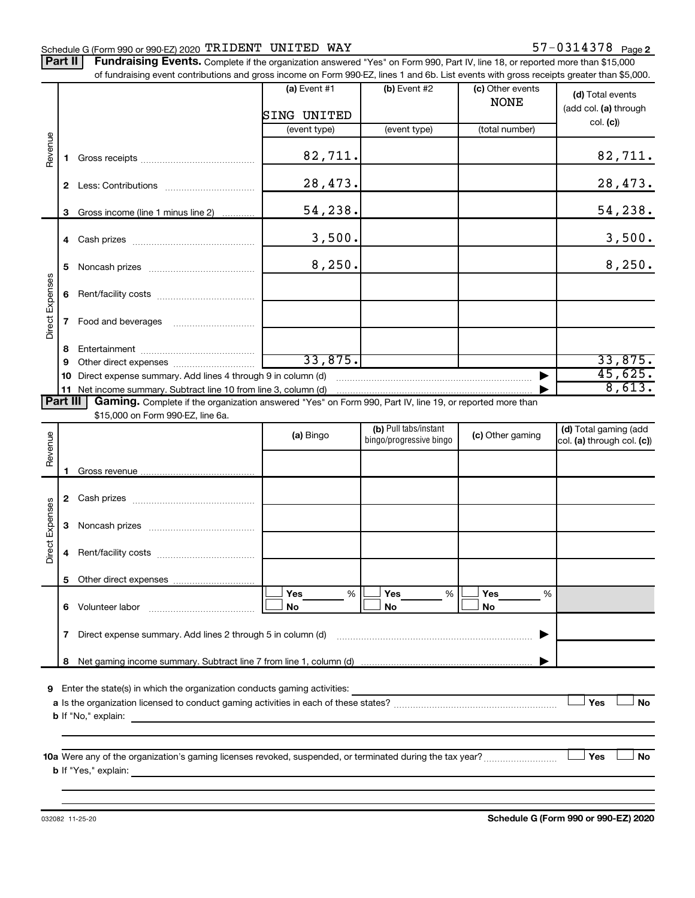Schedule G (Form 990 or 990-EZ) 2020 TRIDENT UNITED WAY 57-0314378 Page **2**

**Part II** **Fundraising Events.** Complete if the organization answered "Yes" on Form 990, Part IV, line 18, or reported more than $15,000 of fundraising event contributions and gross income on Form 990-EZ, lines 1 and 6b. List events with gross receipts greater than $5,000.

| | | (a) Event #1 | (b) Event #2 | (c) Other events | (d) Total events (add col. (a) through col. (c)) |
|---|---|---|---|---|---|
| | | SING UNITED | | NONE | |
| | | (event type) | (event type) | (total number) | |
| Revenue | 1 Gross receipts | 82,711. | | | 82,711. |
| | 2 Less: Contributions | 28,473. | | | 28,473. |
| | 3 Gross income (line 1 minus line 2) | 54,238. | | | 54,238. |
| Direct Expenses | 4 Cash prizes | 3,500. | | | 3,500. |
| | 5 Noncash prizes | 8,250. | | | 8,250. |
| | 6 Rent/facility costs | | | | |
| | 7 Food and beverages | | | | |
| | 8 Entertainment | | | | |
| | 9 Other direct expenses | 33,875. | | | 33,875. |
| | 10 Direct expense summary. Add lines 4 through 9 in column (d) | | | ▶ | 45,625. |
| | 11 Net income summary. Subtract line 10 from line 3, column (d) | | | ▶ | 8,613. |

**Part III** **Gaming.** Complete if the organization answered "Yes" on Form 990, Part IV, line 19, or reported more than $15,000 on Form 990-EZ, line 6a.

| | | (a) Bingo | (b) Pull tabs/instant bingo/progressive bingo | (c) Other gaming | (d) Total gaming (add col. (a) through col. (c)) |
|---|---|---|---|---|---|
| Revenue | 1 Gross revenue | | | | |
| Direct Expenses | 2 Cash prizes | | | | |
| | 3 Noncash prizes | | | | |
| | 4 Rent/facility costs | | | | |
| | 5 Other direct expenses | | | | |
| | 6 Volunteer labor | ☐ Yes ___ % ☐ No | ☐ Yes ___ % ☐ No | ☐ Yes ___ % ☐ No | |
| | 7 Direct expense summary. Add lines 2 through 5 in column (d) | | | ▶ | |
| | 8 Net gaming income summary. Subtract line 7 from line 1, column (d) | | | ▶ | |

**9** Enter the state(s) in which the organization conducts gaming activities:

**a** Is the organization licensed to conduct gaming activities in each of these states? ☐ Yes ☐ No

**b** If "No," explain:

**10a** Were any of the organization's gaming licenses revoked, suspended, or terminated during the tax year? ☐ Yes ☐ No

**b** If "Yes," explain:

032082 11-25-20 **Schedule G (Form 990 or 990-EZ) 2020**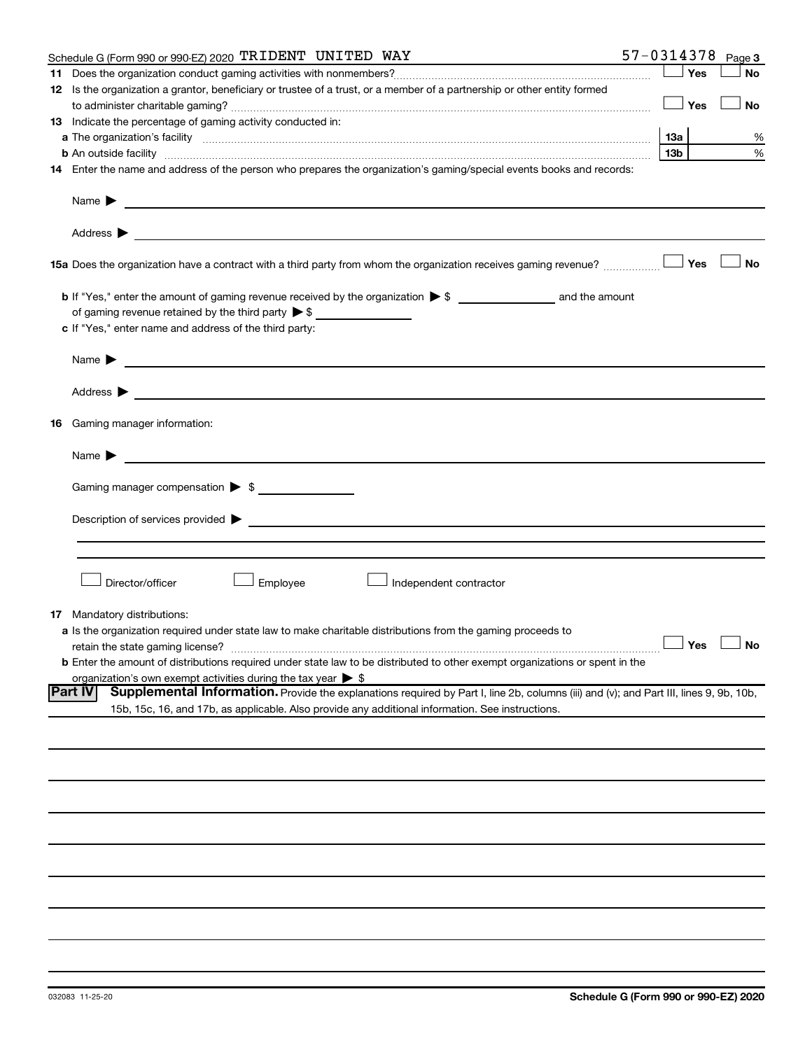Schedule G (Form 990 or 990-EZ) 2020 TRIDENT UNITED WAY 57-0314378 Page 3

**11** Does the organization conduct gaming activities with nonmembers? ☐ Yes ☐ No

**12** Is the organization a grantor, beneficiary or trustee of a trust, or a member of a partnership or other entity formed to administer charitable gaming? ☐ Yes ☐ No

**13** Indicate the percentage of gaming activity conducted in:

**a** The organization's facility **13a** %

**b** An outside facility **13b** %

**14** Enter the name and address of the person who prepares the organization's gaming/special events books and records:

Name ▶

Address ▶

**15a** Does the organization have a contract with a third party from whom the organization receives gaming revenue? ☐ Yes ☐ No

**b** If "Yes," enter the amount of gaming revenue received by the organization ▶ $ ______ and the amount of gaming revenue retained by the third party ▶ $ ______

**c** If "Yes," enter name and address of the third party:

Name ▶

Address ▶

**16** Gaming manager information:

Name ▶

Gaming manager compensation ▶ $

Description of services provided ▶

☐ Director/officer ☐ Employee ☐ Independent contractor

**17** Mandatory distributions:

**a** Is the organization required under state law to make charitable distributions from the gaming proceeds to retain the state gaming license? ☐ Yes ☐ No

**b** Enter the amount of distributions required under state law to be distributed to other exempt organizations or spent in the organization's own exempt activities during the tax year ▶ $

**Part IV** **Supplemental Information.** Provide the explanations required by Part I, line 2b, columns (iii) and (v); and Part III, lines 9, 9b, 10b, 15b, 15c, 16, and 17b, as applicable. Also provide any additional information. See instructions.

032083 11-25-20 **Schedule G (Form 990 or 990-EZ) 2020**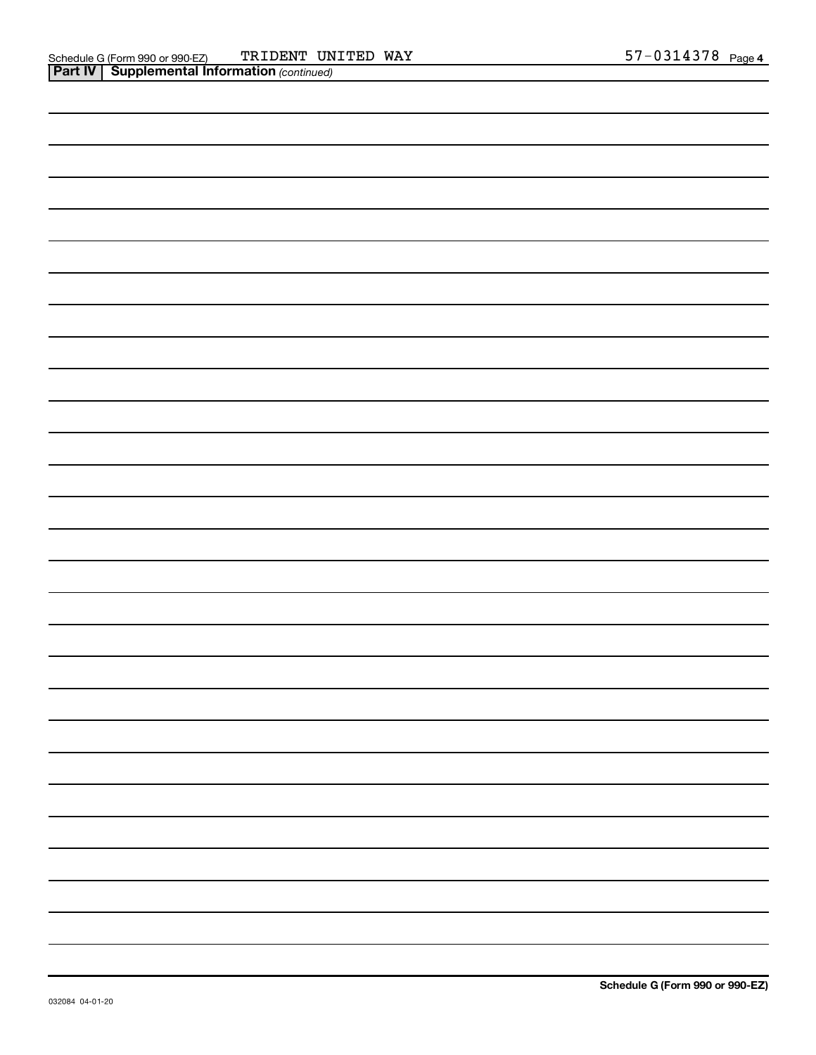Schedule G (Form 990 or 990-EZ) TRIDENT UNITED WAY 57-0314378 Page 4

**Part IV | Supplemental Information** *(continued)*

**Schedule G (Form 990 or 990-EZ)**

032084 04-01-20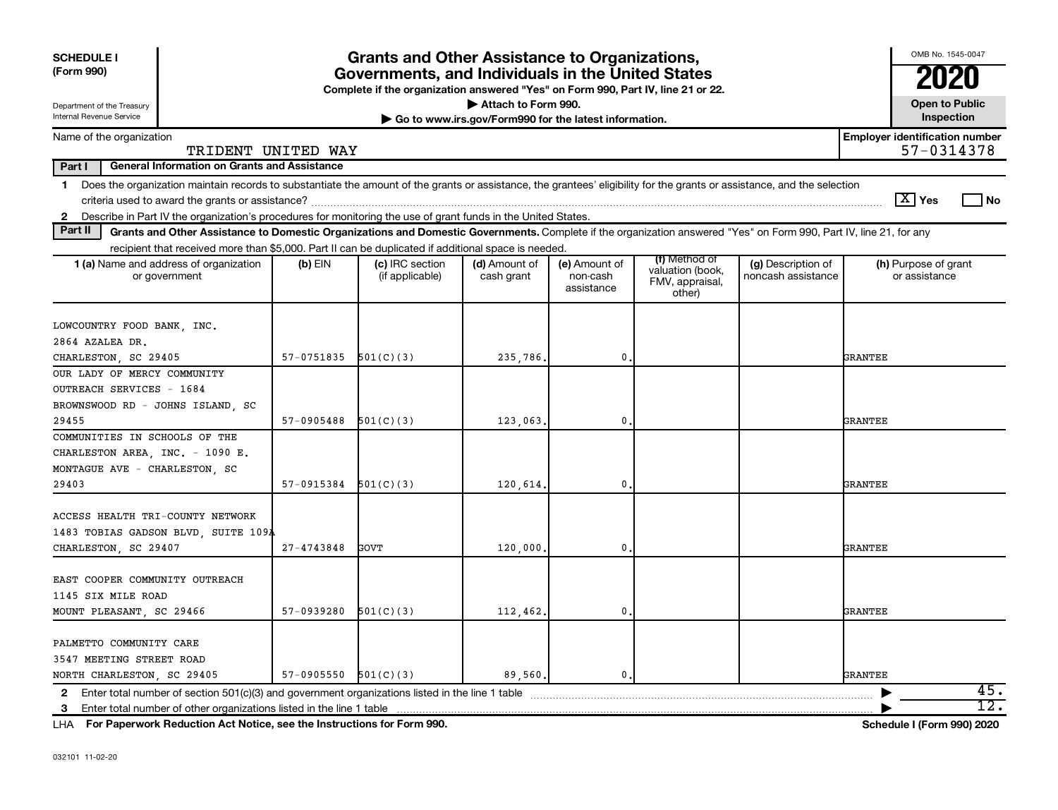**SCHEDULE I**
**(Form 990)**

Department of the Treasury
Internal Revenue Service

# Grants and Other Assistance to Organizations, Governments, and Individuals in the United States

**Complete if the organization answered "Yes" on Form 990, Part IV, line 21 or 22.**
**▶ Attach to Form 990.**
**▶ Go to www.irs.gov/Form990 for the latest information.**

OMB No. 1545-0047
**2020**
**Open to Public Inspection**

Name of the organization: TRIDENT UNITED WAY

**Employer identification number:** 57-0314378

**Part I — General Information on Grants and Assistance**

**1** Does the organization maintain records to substantiate the amount of the grants or assistance, the grantees' eligibility for the grants or assistance, and the selection criteria used to award the grants or assistance? [X] Yes [ ] No

**2** Describe in Part IV the organization's procedures for monitoring the use of grant funds in the United States.

**Part II — Grants and Other Assistance to Domestic Organizations and Domestic Governments.** Complete if the organization answered "Yes" on Form 990, Part IV, line 21, for any recipient that received more than $5,000. Part II can be duplicated if additional space is needed.

| 1 (a) Name and address of organization or government | (b) EIN | (c) IRC section (if applicable) | (d) Amount of cash grant | (e) Amount of non-cash assistance | (f) Method of valuation (book, FMV, appraisal, other) | (g) Description of noncash assistance | (h) Purpose of grant or assistance |
|---|---|---|---|---|---|---|---|
| LOWCOUNTRY FOOD BANK, INC. 2864 AZALEA DR. CHARLESTON, SC 29405 | 57-0751835 | 501(C)(3) | 235,786. | 0. | | | GRANTEE |
| OUR LADY OF MERCY COMMUNITY OUTREACH SERVICES - 1684 BROWNSWOOD RD - JOHNS ISLAND, SC 29455 | 57-0905488 | 501(C)(3) | 123,063. | 0. | | | GRANTEE |
| COMMUNITIES IN SCHOOLS OF THE CHARLESTON AREA, INC. - 1090 E. MONTAGUE AVE - CHARLESTON, SC 29403 | 57-0915384 | 501(C)(3) | 120,614. | 0. | | | GRANTEE |
| ACCESS HEALTH TRI-COUNTY NETWORK 1483 TOBIAS GADSON BLVD, SUITE 109A CHARLESTON, SC 29407 | 27-4743848 | GOVT | 120,000. | 0. | | | GRANTEE |
| EAST COOPER COMMUNITY OUTREACH 1145 SIX MILE ROAD MOUNT PLEASANT, SC 29466 | 57-0939280 | 501(C)(3) | 112,462. | 0. | | | GRANTEE |
| PALMETTO COMMUNITY CARE 3547 MEETING STREET ROAD NORTH CHARLESTON, SC 29405 | 57-0905550 | 501(C)(3) | 89,560. | 0. | | | GRANTEE |

**2** Enter total number of section 501(c)(3) and government organizations listed in the line 1 table ▶ 45.

**3** Enter total number of other organizations listed in the line 1 table ▶ 12.

**LHA For Paperwork Reduction Act Notice, see the Instructions for Form 990.** **Schedule I (Form 990) 2020**

032101 11-02-20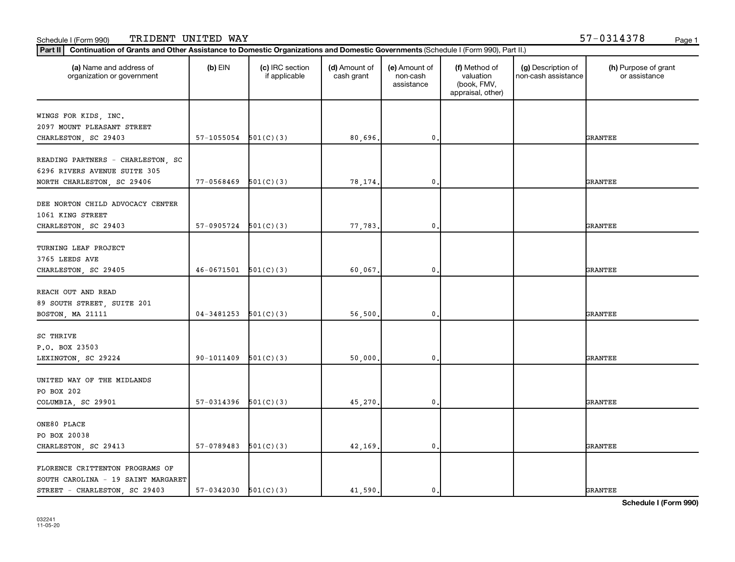Schedule I (Form 990) TRIDENT UNITED WAY 57-0314378

**Part II** **Continuation of Grants and Other Assistance to Domestic Organizations and Domestic Governments** (Schedule I (Form 990), Part II.)

| (a) Name and address of organization or government | (b) EIN | (c) IRC section if applicable | (d) Amount of cash grant | (e) Amount of non-cash assistance | (f) Method of valuation (book, FMV, appraisal, other) | (g) Description of non-cash assistance | (h) Purpose of grant or assistance |
|---|---|---|---|---|---|---|---|
| WINGS FOR KIDS, INC.<br>2097 MOUNT PLEASANT STREET<br>CHARLESTON, SC 29403 | 57-1055054 | 501(C)(3) | 80,696. | 0. | | | GRANTEE |
| READING PARTNERS - CHARLESTON, SC<br>6296 RIVERS AVENUE SUITE 305<br>NORTH CHARLESTON, SC 29406 | 77-0568469 | 501(C)(3) | 78,174. | 0. | | | GRANTEE |
| DEE NORTON CHILD ADVOCACY CENTER<br>1061 KING STREET<br>CHARLESTON, SC 29403 | 57-0905724 | 501(C)(3) | 77,783. | 0. | | | GRANTEE |
| TURNING LEAF PROJECT<br>3765 LEEDS AVE<br>CHARLESTON, SC 29405 | 46-0671501 | 501(C)(3) | 60,067. | 0. | | | GRANTEE |
| REACH OUT AND READ<br>89 SOUTH STREET, SUITE 201<br>BOSTON, MA 21111 | 04-3481253 | 501(C)(3) | 56,500. | 0. | | | GRANTEE |
| SC THRIVE<br>P.O. BOX 23503<br>LEXINGTON, SC 29224 | 90-1011409 | 501(C)(3) | 50,000. | 0. | | | GRANTEE |
| UNITED WAY OF THE MIDLANDS<br>PO BOX 202<br>COLUMBIA, SC 29901 | 57-0314396 | 501(C)(3) | 45,270. | 0. | | | GRANTEE |
| ONE80 PLACE<br>PO BOX 20038<br>CHARLESTON, SC 29413 | 57-0789483 | 501(C)(3) | 42,169. | 0. | | | GRANTEE |
| FLORENCE CRITTENTON PROGRAMS OF<br>SOUTH CAROLINA - 19 SAINT MARGARET<br>STREET - CHARLESTON, SC 29403 | 57-0342030 | 501(C)(3) | 41,590. | 0. | | | GRANTEE |

**Schedule I (Form 990)**

032241
11-05-20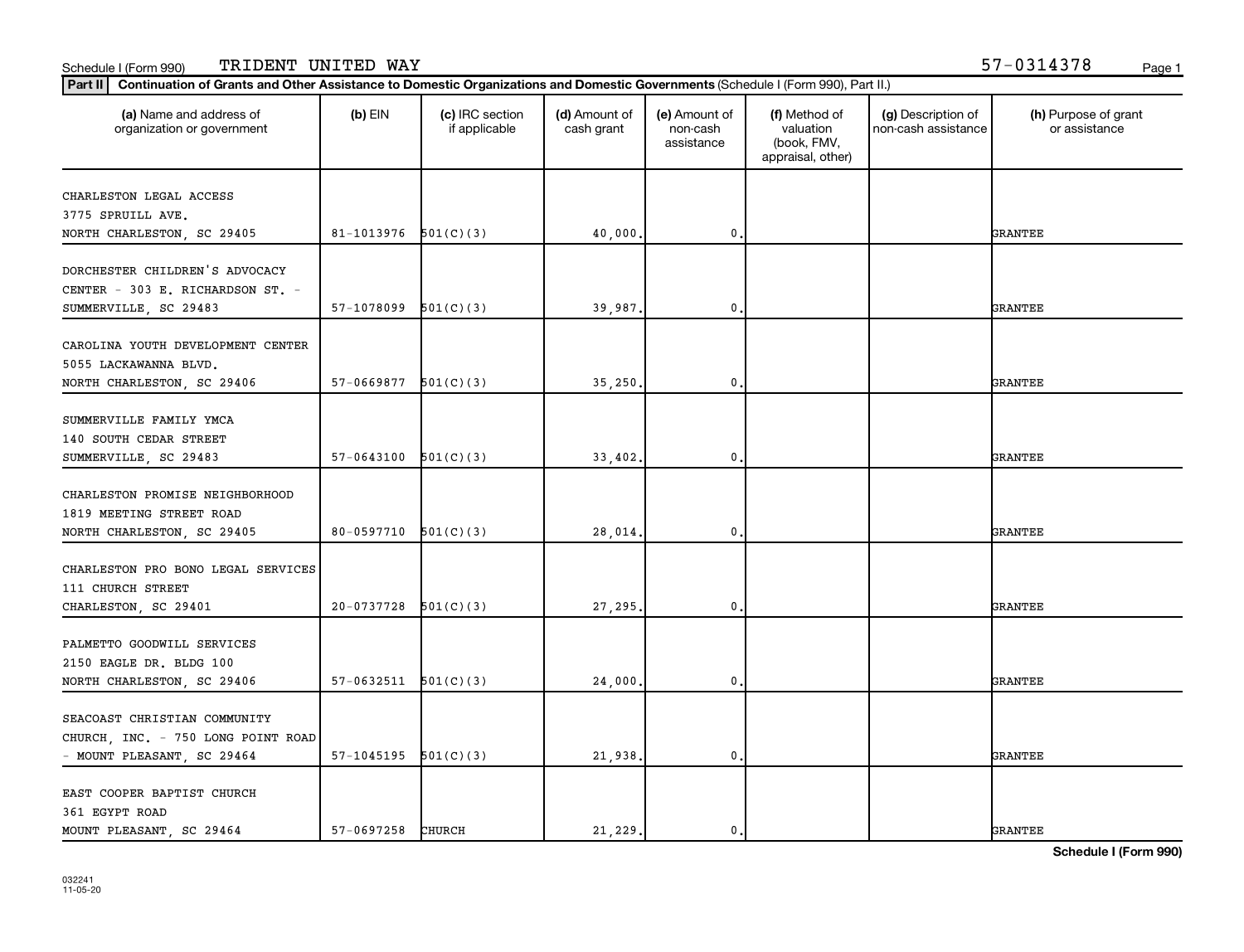Schedule I (Form 990) TRIDENT UNITED WAY 57-0314378

**Part II** **Continuation of Grants and Other Assistance to Domestic Organizations and Domestic Governments** (Schedule I (Form 990), Part II.)

| (a) Name and address of organization or government | (b) EIN | (c) IRC section if applicable | (d) Amount of cash grant | (e) Amount of non-cash assistance | (f) Method of valuation (book, FMV, appraisal, other) | (g) Description of non-cash assistance | (h) Purpose of grant or assistance |
|---|---|---|---|---|---|---|---|
| CHARLESTON LEGAL ACCESS 3775 SPRUILL AVE. NORTH CHARLESTON, SC 29405 | 81-1013976 | 501(C)(3) | 40,000. | 0. | | | GRANTEE |
| DORCHESTER CHILDREN'S ADVOCACY CENTER - 303 E. RICHARDSON ST. - SUMMERVILLE, SC 29483 | 57-1078099 | 501(C)(3) | 39,987. | 0. | | | GRANTEE |
| CAROLINA YOUTH DEVELOPMENT CENTER 5055 LACKAWANNA BLVD. NORTH CHARLESTON, SC 29406 | 57-0669877 | 501(C)(3) | 35,250. | 0. | | | GRANTEE |
| SUMMERVILLE FAMILY YMCA 140 SOUTH CEDAR STREET SUMMERVILLE, SC 29483 | 57-0643100 | 501(C)(3) | 33,402. | 0. | | | GRANTEE |
| CHARLESTON PROMISE NEIGHBORHOOD 1819 MEETING STREET ROAD NORTH CHARLESTON, SC 29405 | 80-0597710 | 501(C)(3) | 28,014. | 0. | | | GRANTEE |
| CHARLESTON PRO BONO LEGAL SERVICES 111 CHURCH STREET CHARLESTON, SC 29401 | 20-0737728 | 501(C)(3) | 27,295. | 0. | | | GRANTEE |
| PALMETTO GOODWILL SERVICES 2150 EAGLE DR. BLDG 100 NORTH CHARLESTON, SC 29406 | 57-0632511 | 501(C)(3) | 24,000. | 0. | | | GRANTEE |
| SEACOAST CHRISTIAN COMMUNITY CHURCH, INC. - 750 LONG POINT ROAD - MOUNT PLEASANT, SC 29464 | 57-1045195 | 501(C)(3) | 21,938. | 0. | | | GRANTEE |
| EAST COOPER BAPTIST CHURCH 361 EGYPT ROAD MOUNT PLEASANT, SC 29464 | 57-0697258 | CHURCH | 21,229. | 0. | | | GRANTEE |

**Schedule I (Form 990)**

032241
11-05-20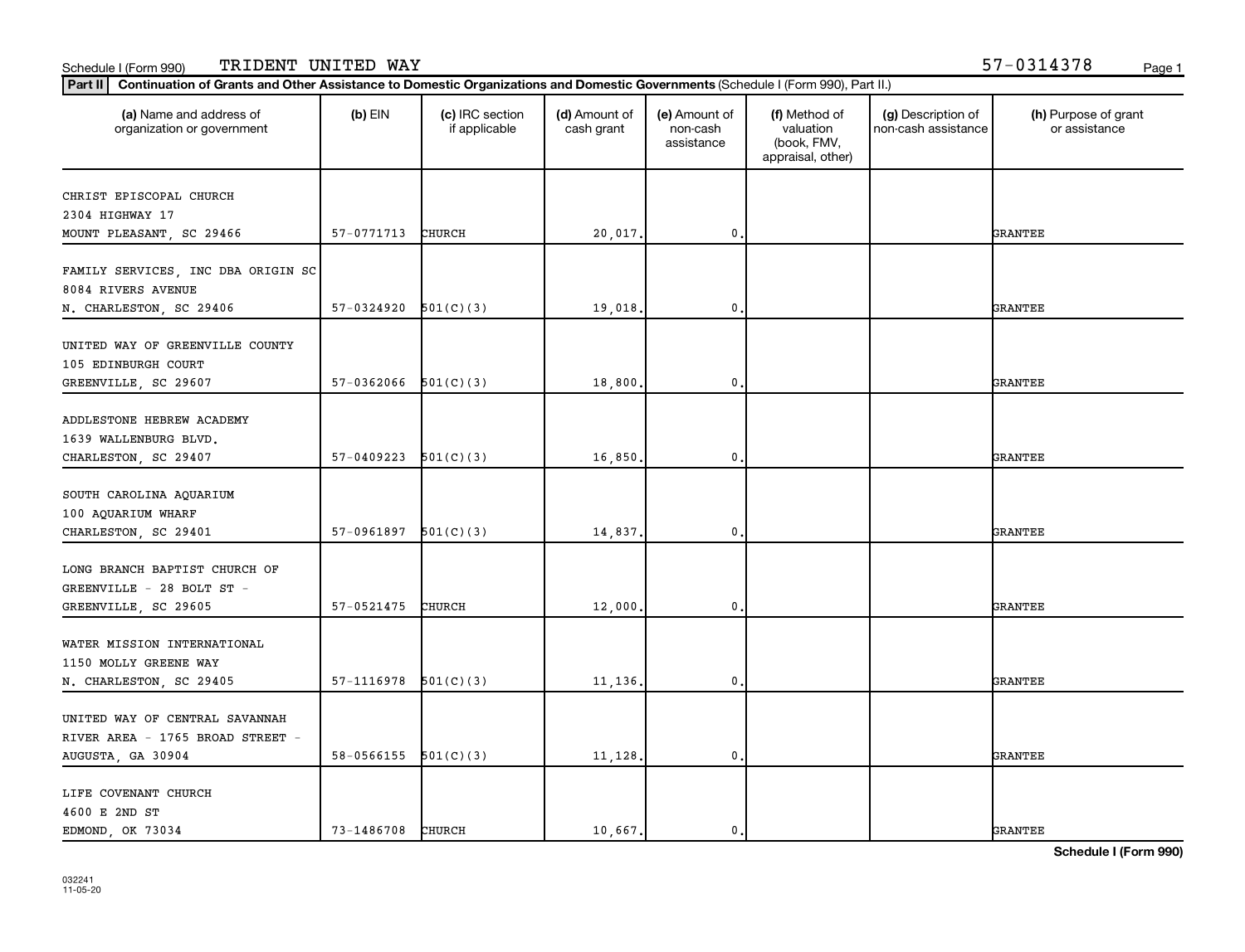Schedule I (Form 990) TRIDENT UNITED WAY 57-0314378

**Part II** **Continuation of Grants and Other Assistance to Domestic Organizations and Domestic Governments** (Schedule I (Form 990), Part II.)

| (a) Name and address of organization or government | (b) EIN | (c) IRC section if applicable | (d) Amount of cash grant | (e) Amount of non-cash assistance | (f) Method of valuation (book, FMV, appraisal, other) | (g) Description of non-cash assistance | (h) Purpose of grant or assistance |
|---|---|---|---|---|---|---|---|
| CHRIST EPISCOPAL CHURCH 2304 HIGHWAY 17 MOUNT PLEASANT, SC 29466 | 57-0771713 | CHURCH | 20,017. | 0. | | | GRANTEE |
| FAMILY SERVICES, INC DBA ORIGIN SC 8084 RIVERS AVENUE N. CHARLESTON, SC 29406 | 57-0324920 | 501(C)(3) | 19,018. | 0. | | | GRANTEE |
| UNITED WAY OF GREENVILLE COUNTY 105 EDINBURGH COURT GREENVILLE, SC 29607 | 57-0362066 | 501(C)(3) | 18,800. | 0. | | | GRANTEE |
| ADDLESTONE HEBREW ACADEMY 1639 WALLENBURG BLVD. CHARLESTON, SC 29407 | 57-0409223 | 501(C)(3) | 16,850. | 0. | | | GRANTEE |
| SOUTH CAROLINA AQUARIUM 100 AQUARIUM WHARF CHARLESTON, SC 29401 | 57-0961897 | 501(C)(3) | 14,837. | 0. | | | GRANTEE |
| LONG BRANCH BAPTIST CHURCH OF GREENVILLE - 28 BOLT ST - GREENVILLE, SC 29605 | 57-0521475 | CHURCH | 12,000. | 0. | | | GRANTEE |
| WATER MISSION INTERNATIONAL 1150 MOLLY GREENE WAY N. CHARLESTON, SC 29405 | 57-1116978 | 501(C)(3) | 11,136. | 0. | | | GRANTEE |
| UNITED WAY OF CENTRAL SAVANNAH RIVER AREA - 1765 BROAD STREET - AUGUSTA, GA 30904 | 58-0566155 | 501(C)(3) | 11,128. | 0. | | | GRANTEE |
| LIFE COVENANT CHURCH 4600 E 2ND ST EDMOND, OK 73034 | 73-1486708 | CHURCH | 10,667. | 0. | | | GRANTEE |

032241 11-05-20

**Schedule I (Form 990)**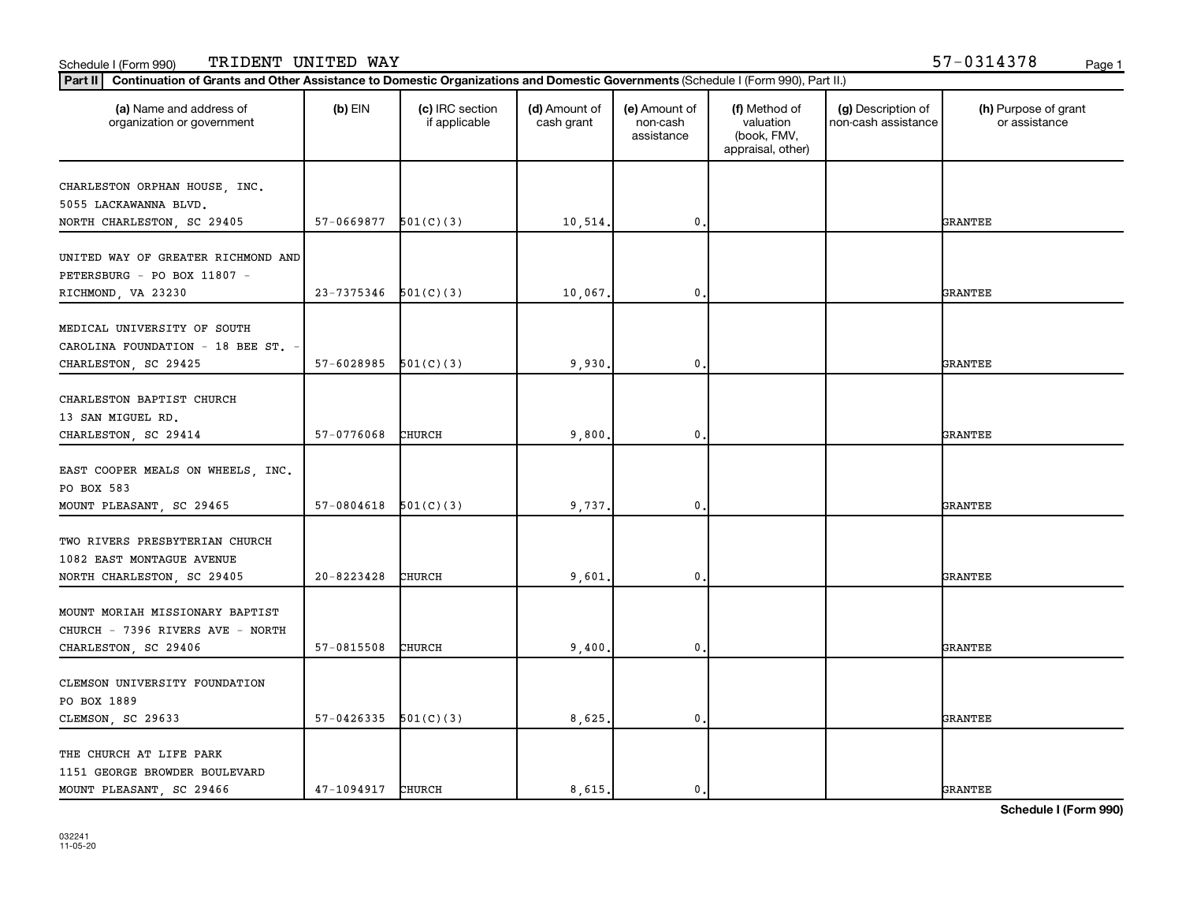Schedule I (Form 990) TRIDENT UNITED WAY 57-0314378

**Part II** **Continuation of Grants and Other Assistance to Domestic Organizations and Domestic Governments** (Schedule I (Form 990), Part II.)

| (a) Name and address of organization or government | (b) EIN | (c) IRC section if applicable | (d) Amount of cash grant | (e) Amount of non-cash assistance | (f) Method of valuation (book, FMV, appraisal, other) | (g) Description of non-cash assistance | (h) Purpose of grant or assistance |
|---|---|---|---|---|---|---|---|
| CHARLESTON ORPHAN HOUSE, INC. 5055 LACKAWANNA BLVD. NORTH CHARLESTON, SC 29405 | 57-0669877 | 501(C)(3) | 10,514. | 0. | | | GRANTEE |
| UNITED WAY OF GREATER RICHMOND AND PETERSBURG - PO BOX 11807 - RICHMOND, VA 23230 | 23-7375346 | 501(C)(3) | 10,067. | 0. | | | GRANTEE |
| MEDICAL UNIVERSITY OF SOUTH CAROLINA FOUNDATION - 18 BEE ST. - CHARLESTON, SC 29425 | 57-6028985 | 501(C)(3) | 9,930. | 0. | | | GRANTEE |
| CHARLESTON BAPTIST CHURCH 13 SAN MIGUEL RD. CHARLESTON, SC 29414 | 57-0776068 | CHURCH | 9,800. | 0. | | | GRANTEE |
| EAST COOPER MEALS ON WHEELS, INC. PO BOX 583 MOUNT PLEASANT, SC 29465 | 57-0804618 | 501(C)(3) | 9,737. | 0. | | | GRANTEE |
| TWO RIVERS PRESBYTERIAN CHURCH 1082 EAST MONTAGUE AVENUE NORTH CHARLESTON, SC 29405 | 20-8223428 | CHURCH | 9,601. | 0. | | | GRANTEE |
| MOUNT MORIAH MISSIONARY BAPTIST CHURCH - 7396 RIVERS AVE - NORTH CHARLESTON, SC 29406 | 57-0815508 | CHURCH | 9,400. | 0. | | | GRANTEE |
| CLEMSON UNIVERSITY FOUNDATION PO BOX 1889 CLEMSON, SC 29633 | 57-0426335 | 501(C)(3) | 8,625. | 0. | | | GRANTEE |
| THE CHURCH AT LIFE PARK 1151 GEORGE BROWDER BOULEVARD MOUNT PLEASANT, SC 29466 | 47-1094917 | CHURCH | 8,615. | 0. | | | GRANTEE |

**Schedule I (Form 990)**

032241
11-05-20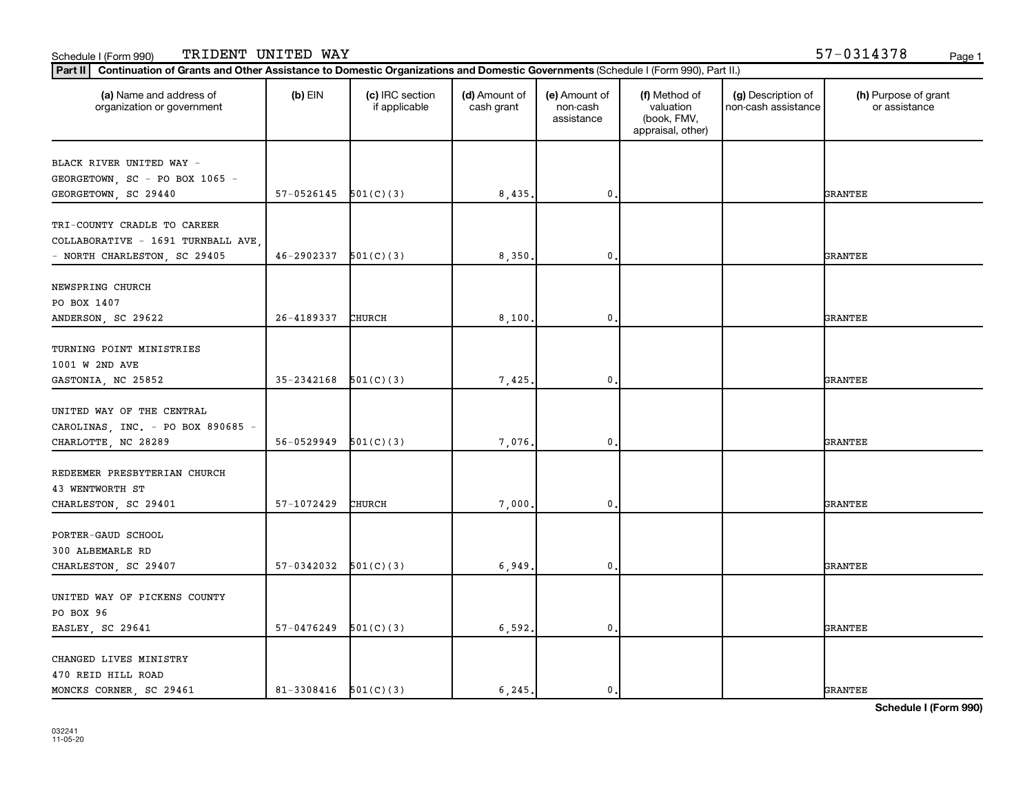Schedule I (Form 990) TRIDENT UNITED WAY 57-0314378

**Part II** **Continuation of Grants and Other Assistance to Domestic Organizations and Domestic Governments** (Schedule I (Form 990), Part II.)

| (a) Name and address of organization or government | (b) EIN | (c) IRC section if applicable | (d) Amount of cash grant | (e) Amount of non-cash assistance | (f) Method of valuation (book, FMV, appraisal, other) | (g) Description of non-cash assistance | (h) Purpose of grant or assistance |
|---|---|---|---|---|---|---|---|
| BLACK RIVER UNITED WAY - GEORGETOWN, SC - PO BOX 1065 - GEORGETOWN, SC 29440 | 57-0526145 | 501(C)(3) | 8,435. | 0. | | | GRANTEE |
| TRI-COUNTY CRADLE TO CAREER COLLABORATIVE - 1691 TURNBALL AVE, - NORTH CHARLESTON, SC 29405 | 46-2902337 | 501(C)(3) | 8,350. | 0. | | | GRANTEE |
| NEWSPRING CHURCH PO BOX 1407 ANDERSON, SC 29622 | 26-4189337 | CHURCH | 8,100. | 0. | | | GRANTEE |
| TURNING POINT MINISTRIES 1001 W 2ND AVE GASTONIA, NC 25852 | 35-2342168 | 501(C)(3) | 7,425. | 0. | | | GRANTEE |
| UNITED WAY OF THE CENTRAL CAROLINAS, INC. - PO BOX 890685 - CHARLOTTE, NC 28289 | 56-0529949 | 501(C)(3) | 7,076. | 0. | | | GRANTEE |
| REDEEMER PRESBYTERIAN CHURCH 43 WENTWORTH ST CHARLESTON, SC 29401 | 57-1072429 | CHURCH | 7,000. | 0. | | | GRANTEE |
| PORTER-GAUD SCHOOL 300 ALBEMARLE RD CHARLESTON, SC 29407 | 57-0342032 | 501(C)(3) | 6,949. | 0. | | | GRANTEE |
| UNITED WAY OF PICKENS COUNTY PO BOX 96 EASLEY, SC 29641 | 57-0476249 | 501(C)(3) | 6,592. | 0. | | | GRANTEE |
| CHANGED LIVES MINISTRY 470 REID HILL ROAD MONCKS CORNER, SC 29461 | 81-3308416 | 501(C)(3) | 6,245. | 0. | | | GRANTEE |

**Schedule I (Form 990)**

032241 11-05-20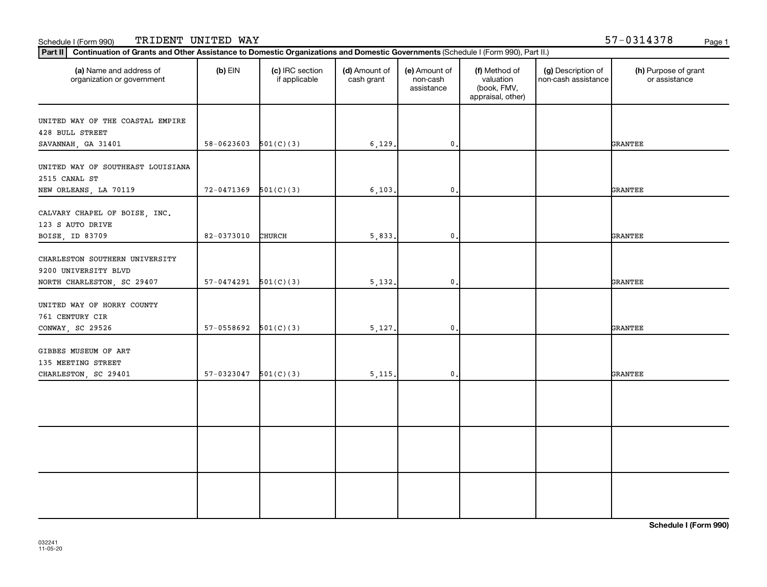Schedule I (Form 990) TRIDENT UNITED WAY 57-0314378

**Part II** **Continuation of Grants and Other Assistance to Domestic Organizations and Domestic Governments** (Schedule I (Form 990), Part II.)

| (a) Name and address of organization or government | (b) EIN | (c) IRC section if applicable | (d) Amount of cash grant | (e) Amount of non-cash assistance | (f) Method of valuation (book, FMV, appraisal, other) | (g) Description of non-cash assistance | (h) Purpose of grant or assistance |
|---|---|---|---|---|---|---|---|
| UNITED WAY OF THE COASTAL EMPIRE 428 BULL STREET SAVANNAH, GA 31401 | 58-0623603 | 501(C)(3) | 6,129. | 0. | | | GRANTEE |
| UNITED WAY OF SOUTHEAST LOUISIANA 2515 CANAL ST NEW ORLEANS, LA 70119 | 72-0471369 | 501(C)(3) | 6,103. | 0. | | | GRANTEE |
| CALVARY CHAPEL OF BOISE, INC. 123 S AUTO DRIVE BOISE, ID 83709 | 82-0373010 | CHURCH | 5,833. | 0. | | | GRANTEE |
| CHARLESTON SOUTHERN UNIVERSITY 9200 UNIVERSITY BLVD NORTH CHARLESTON, SC 29407 | 57-0474291 | 501(C)(3) | 5,132. | 0. | | | GRANTEE |
| UNITED WAY OF HORRY COUNTY 761 CENTURY CIR CONWAY, SC 29526 | 57-0558692 | 501(C)(3) | 5,127. | 0. | | | GRANTEE |
| GIBBES MUSEUM OF ART 135 MEETING STREET CHARLESTON, SC 29401 | 57-0323047 | 501(C)(3) | 5,115. | 0. | | | GRANTEE |
| | | | | | | | |
| | | | | | | | |
| | | | | | | | |

**Schedule I (Form 990)**

032241
11-05-20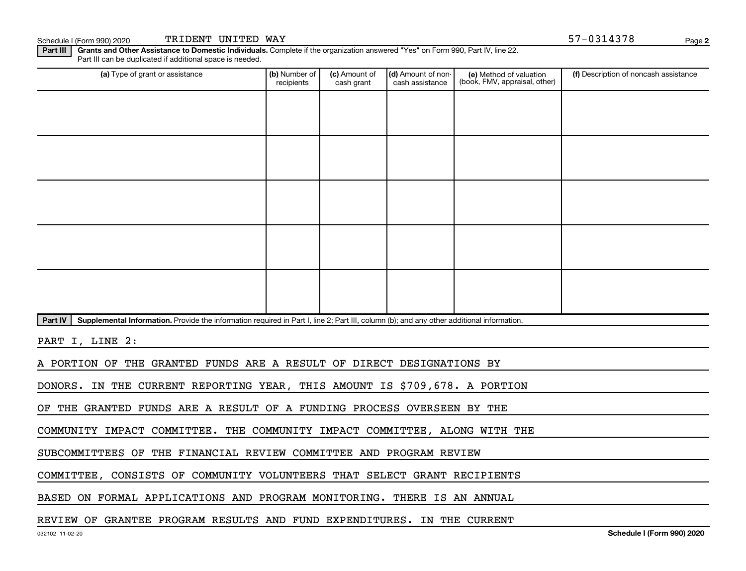Schedule I (Form 990) 2020 TRIDENT UNITED WAY 57-0314378

**Part III** **Grants and Other Assistance to Domestic Individuals.** Complete if the organization answered "Yes" on Form 990, Part IV, line 22. Part III can be duplicated if additional space is needed.

| (a) Type of grant or assistance | (b) Number of recipients | (c) Amount of cash grant | (d) Amount of non-cash assistance | (e) Method of valuation (book, FMV, appraisal, other) | (f) Description of noncash assistance |
|---|---|---|---|---|---|
| | | | | | |
| | | | | | |
| | | | | | |
| | | | | | |
| | | | | | |

**Part IV** **Supplemental Information.** Provide the information required in Part I, line 2; Part III, column (b); and any other additional information.

PART I, LINE 2:

A PORTION OF THE GRANTED FUNDS ARE A RESULT OF DIRECT DESIGNATIONS BY DONORS. IN THE CURRENT REPORTING YEAR, THIS AMOUNT IS $709,678. A PORTION OF THE GRANTED FUNDS ARE A RESULT OF A FUNDING PROCESS OVERSEEN BY THE COMMUNITY IMPACT COMMITTEE. THE COMMUNITY IMPACT COMMITTEE, ALONG WITH THE SUBCOMMITTEES OF THE FINANCIAL REVIEW COMMITTEE AND PROGRAM REVIEW COMMITTEE, CONSISTS OF COMMUNITY VOLUNTEERS THAT SELECT GRANT RECIPIENTS BASED ON FORMAL APPLICATIONS AND PROGRAM MONITORING. THERE IS AN ANNUAL REVIEW OF GRANTEE PROGRAM RESULTS AND FUND EXPENDITURES. IN THE CURRENT

032102 11-02-20 **Schedule I (Form 990) 2020**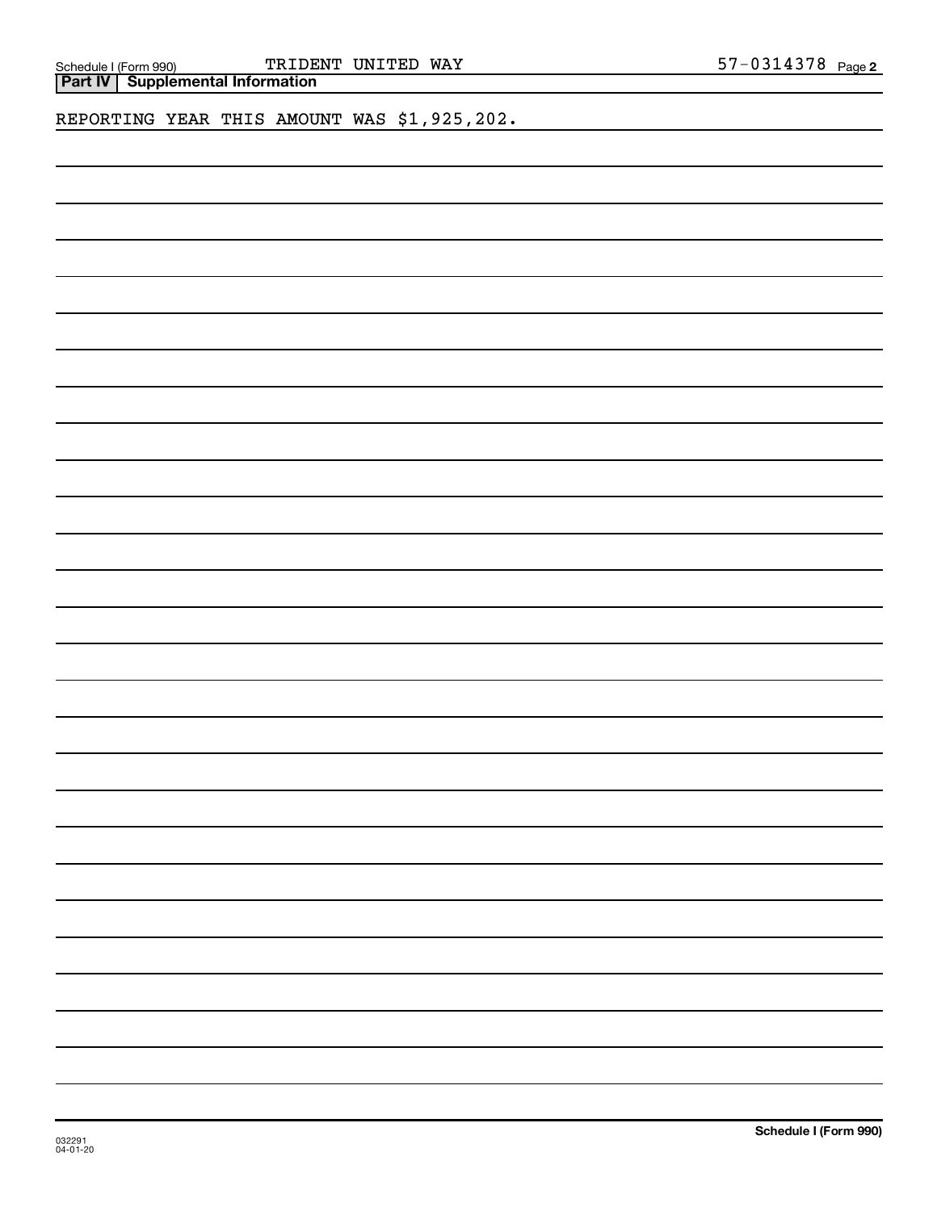## Part IV | Supplemental Information

REPORTING YEAR THIS AMOUNT WAS $1,925,202.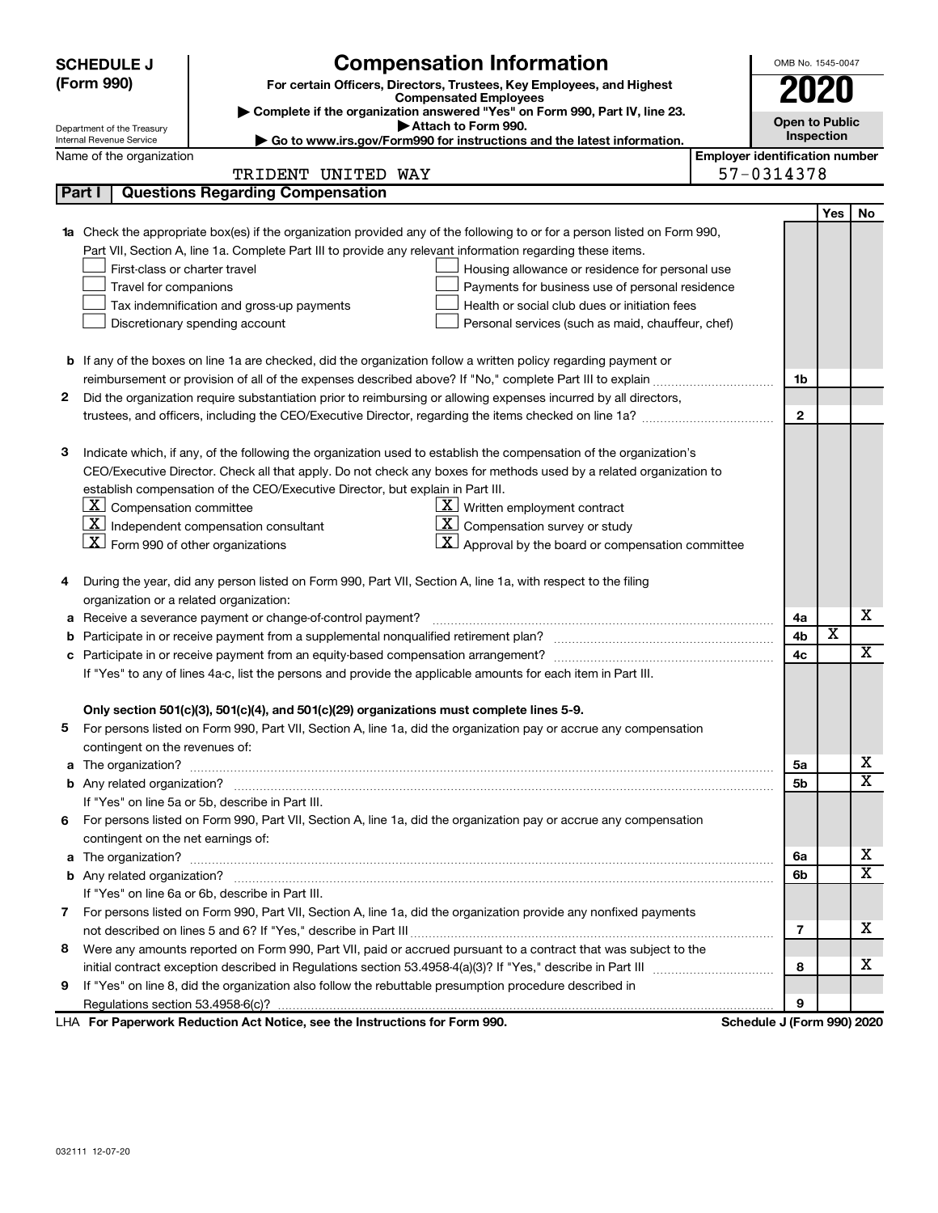# SCHEDULE J (Form 990)

## Compensation Information

**For certain Officers, Directors, Trustees, Key Employees, and Highest Compensated Employees**

▶ Complete if the organization answered "Yes" on Form 990, Part IV, line 23.

▶ Attach to Form 990.

▶ Go to www.irs.gov/Form990 for instructions and the latest information.

Department of the Treasury
Internal Revenue Service

OMB No. 1545-0047

**2020**

**Open to Public Inspection**

Name of the organization: TRIDENT UNITED WAY

Employer identification number: 57-0314378

### Part I — Questions Regarding Compensation

| | | | Yes | No |
|---|---|---|---|---|
| **1a** | Check the appropriate box(es) if the organization provided any of the following to or for a person listed on Form 990, Part VII, Section A, line 1a. Complete Part III to provide any relevant information regarding these items.<br>☐ First-class or charter travel ☐ Housing allowance or residence for personal use<br>☐ Travel for companions ☐ Payments for business use of personal residence<br>☐ Tax indemnification and gross-up payments ☐ Health or social club dues or initiation fees<br>☐ Discretionary spending account ☐ Personal services (such as maid, chauffeur, chef) | | | |
| **b** | If any of the boxes on line 1a are checked, did the organization follow a written policy regarding payment or reimbursement or provision of all of the expenses described above? If "No," complete Part III to explain | 1b | | |
| **2** | Did the organization require substantiation prior to reimbursing or allowing expenses incurred by all directors, trustees, and officers, including the CEO/Executive Director, regarding the items checked on line 1a? | 2 | | |
| **3** | Indicate which, if any, of the following the organization used to establish the compensation of the organization's CEO/Executive Director. Check all that apply. Do not check any boxes for methods used by a related organization to establish compensation of the CEO/Executive Director, but explain in Part III.<br>☒ Compensation committee ☒ Written employment contract<br>☒ Independent compensation consultant ☒ Compensation survey or study<br>☒ Form 990 of other organizations ☒ Approval by the board or compensation committee | | | |
| **4** | During the year, did any person listed on Form 990, Part VII, Section A, line 1a, with respect to the filing organization or a related organization: | | | |
| **a** | Receive a severance payment or change-of-control payment? | 4a | | X |
| **b** | Participate in or receive payment from a supplemental nonqualified retirement plan? | 4b | X | |
| **c** | Participate in or receive payment from an equity-based compensation arrangement? | 4c | | X |
| | If "Yes" to any of lines 4a-c, list the persons and provide the applicable amounts for each item in Part III. | | | |
| | **Only section 501(c)(3), 501(c)(4), and 501(c)(29) organizations must complete lines 5-9.** | | | |
| **5** | For persons listed on Form 990, Part VII, Section A, line 1a, did the organization pay or accrue any compensation contingent on the revenues of: | | | |
| **a** | The organization? | 5a | | X |
| **b** | Any related organization? | 5b | | X |
| | If "Yes" on line 5a or 5b, describe in Part III. | | | |
| **6** | For persons listed on Form 990, Part VII, Section A, line 1a, did the organization pay or accrue any compensation contingent on the net earnings of: | | | |
| **a** | The organization? | 6a | | X |
| **b** | Any related organization? | 6b | | X |
| | If "Yes" on line 6a or 6b, describe in Part III. | | | |
| **7** | For persons listed on Form 990, Part VII, Section A, line 1a, did the organization provide any nonfixed payments not described on lines 5 and 6? If "Yes," describe in Part III | 7 | | X |
| **8** | Were any amounts reported on Form 990, Part VII, paid or accrued pursuant to a contract that was subject to the initial contract exception described in Regulations section 53.4958-4(a)(3)? If "Yes," describe in Part III | 8 | | X |
| **9** | If "Yes" on line 8, did the organization also follow the rebuttable presumption procedure described in Regulations section 53.4958-6(c)? | 9 | | |

LHA **For Paperwork Reduction Act Notice, see the Instructions for Form 990.** **Schedule J (Form 990) 2020**

032111 12-07-20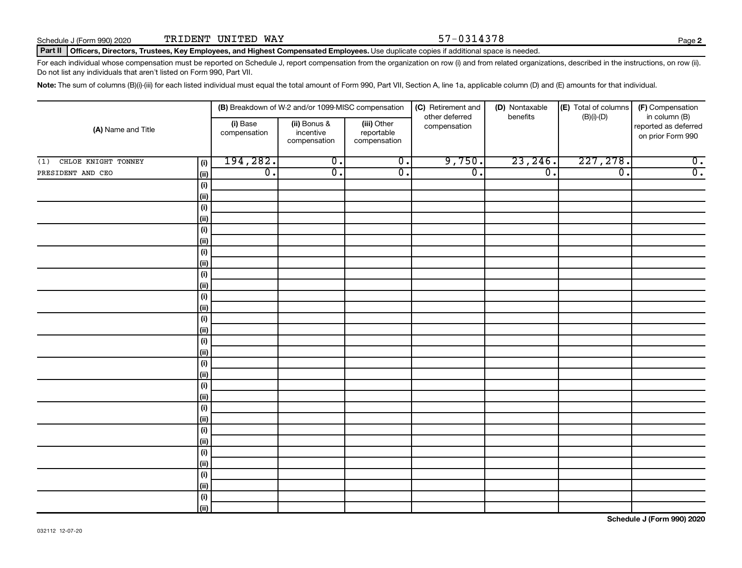Schedule J (Form 990) 2020 TRIDENT UNITED WAY 57-0314378

**Part II** **Officers, Directors, Trustees, Key Employees, and Highest Compensated Employees.** Use duplicate copies if additional space is needed.

For each individual whose compensation must be reported on Schedule J, report compensation from the organization on row (i) and from related organizations, described in the instructions, on row (ii). Do not list any individuals that aren't listed on Form 990, Part VII.

**Note:** The sum of columns (B)(i)-(iii) for each listed individual must equal the total amount of Form 990, Part VII, Section A, line 1a, applicable column (D) and (E) amounts for that individual.

| (A) Name and Title | | (B) Breakdown of W-2 and/or 1099-MISC compensation | | | (C) Retirement and other deferred compensation | (D) Nontaxable benefits | (E) Total of columns (B)(i)-(D) | (F) Compensation in column (B) reported as deferred on prior Form 990 |
|---|---|---|---|---|---|---|---|---|
| | | (i) Base compensation | (ii) Bonus & incentive compensation | (iii) Other reportable compensation | | | | |
| (1) CHLOE KNIGHT TONNEY | (i) | 194,282. | 0. | 0. | 9,750. | 23,246. | 227,278. | 0. |
| PRESIDENT AND CEO | (ii) | 0. | 0. | 0. | 0. | 0. | 0. | 0. |
| | (i) | | | | | | | |
| | (ii) | | | | | | | |
| | (i) | | | | | | | |
| | (ii) | | | | | | | |
| | (i) | | | | | | | |
| | (ii) | | | | | | | |
| | (i) | | | | | | | |
| | (ii) | | | | | | | |
| | (i) | | | | | | | |
| | (ii) | | | | | | | |
| | (i) | | | | | | | |
| | (ii) | | | | | | | |
| | (i) | | | | | | | |
| | (ii) | | | | | | | |
| | (i) | | | | | | | |
| | (ii) | | | | | | | |
| | (i) | | | | | | | |
| | (ii) | | | | | | | |
| | (i) | | | | | | | |
| | (ii) | | | | | | | |
| | (i) | | | | | | | |
| | (ii) | | | | | | | |
| | (i) | | | | | | | |
| | (ii) | | | | | | | |
| | (i) | | | | | | | |
| | (ii) | | | | | | | |
| | (i) | | | | | | | |
| | (ii) | | | | | | | |
| | (i) | | | | | | | |
| | (ii) | | | | | | | |

032112 12-07-20

**Schedule J (Form 990) 2020**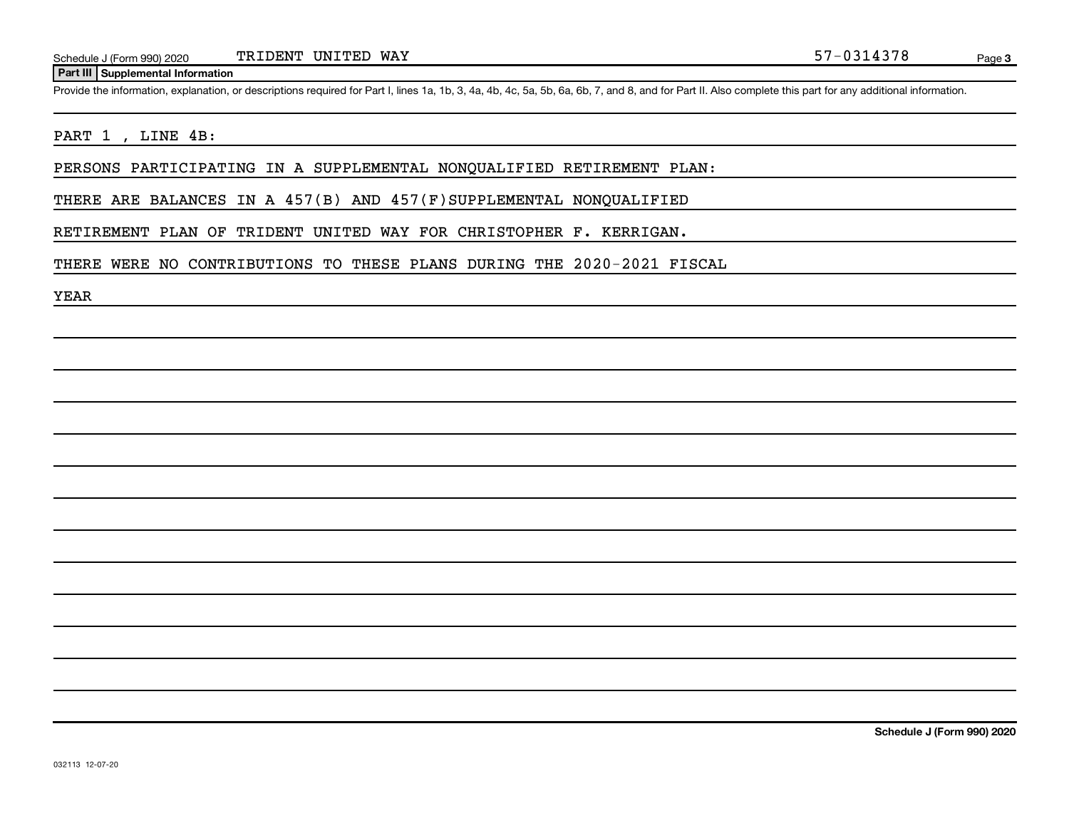Schedule J (Form 990) 2020 TRIDENT UNITED WAY 57-0314378

**Part III | Supplemental Information**

Provide the information, explanation, or descriptions required for Part I, lines 1a, 1b, 3, 4a, 4b, 4c, 5a, 5b, 6a, 6b, 7, and 8, and for Part II. Also complete this part for any additional information.

PART 1 , LINE 4B:

PERSONS PARTICIPATING IN A SUPPLEMENTAL NONQUALIFIED RETIREMENT PLAN:

THERE ARE BALANCES IN A 457(B) AND 457(F)SUPPLEMENTAL NONQUALIFIED

RETIREMENT PLAN OF TRIDENT UNITED WAY FOR CHRISTOPHER F. KERRIGAN.

THERE WERE NO CONTRIBUTIONS TO THESE PLANS DURING THE 2020-2021 FISCAL

YEAR

Schedule J (Form 990) 2020

032113 12-07-20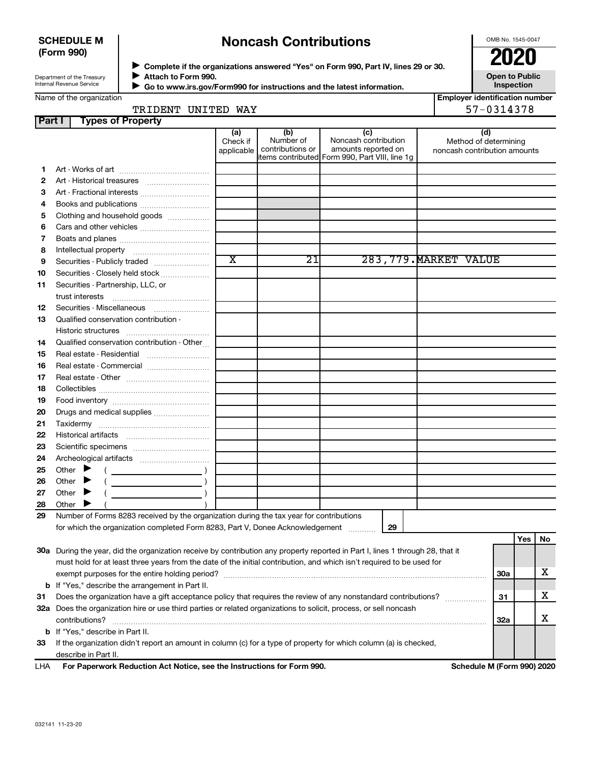**SCHEDULE M (Form 990)**

Department of the Treasury
Internal Revenue Service

# Noncash Contributions

▶ Complete if the organizations answered "Yes" on Form 990, Part IV, lines 29 or 30.
▶ Attach to Form 990.
▶ Go to www.irs.gov/Form990 for instructions and the latest information.

OMB No. 1545-0047

**2020**

**Open to Public Inspection**

Name of the organization: TRIDENT UNITED WAY

Employer identification number: 57-0314378

## Part I Types of Property

| | | (a) Check if applicable | (b) Number of contributions or items contributed | (c) Noncash contribution amounts reported on Form 990, Part VIII, line 1g | (d) Method of determining noncash contribution amounts |
|---|---|---|---|---|---|
| 1 | Art - Works of art | | | | |
| 2 | Art - Historical treasures | | | | |
| 3 | Art - Fractional interests | | | | |
| 4 | Books and publications | | | | |
| 5 | Clothing and household goods | | | | |
| 6 | Cars and other vehicles | | | | |
| 7 | Boats and planes | | | | |
| 8 | Intellectual property | | | | |
| 9 | Securities - Publicly traded | X | 21 | 283,779. | MARKET VALUE |
| 10 | Securities - Closely held stock | | | | |
| 11 | Securities - Partnership, LLC, or trust interests | | | | |
| 12 | Securities - Miscellaneous | | | | |
| 13 | Qualified conservation contribution - Historic structures | | | | |
| 14 | Qualified conservation contribution - Other | | | | |
| 15 | Real estate - Residential | | | | |
| 16 | Real estate - Commercial | | | | |
| 17 | Real estate - Other | | | | |
| 18 | Collectibles | | | | |
| 19 | Food inventory | | | | |
| 20 | Drugs and medical supplies | | | | |
| 21 | Taxidermy | | | | |
| 22 | Historical artifacts | | | | |
| 23 | Scientific specimens | | | | |
| 24 | Archeological artifacts | | | | |
| 25 | Other ▶ ( ) | | | | |
| 26 | Other ▶ ( ) | | | | |
| 27 | Other ▶ ( ) | | | | |
| 28 | Other ▶ ( ) | | | | |

29 Number of Forms 8283 received by the organization during the tax year for contributions for which the organization completed Form 8283, Part V, Donee Acknowledgement ..... 29

| | | | Yes | No |
|---|---|---|---|---|
| 30a | During the year, did the organization receive by contribution any property reported in Part I, lines 1 through 28, that it must hold for at least three years from the date of the initial contribution, and which isn't required to be used for exempt purposes for the entire holding period? | 30a | | X |
| b | If "Yes," describe the arrangement in Part II. | | | |
| 31 | Does the organization have a gift acceptance policy that requires the review of any nonstandard contributions? | 31 | | X |
| 32a | Does the organization hire or use third parties or related organizations to solicit, process, or sell noncash contributions? | 32a | | X |
| b | If "Yes," describe in Part II. | | | |
| 33 | If the organization didn't report an amount in column (c) for a type of property for which column (a) is checked, describe in Part II. | | | |

LHA **For Paperwork Reduction Act Notice, see the Instructions for Form 990.** **Schedule M (Form 990) 2020**

032141 11-23-20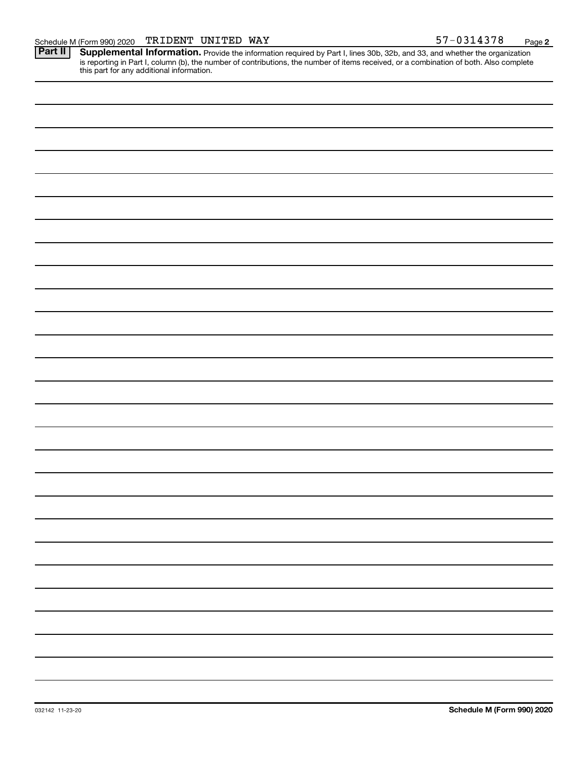Schedule M (Form 990) 2020 TRIDENT UNITED WAY 57-0314378

**Part II** **Supplemental Information.** Provide the information required by Part I, lines 30b, 32b, and 33, and whether the organization is reporting in Part I, column (b), the number of contributions, the number of items received, or a combination of both. Also complete this part for any additional information.

032142 11-23-20 **Schedule M (Form 990) 2020**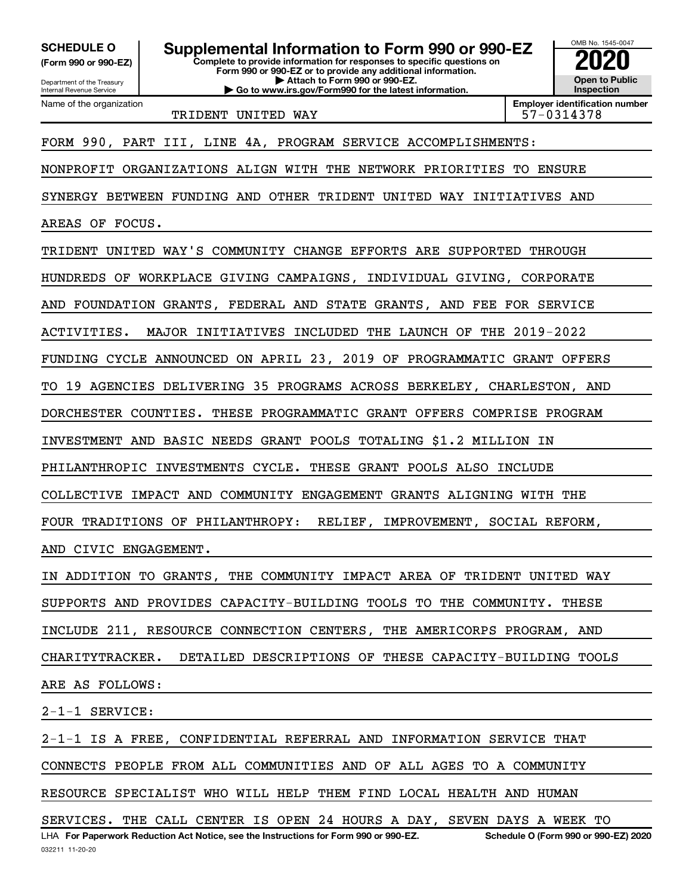**SCHEDULE O (Form 990 or 990-EZ)**

Department of the Treasury
Internal Revenue Service

# Supplemental Information to Form 990 or 990-EZ

**Complete to provide information for responses to specific questions on Form 990 or 990-EZ or to provide any additional information.**
**▶ Attach to Form 990 or 990-EZ.**
**▶ Go to www.irs.gov/Form990 for the latest information.**

OMB No. 1545-0047
**2020**
**Open to Public Inspection**

| Name of the organization | Employer identification number |
|---|---|
| TRIDENT UNITED WAY | 57-0314378 |

FORM 990, PART III, LINE 4A, PROGRAM SERVICE ACCOMPLISHMENTS:

NONPROFIT ORGANIZATIONS ALIGN WITH THE NETWORK PRIORITIES TO ENSURE SYNERGY BETWEEN FUNDING AND OTHER TRIDENT UNITED WAY INITIATIVES AND AREAS OF FOCUS.

TRIDENT UNITED WAY'S COMMUNITY CHANGE EFFORTS ARE SUPPORTED THROUGH HUNDREDS OF WORKPLACE GIVING CAMPAIGNS, INDIVIDUAL GIVING, CORPORATE AND FOUNDATION GRANTS, FEDERAL AND STATE GRANTS, AND FEE FOR SERVICE ACTIVITIES. MAJOR INITIATIVES INCLUDED THE LAUNCH OF THE 2019-2022 FUNDING CYCLE ANNOUNCED ON APRIL 23, 2019 OF PROGRAMMATIC GRANT OFFERS TO 19 AGENCIES DELIVERING 35 PROGRAMS ACROSS BERKELEY, CHARLESTON, AND DORCHESTER COUNTIES. THESE PROGRAMMATIC GRANT OFFERS COMPRISE PROGRAM INVESTMENT AND BASIC NEEDS GRANT POOLS TOTALING $1.2 MILLION IN PHILANTHROPIC INVESTMENTS CYCLE. THESE GRANT POOLS ALSO INCLUDE COLLECTIVE IMPACT AND COMMUNITY ENGAGEMENT GRANTS ALIGNING WITH THE FOUR TRADITIONS OF PHILANTHROPY: RELIEF, IMPROVEMENT, SOCIAL REFORM, AND CIVIC ENGAGEMENT.

IN ADDITION TO GRANTS, THE COMMUNITY IMPACT AREA OF TRIDENT UNITED WAY SUPPORTS AND PROVIDES CAPACITY-BUILDING TOOLS TO THE COMMUNITY. THESE INCLUDE 211, RESOURCE CONNECTION CENTERS, THE AMERICORPS PROGRAM, AND CHARITYTRACKER. DETAILED DESCRIPTIONS OF THESE CAPACITY-BUILDING TOOLS ARE AS FOLLOWS:

2-1-1 SERVICE:

2-1-1 IS A FREE, CONFIDENTIAL REFERRAL AND INFORMATION SERVICE THAT CONNECTS PEOPLE FROM ALL COMMUNITIES AND OF ALL AGES TO A COMMUNITY RESOURCE SPECIALIST WHO WILL HELP THEM FIND LOCAL HEALTH AND HUMAN SERVICES. THE CALL CENTER IS OPEN 24 HOURS A DAY, SEVEN DAYS A WEEK TO

LHA **For Paperwork Reduction Act Notice, see the Instructions for Form 990 or 990-EZ.** **Schedule O (Form 990 or 990-EZ) 2020**
032211 11-20-20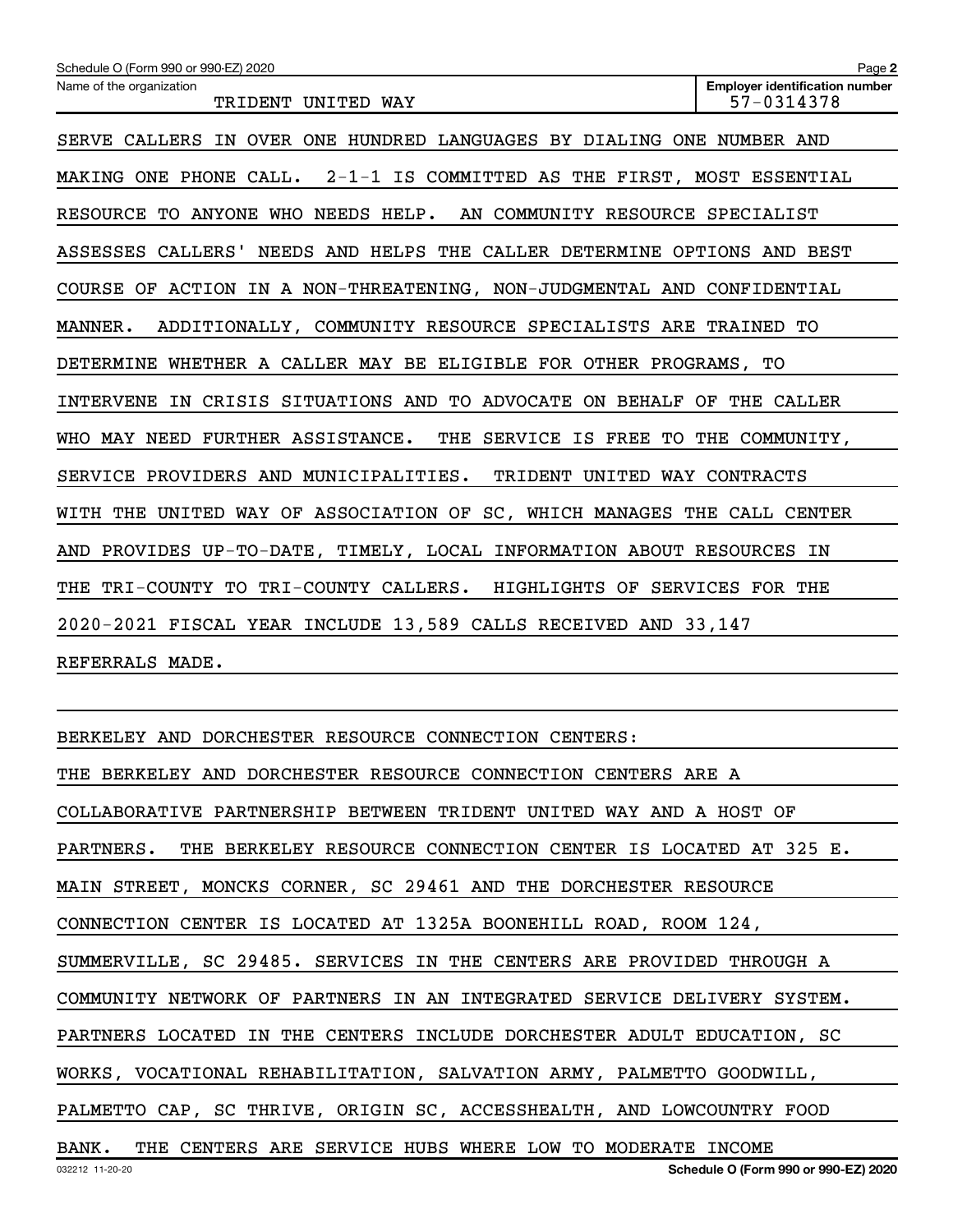SERVE CALLERS IN OVER ONE HUNDRED LANGUAGES BY DIALING ONE NUMBER AND MAKING ONE PHONE CALL. 2-1-1 IS COMMITTED AS THE FIRST, MOST ESSENTIAL RESOURCE TO ANYONE WHO NEEDS HELP. AN COMMUNITY RESOURCE SPECIALIST ASSESSES CALLERS' NEEDS AND HELPS THE CALLER DETERMINE OPTIONS AND BEST COURSE OF ACTION IN A NON-THREATENING, NON-JUDGMENTAL AND CONFIDENTIAL MANNER. ADDITIONALLY, COMMUNITY RESOURCE SPECIALISTS ARE TRAINED TO DETERMINE WHETHER A CALLER MAY BE ELIGIBLE FOR OTHER PROGRAMS, TO INTERVENE IN CRISIS SITUATIONS AND TO ADVOCATE ON BEHALF OF THE CALLER WHO MAY NEED FURTHER ASSISTANCE. THE SERVICE IS FREE TO THE COMMUNITY, SERVICE PROVIDERS AND MUNICIPALITIES. TRIDENT UNITED WAY CONTRACTS WITH THE UNITED WAY OF ASSOCIATION OF SC, WHICH MANAGES THE CALL CENTER AND PROVIDES UP-TO-DATE, TIMELY, LOCAL INFORMATION ABOUT RESOURCES IN THE TRI-COUNTY TO TRI-COUNTY CALLERS. HIGHLIGHTS OF SERVICES FOR THE 2020-2021 FISCAL YEAR INCLUDE 13,589 CALLS RECEIVED AND 33,147 REFERRALS MADE.

BERKELEY AND DORCHESTER RESOURCE CONNECTION CENTERS:

THE BERKELEY AND DORCHESTER RESOURCE CONNECTION CENTERS ARE A COLLABORATIVE PARTNERSHIP BETWEEN TRIDENT UNITED WAY AND A HOST OF PARTNERS. THE BERKELEY RESOURCE CONNECTION CENTER IS LOCATED AT 325 E. MAIN STREET, MONCKS CORNER, SC 29461 AND THE DORCHESTER RESOURCE CONNECTION CENTER IS LOCATED AT 1325A BOONEHILL ROAD, ROOM 124, SUMMERVILLE, SC 29485. SERVICES IN THE CENTERS ARE PROVIDED THROUGH A COMMUNITY NETWORK OF PARTNERS IN AN INTEGRATED SERVICE DELIVERY SYSTEM. PARTNERS LOCATED IN THE CENTERS INCLUDE DORCHESTER ADULT EDUCATION, SC WORKS, VOCATIONAL REHABILITATION, SALVATION ARMY, PALMETTO GOODWILL, PALMETTO CAP, SC THRIVE, ORIGIN SC, ACCESSHEALTH, AND LOWCOUNTRY FOOD BANK. THE CENTERS ARE SERVICE HUBS WHERE LOW TO MODERATE INCOME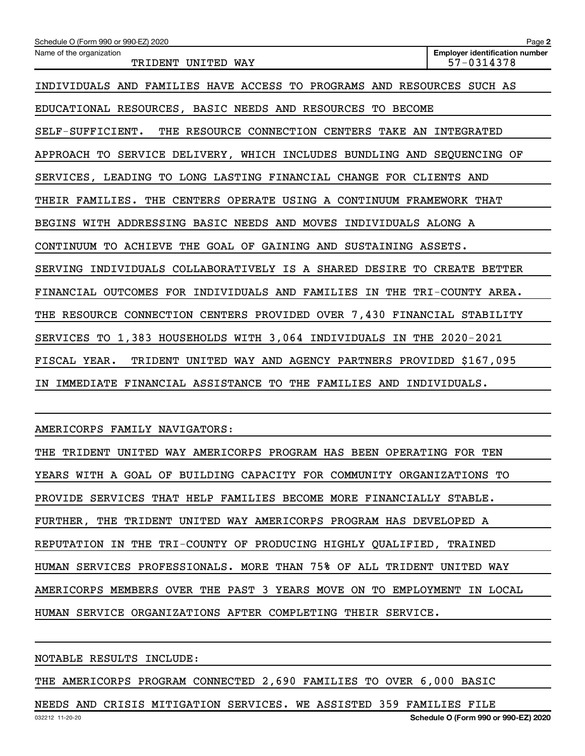Schedule O (Form 990 or 990-EZ) 2020

Name of the organization: TRIDENT UNITED WAY

Employer identification number: 57-0314378

INDIVIDUALS AND FAMILIES HAVE ACCESS TO PROGRAMS AND RESOURCES SUCH AS EDUCATIONAL RESOURCES, BASIC NEEDS AND RESOURCES TO BECOME SELF-SUFFICIENT. THE RESOURCE CONNECTION CENTERS TAKE AN INTEGRATED APPROACH TO SERVICE DELIVERY, WHICH INCLUDES BUNDLING AND SEQUENCING OF SERVICES, LEADING TO LONG LASTING FINANCIAL CHANGE FOR CLIENTS AND THEIR FAMILIES. THE CENTERS OPERATE USING A CONTINUUM FRAMEWORK THAT BEGINS WITH ADDRESSING BASIC NEEDS AND MOVES INDIVIDUALS ALONG A CONTINUUM TO ACHIEVE THE GOAL OF GAINING AND SUSTAINING ASSETS. SERVING INDIVIDUALS COLLABORATIVELY IS A SHARED DESIRE TO CREATE BETTER FINANCIAL OUTCOMES FOR INDIVIDUALS AND FAMILIES IN THE TRI-COUNTY AREA. THE RESOURCE CONNECTION CENTERS PROVIDED OVER 7,430 FINANCIAL STABILITY SERVICES TO 1,383 HOUSEHOLDS WITH 3,064 INDIVIDUALS IN THE 2020-2021 FISCAL YEAR. TRIDENT UNITED WAY AND AGENCY PARTNERS PROVIDED $167,095 IN IMMEDIATE FINANCIAL ASSISTANCE TO THE FAMILIES AND INDIVIDUALS.

AMERICORPS FAMILY NAVIGATORS:

THE TRIDENT UNITED WAY AMERICORPS PROGRAM HAS BEEN OPERATING FOR TEN YEARS WITH A GOAL OF BUILDING CAPACITY FOR COMMUNITY ORGANIZATIONS TO PROVIDE SERVICES THAT HELP FAMILIES BECOME MORE FINANCIALLY STABLE. FURTHER, THE TRIDENT UNITED WAY AMERICORPS PROGRAM HAS DEVELOPED A REPUTATION IN THE TRI-COUNTY OF PRODUCING HIGHLY QUALIFIED, TRAINED HUMAN SERVICES PROFESSIONALS. MORE THAN 75% OF ALL TRIDENT UNITED WAY AMERICORPS MEMBERS OVER THE PAST 3 YEARS MOVE ON TO EMPLOYMENT IN LOCAL HUMAN SERVICE ORGANIZATIONS AFTER COMPLETING THEIR SERVICE.

NOTABLE RESULTS INCLUDE:

THE AMERICORPS PROGRAM CONNECTED 2,690 FAMILIES TO OVER 6,000 BASIC NEEDS AND CRISIS MITIGATION SERVICES. WE ASSISTED 359 FAMILIES FILE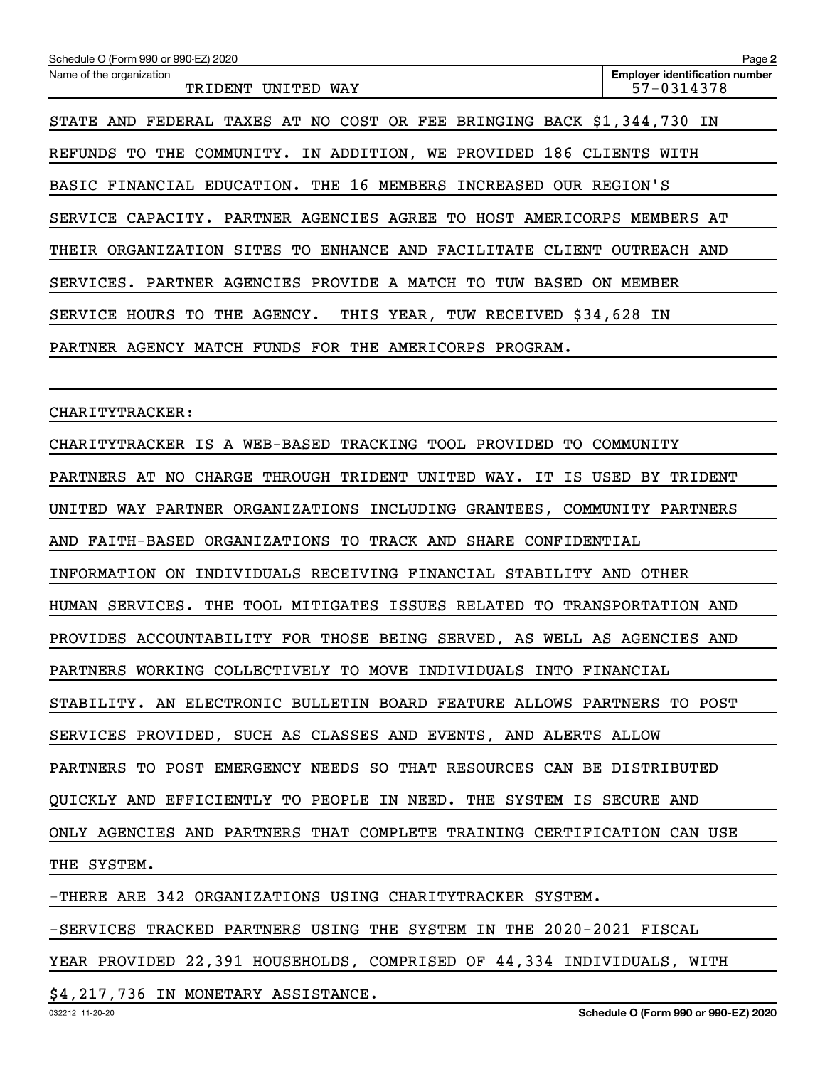STATE AND FEDERAL TAXES AT NO COST OR FEE BRINGING BACK $1,344,730 IN REFUNDS TO THE COMMUNITY. IN ADDITION, WE PROVIDED 186 CLIENTS WITH BASIC FINANCIAL EDUCATION. THE 16 MEMBERS INCREASED OUR REGION'S SERVICE CAPACITY. PARTNER AGENCIES AGREE TO HOST AMERICORPS MEMBERS AT THEIR ORGANIZATION SITES TO ENHANCE AND FACILITATE CLIENT OUTREACH AND SERVICES. PARTNER AGENCIES PROVIDE A MATCH TO TUW BASED ON MEMBER SERVICE HOURS TO THE AGENCY. THIS YEAR, TUW RECEIVED $34,628 IN PARTNER AGENCY MATCH FUNDS FOR THE AMERICORPS PROGRAM.

CHARITYTRACKER:

CHARITYTRACKER IS A WEB-BASED TRACKING TOOL PROVIDED TO COMMUNITY PARTNERS AT NO CHARGE THROUGH TRIDENT UNITED WAY. IT IS USED BY TRIDENT UNITED WAY PARTNER ORGANIZATIONS INCLUDING GRANTEES, COMMUNITY PARTNERS AND FAITH-BASED ORGANIZATIONS TO TRACK AND SHARE CONFIDENTIAL INFORMATION ON INDIVIDUALS RECEIVING FINANCIAL STABILITY AND OTHER HUMAN SERVICES. THE TOOL MITIGATES ISSUES RELATED TO TRANSPORTATION AND PROVIDES ACCOUNTABILITY FOR THOSE BEING SERVED, AS WELL AS AGENCIES AND PARTNERS WORKING COLLECTIVELY TO MOVE INDIVIDUALS INTO FINANCIAL STABILITY. AN ELECTRONIC BULLETIN BOARD FEATURE ALLOWS PARTNERS TO POST SERVICES PROVIDED, SUCH AS CLASSES AND EVENTS, AND ALERTS ALLOW PARTNERS TO POST EMERGENCY NEEDS SO THAT RESOURCES CAN BE DISTRIBUTED QUICKLY AND EFFICIENTLY TO PEOPLE IN NEED. THE SYSTEM IS SECURE AND ONLY AGENCIES AND PARTNERS THAT COMPLETE TRAINING CERTIFICATION CAN USE THE SYSTEM.

-THERE ARE 342 ORGANIZATIONS USING CHARITYTRACKER SYSTEM.

-SERVICES TRACKED PARTNERS USING THE SYSTEM IN THE 2020-2021 FISCAL YEAR PROVIDED 22,391 HOUSEHOLDS, COMPRISED OF 44,334 INDIVIDUALS, WITH $4,217,736 IN MONETARY ASSISTANCE.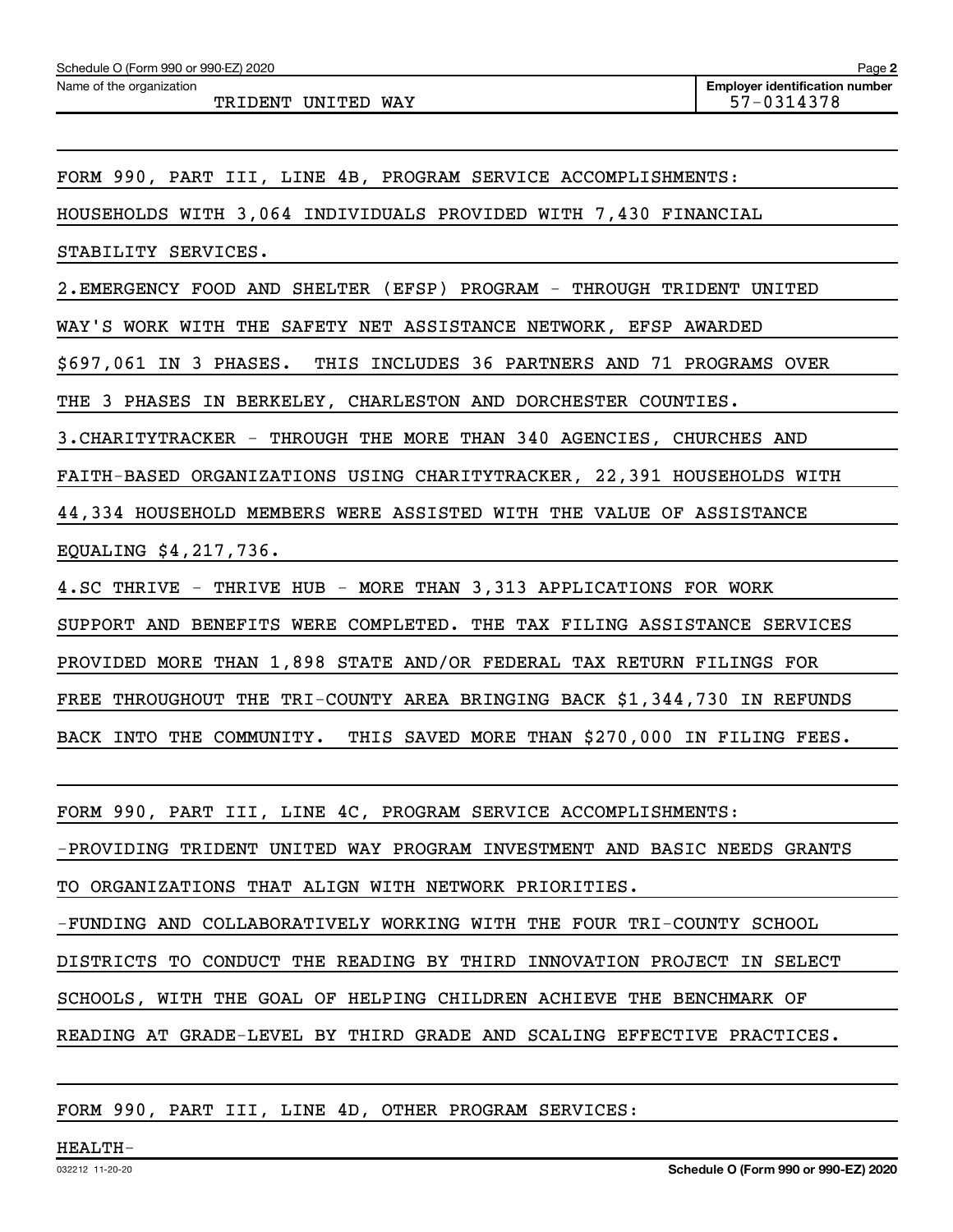Schedule O (Form 990 or 990-EZ) 2020

Name of the organization: TRIDENT UNITED WAY

Employer identification number: 57-0314378

FORM 990, PART III, LINE 4B, PROGRAM SERVICE ACCOMPLISHMENTS:

HOUSEHOLDS WITH 3,064 INDIVIDUALS PROVIDED WITH 7,430 FINANCIAL STABILITY SERVICES.

2.EMERGENCY FOOD AND SHELTER (EFSP) PROGRAM - THROUGH TRIDENT UNITED WAY'S WORK WITH THE SAFETY NET ASSISTANCE NETWORK, EFSP AWARDED $697,061 IN 3 PHASES. THIS INCLUDES 36 PARTNERS AND 71 PROGRAMS OVER THE 3 PHASES IN BERKELEY, CHARLESTON AND DORCHESTER COUNTIES.

3.CHARITYTRACKER - THROUGH THE MORE THAN 340 AGENCIES, CHURCHES AND FAITH-BASED ORGANIZATIONS USING CHARITYTRACKER, 22,391 HOUSEHOLDS WITH 44,334 HOUSEHOLD MEMBERS WERE ASSISTED WITH THE VALUE OF ASSISTANCE EQUALING $4,217,736.

4.SC THRIVE - THRIVE HUB - MORE THAN 3,313 APPLICATIONS FOR WORK SUPPORT AND BENEFITS WERE COMPLETED. THE TAX FILING ASSISTANCE SERVICES PROVIDED MORE THAN 1,898 STATE AND/OR FEDERAL TAX RETURN FILINGS FOR FREE THROUGHOUT THE TRI-COUNTY AREA BRINGING BACK $1,344,730 IN REFUNDS BACK INTO THE COMMUNITY. THIS SAVED MORE THAN $270,000 IN FILING FEES.

FORM 990, PART III, LINE 4C, PROGRAM SERVICE ACCOMPLISHMENTS:

-PROVIDING TRIDENT UNITED WAY PROGRAM INVESTMENT AND BASIC NEEDS GRANTS TO ORGANIZATIONS THAT ALIGN WITH NETWORK PRIORITIES.

-FUNDING AND COLLABORATIVELY WORKING WITH THE FOUR TRI-COUNTY SCHOOL DISTRICTS TO CONDUCT THE READING BY THIRD INNOVATION PROJECT IN SELECT SCHOOLS, WITH THE GOAL OF HELPING CHILDREN ACHIEVE THE BENCHMARK OF READING AT GRADE-LEVEL BY THIRD GRADE AND SCALING EFFECTIVE PRACTICES.

FORM 990, PART III, LINE 4D, OTHER PROGRAM SERVICES:

HEALTH-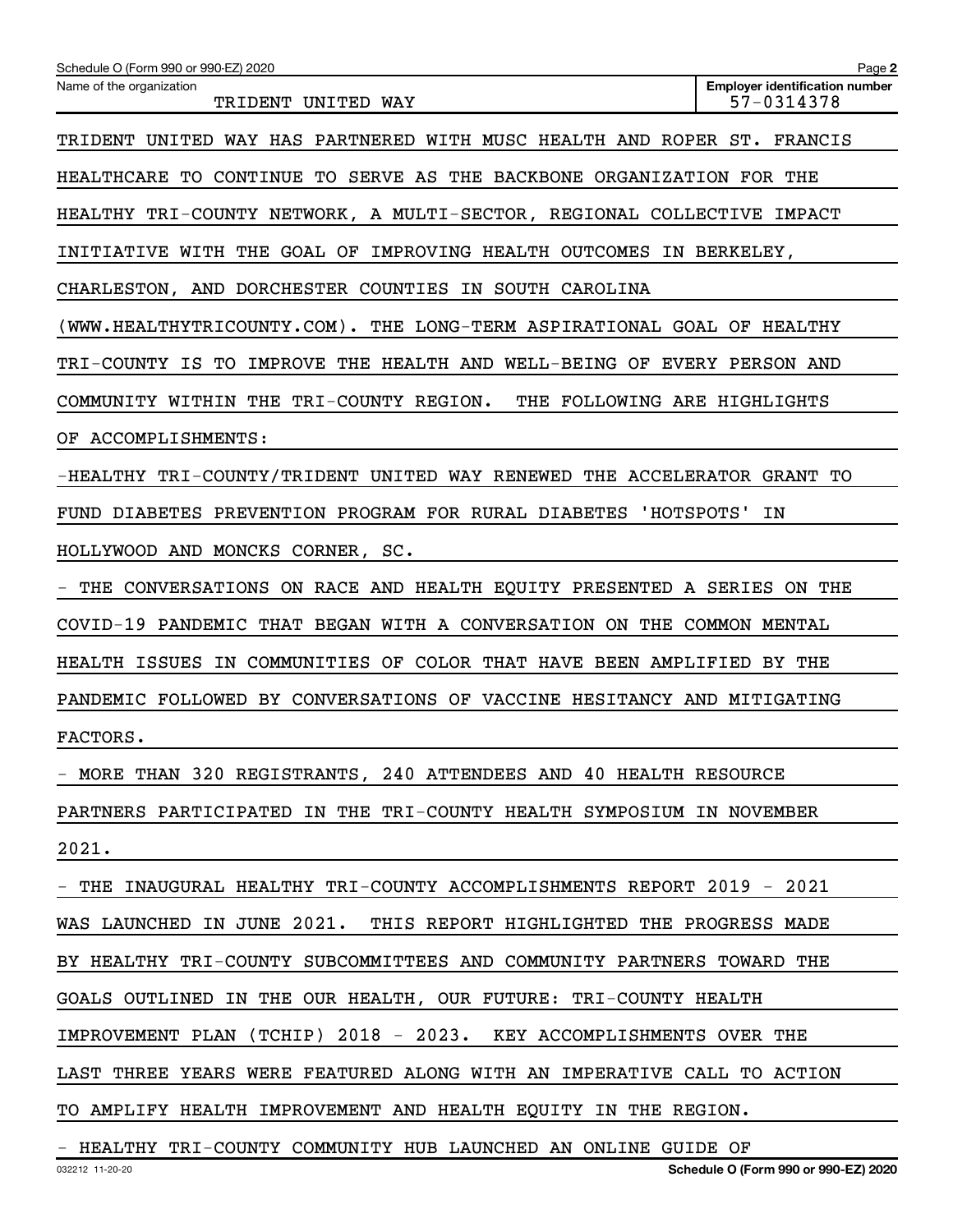Name of the organization: TRIDENT UNITED WAY

Employer identification number: 57-0314378

TRIDENT UNITED WAY HAS PARTNERED WITH MUSC HEALTH AND ROPER ST. FRANCIS HEALTHCARE TO CONTINUE TO SERVE AS THE BACKBONE ORGANIZATION FOR THE HEALTHY TRI-COUNTY NETWORK, A MULTI-SECTOR, REGIONAL COLLECTIVE IMPACT INITIATIVE WITH THE GOAL OF IMPROVING HEALTH OUTCOMES IN BERKELEY, CHARLESTON, AND DORCHESTER COUNTIES IN SOUTH CAROLINA (WWW.HEALTHYTRICOUNTY.COM). THE LONG-TERM ASPIRATIONAL GOAL OF HEALTHY TRI-COUNTY IS TO IMPROVE THE HEALTH AND WELL-BEING OF EVERY PERSON AND COMMUNITY WITHIN THE TRI-COUNTY REGION. THE FOLLOWING ARE HIGHLIGHTS OF ACCOMPLISHMENTS:

-HEALTHY TRI-COUNTY/TRIDENT UNITED WAY RENEWED THE ACCELERATOR GRANT TO FUND DIABETES PREVENTION PROGRAM FOR RURAL DIABETES 'HOTSPOTS' IN HOLLYWOOD AND MONCKS CORNER, SC.

- THE CONVERSATIONS ON RACE AND HEALTH EQUITY PRESENTED A SERIES ON THE COVID-19 PANDEMIC THAT BEGAN WITH A CONVERSATION ON THE COMMON MENTAL HEALTH ISSUES IN COMMUNITIES OF COLOR THAT HAVE BEEN AMPLIFIED BY THE PANDEMIC FOLLOWED BY CONVERSATIONS OF VACCINE HESITANCY AND MITIGATING FACTORS.

- MORE THAN 320 REGISTRANTS, 240 ATTENDEES AND 40 HEALTH RESOURCE PARTNERS PARTICIPATED IN THE TRI-COUNTY HEALTH SYMPOSIUM IN NOVEMBER 2021.

- THE INAUGURAL HEALTHY TRI-COUNTY ACCOMPLISHMENTS REPORT 2019 - 2021 WAS LAUNCHED IN JUNE 2021. THIS REPORT HIGHLIGHTED THE PROGRESS MADE BY HEALTHY TRI-COUNTY SUBCOMMITTEES AND COMMUNITY PARTNERS TOWARD THE GOALS OUTLINED IN THE OUR HEALTH, OUR FUTURE: TRI-COUNTY HEALTH IMPROVEMENT PLAN (TCHIP) 2018 - 2023. KEY ACCOMPLISHMENTS OVER THE LAST THREE YEARS WERE FEATURED ALONG WITH AN IMPERATIVE CALL TO ACTION TO AMPLIFY HEALTH IMPROVEMENT AND HEALTH EQUITY IN THE REGION.

- HEALTHY TRI-COUNTY COMMUNITY HUB LAUNCHED AN ONLINE GUIDE OF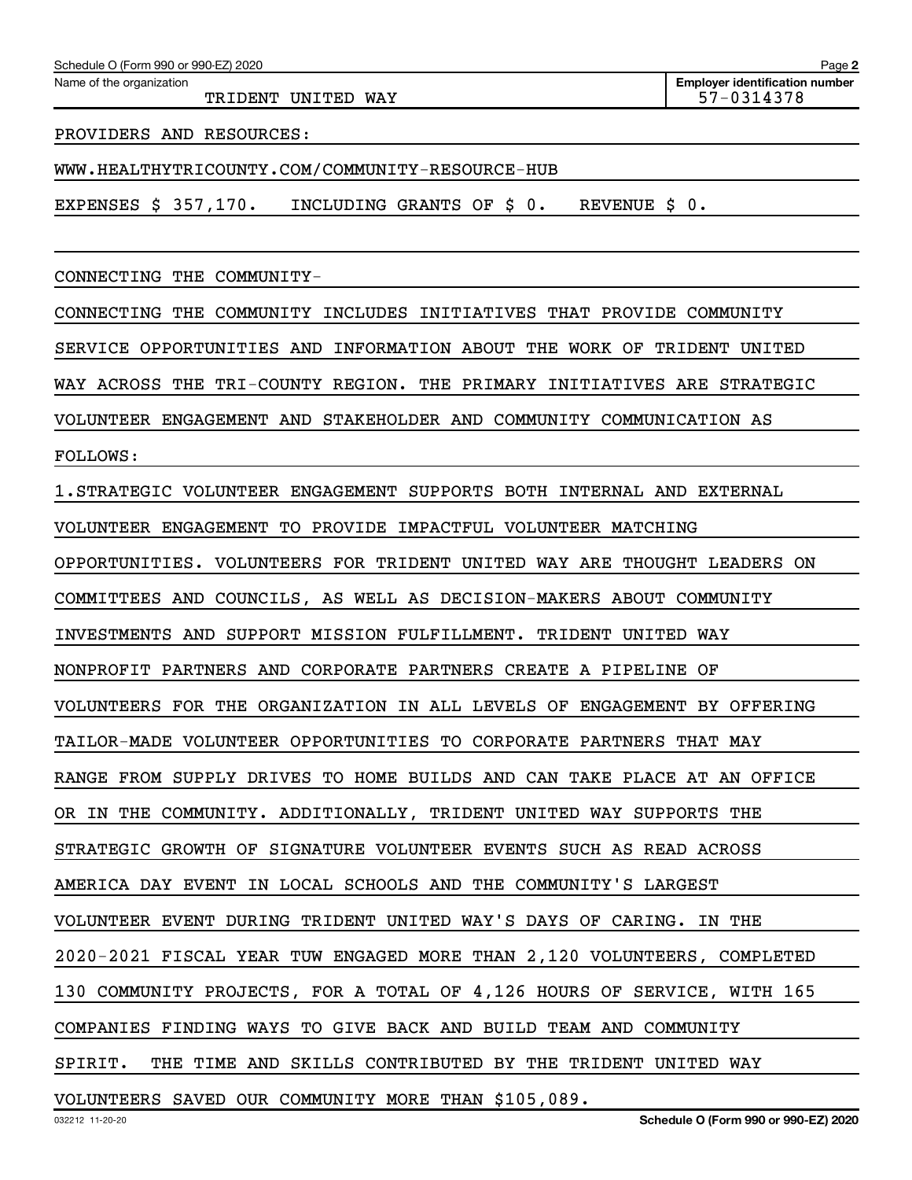PROVIDERS AND RESOURCES:

WWW.HEALTHYTRICOUNTY.COM/COMMUNITY-RESOURCE-HUB

EXPENSES $ 357,170. INCLUDING GRANTS OF $ 0. REVENUE $ 0.

CONNECTING THE COMMUNITY-

CONNECTING THE COMMUNITY INCLUDES INITIATIVES THAT PROVIDE COMMUNITY SERVICE OPPORTUNITIES AND INFORMATION ABOUT THE WORK OF TRIDENT UNITED WAY ACROSS THE TRI-COUNTY REGION. THE PRIMARY INITIATIVES ARE STRATEGIC VOLUNTEER ENGAGEMENT AND STAKEHOLDER AND COMMUNITY COMMUNICATION AS FOLLOWS:

1.STRATEGIC VOLUNTEER ENGAGEMENT SUPPORTS BOTH INTERNAL AND EXTERNAL VOLUNTEER ENGAGEMENT TO PROVIDE IMPACTFUL VOLUNTEER MATCHING OPPORTUNITIES. VOLUNTEERS FOR TRIDENT UNITED WAY ARE THOUGHT LEADERS ON COMMITTEES AND COUNCILS, AS WELL AS DECISION-MAKERS ABOUT COMMUNITY INVESTMENTS AND SUPPORT MISSION FULFILLMENT. TRIDENT UNITED WAY NONPROFIT PARTNERS AND CORPORATE PARTNERS CREATE A PIPELINE OF VOLUNTEERS FOR THE ORGANIZATION IN ALL LEVELS OF ENGAGEMENT BY OFFERING TAILOR-MADE VOLUNTEER OPPORTUNITIES TO CORPORATE PARTNERS THAT MAY RANGE FROM SUPPLY DRIVES TO HOME BUILDS AND CAN TAKE PLACE AT AN OFFICE OR IN THE COMMUNITY. ADDITIONALLY, TRIDENT UNITED WAY SUPPORTS THE STRATEGIC GROWTH OF SIGNATURE VOLUNTEER EVENTS SUCH AS READ ACROSS AMERICA DAY EVENT IN LOCAL SCHOOLS AND THE COMMUNITY'S LARGEST VOLUNTEER EVENT DURING TRIDENT UNITED WAY'S DAYS OF CARING. IN THE 2020-2021 FISCAL YEAR TUW ENGAGED MORE THAN 2,120 VOLUNTEERS, COMPLETED 130 COMMUNITY PROJECTS, FOR A TOTAL OF 4,126 HOURS OF SERVICE, WITH 165 COMPANIES FINDING WAYS TO GIVE BACK AND BUILD TEAM AND COMMUNITY SPIRIT. THE TIME AND SKILLS CONTRIBUTED BY THE TRIDENT UNITED WAY VOLUNTEERS SAVED OUR COMMUNITY MORE THAN $105,089.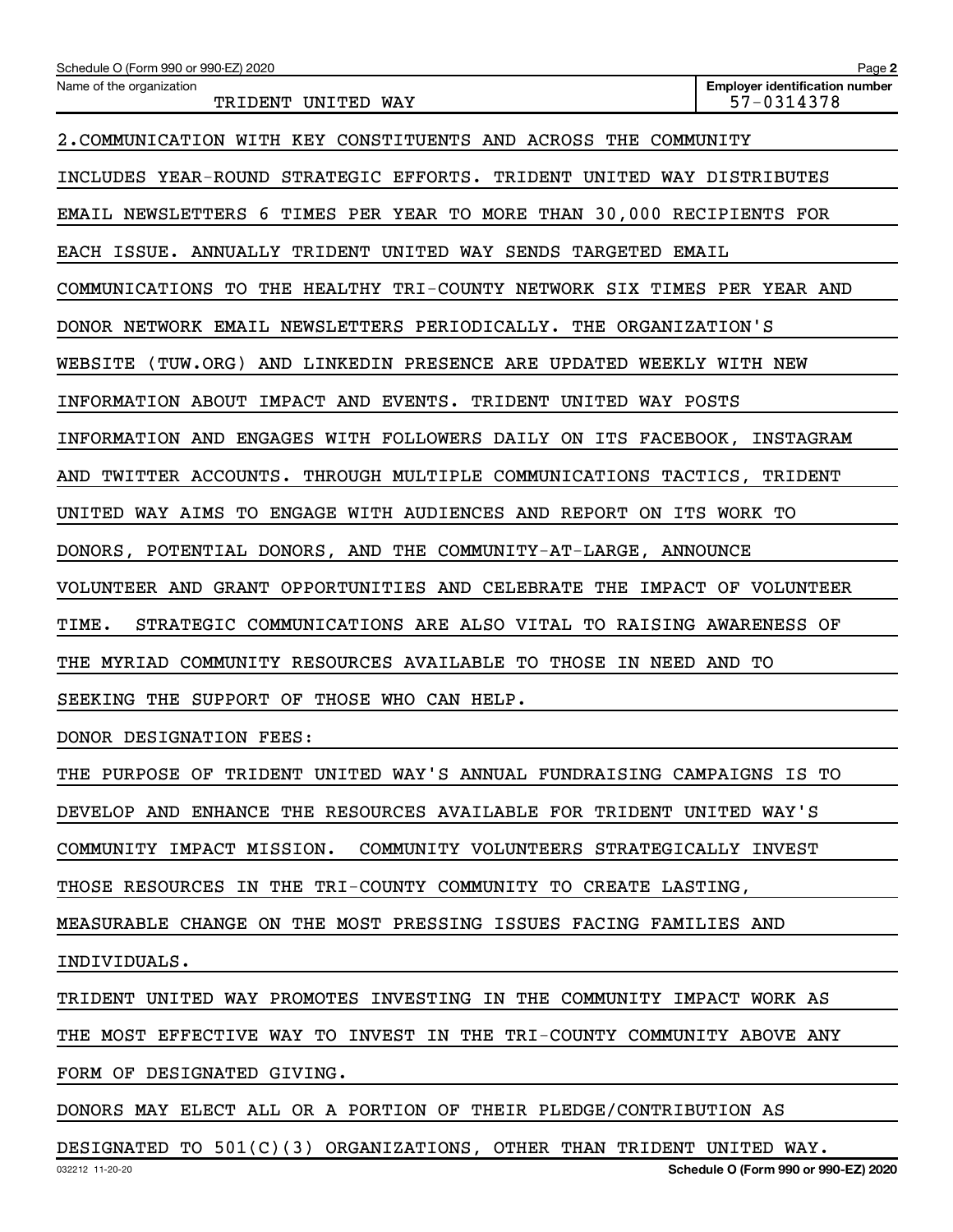2.COMMUNICATION WITH KEY CONSTITUENTS AND ACROSS THE COMMUNITY INCLUDES YEAR-ROUND STRATEGIC EFFORTS. TRIDENT UNITED WAY DISTRIBUTES EMAIL NEWSLETTERS 6 TIMES PER YEAR TO MORE THAN 30,000 RECIPIENTS FOR EACH ISSUE. ANNUALLY TRIDENT UNITED WAY SENDS TARGETED EMAIL COMMUNICATIONS TO THE HEALTHY TRI-COUNTY NETWORK SIX TIMES PER YEAR AND DONOR NETWORK EMAIL NEWSLETTERS PERIODICALLY. THE ORGANIZATION'S WEBSITE (TUW.ORG) AND LINKEDIN PRESENCE ARE UPDATED WEEKLY WITH NEW INFORMATION ABOUT IMPACT AND EVENTS. TRIDENT UNITED WAY POSTS INFORMATION AND ENGAGES WITH FOLLOWERS DAILY ON ITS FACEBOOK, INSTAGRAM AND TWITTER ACCOUNTS. THROUGH MULTIPLE COMMUNICATIONS TACTICS, TRIDENT UNITED WAY AIMS TO ENGAGE WITH AUDIENCES AND REPORT ON ITS WORK TO DONORS, POTENTIAL DONORS, AND THE COMMUNITY-AT-LARGE, ANNOUNCE VOLUNTEER AND GRANT OPPORTUNITIES AND CELEBRATE THE IMPACT OF VOLUNTEER TIME. STRATEGIC COMMUNICATIONS ARE ALSO VITAL TO RAISING AWARENESS OF THE MYRIAD COMMUNITY RESOURCES AVAILABLE TO THOSE IN NEED AND TO SEEKING THE SUPPORT OF THOSE WHO CAN HELP.

DONOR DESIGNATION FEES:

THE PURPOSE OF TRIDENT UNITED WAY'S ANNUAL FUNDRAISING CAMPAIGNS IS TO DEVELOP AND ENHANCE THE RESOURCES AVAILABLE FOR TRIDENT UNITED WAY'S COMMUNITY IMPACT MISSION. COMMUNITY VOLUNTEERS STRATEGICALLY INVEST THOSE RESOURCES IN THE TRI-COUNTY COMMUNITY TO CREATE LASTING, MEASURABLE CHANGE ON THE MOST PRESSING ISSUES FACING FAMILIES AND INDIVIDUALS.

TRIDENT UNITED WAY PROMOTES INVESTING IN THE COMMUNITY IMPACT WORK AS THE MOST EFFECTIVE WAY TO INVEST IN THE TRI-COUNTY COMMUNITY ABOVE ANY FORM OF DESIGNATED GIVING.

DONORS MAY ELECT ALL OR A PORTION OF THEIR PLEDGE/CONTRIBUTION AS DESIGNATED TO 501(C)(3) ORGANIZATIONS, OTHER THAN TRIDENT UNITED WAY.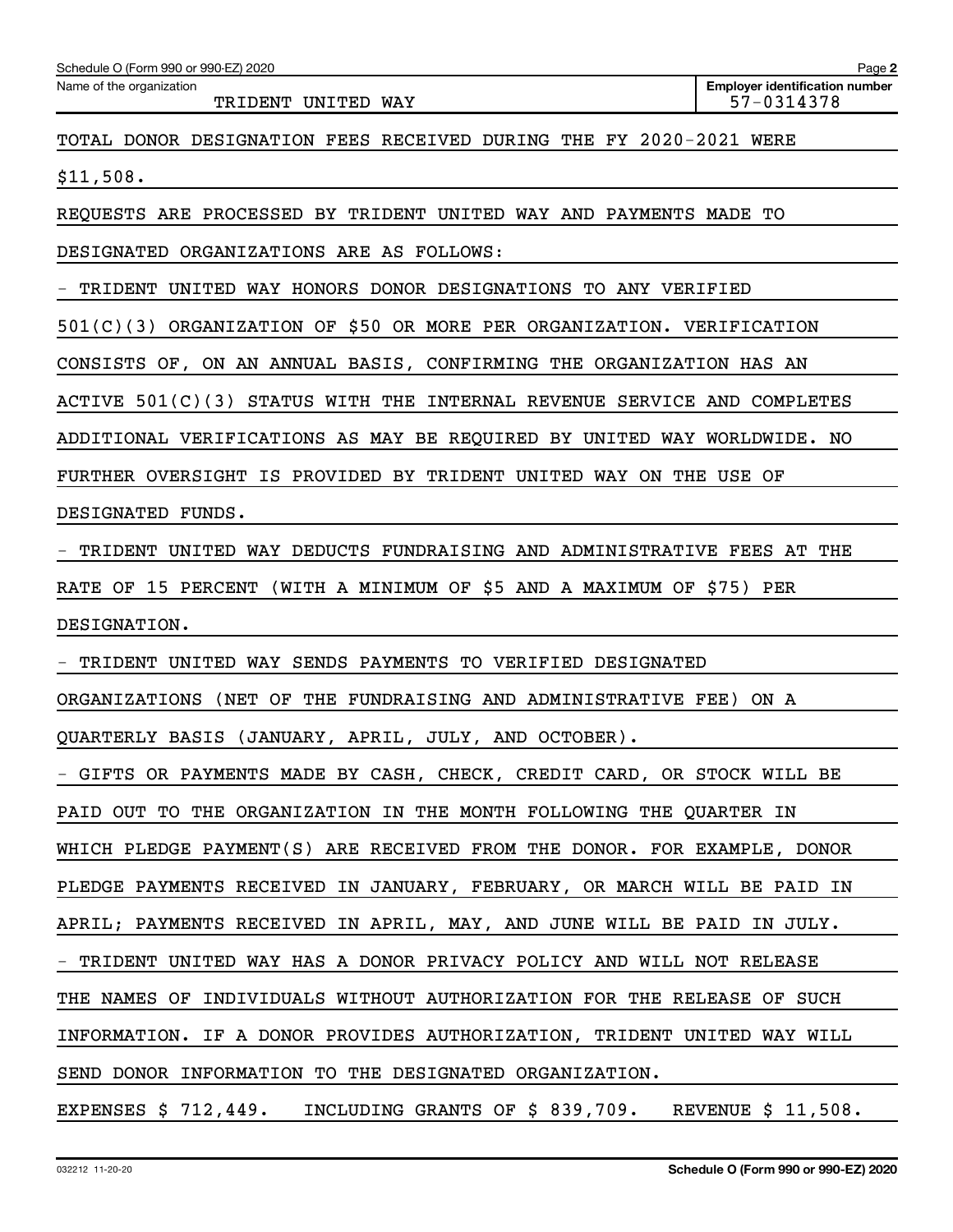Name of the organization: TRIDENT UNITED WAY

Employer identification number: 57-0314378

TOTAL DONOR DESIGNATION FEES RECEIVED DURING THE FY 2020-2021 WERE $11,508.

REQUESTS ARE PROCESSED BY TRIDENT UNITED WAY AND PAYMENTS MADE TO DESIGNATED ORGANIZATIONS ARE AS FOLLOWS:

- TRIDENT UNITED WAY HONORS DONOR DESIGNATIONS TO ANY VERIFIED 501(C)(3) ORGANIZATION OF $50 OR MORE PER ORGANIZATION. VERIFICATION CONSISTS OF, ON AN ANNUAL BASIS, CONFIRMING THE ORGANIZATION HAS AN ACTIVE 501(C)(3) STATUS WITH THE INTERNAL REVENUE SERVICE AND COMPLETES ADDITIONAL VERIFICATIONS AS MAY BE REQUIRED BY UNITED WAY WORLDWIDE. NO FURTHER OVERSIGHT IS PROVIDED BY TRIDENT UNITED WAY ON THE USE OF DESIGNATED FUNDS.
- TRIDENT UNITED WAY DEDUCTS FUNDRAISING AND ADMINISTRATIVE FEES AT THE RATE OF 15 PERCENT (WITH A MINIMUM OF $5 AND A MAXIMUM OF $75) PER DESIGNATION.
- TRIDENT UNITED WAY SENDS PAYMENTS TO VERIFIED DESIGNATED ORGANIZATIONS (NET OF THE FUNDRAISING AND ADMINISTRATIVE FEE) ON A QUARTERLY BASIS (JANUARY, APRIL, JULY, AND OCTOBER).
- GIFTS OR PAYMENTS MADE BY CASH, CHECK, CREDIT CARD, OR STOCK WILL BE PAID OUT TO THE ORGANIZATION IN THE MONTH FOLLOWING THE QUARTER IN WHICH PLEDGE PAYMENT(S) ARE RECEIVED FROM THE DONOR. FOR EXAMPLE, DONOR PLEDGE PAYMENTS RECEIVED IN JANUARY, FEBRUARY, OR MARCH WILL BE PAID IN APRIL; PAYMENTS RECEIVED IN APRIL, MAY, AND JUNE WILL BE PAID IN JULY.
- TRIDENT UNITED WAY HAS A DONOR PRIVACY POLICY AND WILL NOT RELEASE THE NAMES OF INDIVIDUALS WITHOUT AUTHORIZATION FOR THE RELEASE OF SUCH INFORMATION. IF A DONOR PROVIDES AUTHORIZATION, TRIDENT UNITED WAY WILL SEND DONOR INFORMATION TO THE DESIGNATED ORGANIZATION.

EXPENSES $ 712,449. INCLUDING GRANTS OF $ 839,709. REVENUE $ 11,508.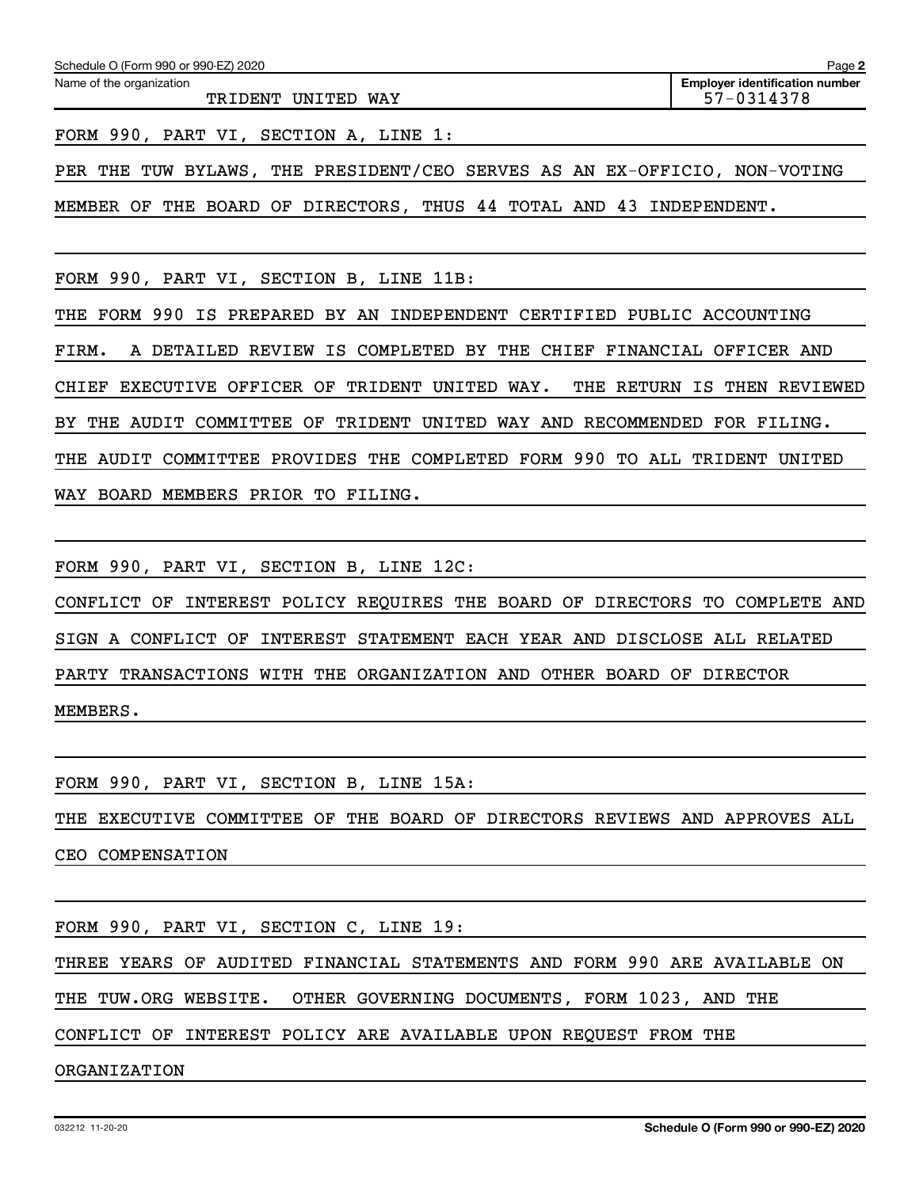Schedule O (Form 990 or 990-EZ) 2020

Name of the organization: TRIDENT UNITED WAY

Employer identification number: 57-0314378

FORM 990, PART VI, SECTION A, LINE 1:

PER THE TUW BYLAWS, THE PRESIDENT/CEO SERVES AS AN EX-OFFICIO, NON-VOTING MEMBER OF THE BOARD OF DIRECTORS, THUS 44 TOTAL AND 43 INDEPENDENT.

FORM 990, PART VI, SECTION B, LINE 11B:

THE FORM 990 IS PREPARED BY AN INDEPENDENT CERTIFIED PUBLIC ACCOUNTING FIRM. A DETAILED REVIEW IS COMPLETED BY THE CHIEF FINANCIAL OFFICER AND CHIEF EXECUTIVE OFFICER OF TRIDENT UNITED WAY. THE RETURN IS THEN REVIEWED BY THE AUDIT COMMITTEE OF TRIDENT UNITED WAY AND RECOMMENDED FOR FILING. THE AUDIT COMMITTEE PROVIDES THE COMPLETED FORM 990 TO ALL TRIDENT UNITED WAY BOARD MEMBERS PRIOR TO FILING.

FORM 990, PART VI, SECTION B, LINE 12C:

CONFLICT OF INTEREST POLICY REQUIRES THE BOARD OF DIRECTORS TO COMPLETE AND SIGN A CONFLICT OF INTEREST STATEMENT EACH YEAR AND DISCLOSE ALL RELATED PARTY TRANSACTIONS WITH THE ORGANIZATION AND OTHER BOARD OF DIRECTOR MEMBERS.

FORM 990, PART VI, SECTION B, LINE 15A:

THE EXECUTIVE COMMITTEE OF THE BOARD OF DIRECTORS REVIEWS AND APPROVES ALL CEO COMPENSATION

FORM 990, PART VI, SECTION C, LINE 19:

THREE YEARS OF AUDITED FINANCIAL STATEMENTS AND FORM 990 ARE AVAILABLE ON THE TUW.ORG WEBSITE. OTHER GOVERNING DOCUMENTS, FORM 1023, AND THE CONFLICT OF INTEREST POLICY ARE AVAILABLE UPON REQUEST FROM THE ORGANIZATION